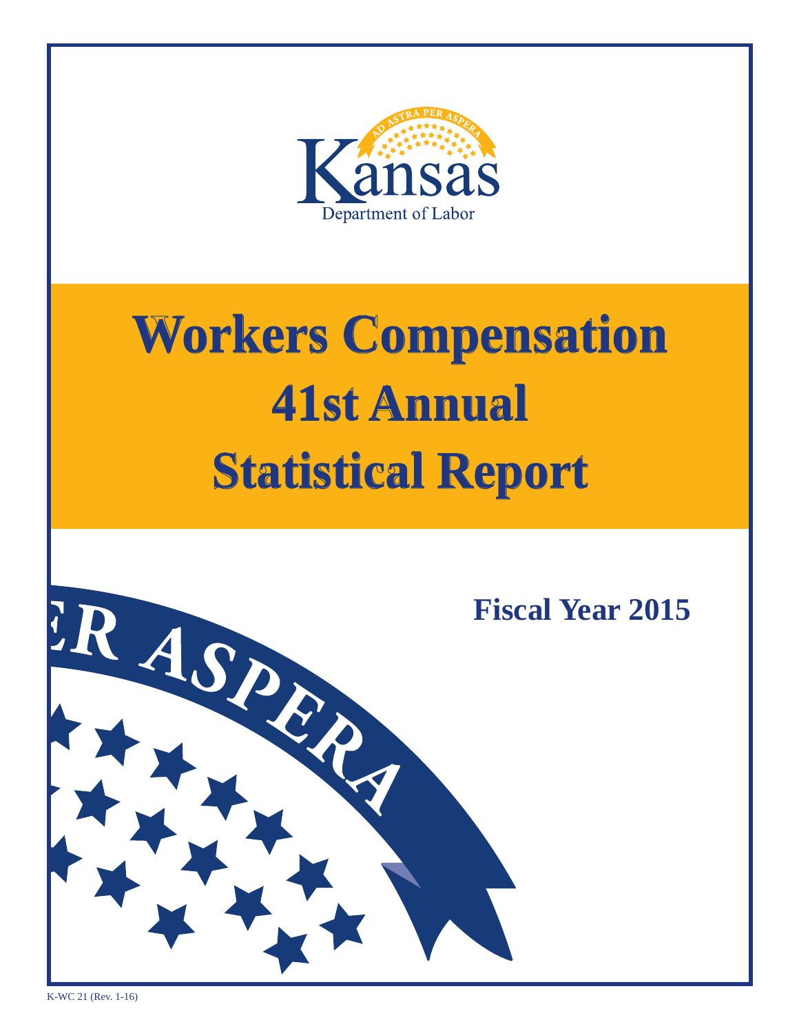Kansas Department of Labor

# Workers Compensation 41st Annual Statistical Report

## Fiscal Year 2015

K-WC 21 (Rev. 1-16)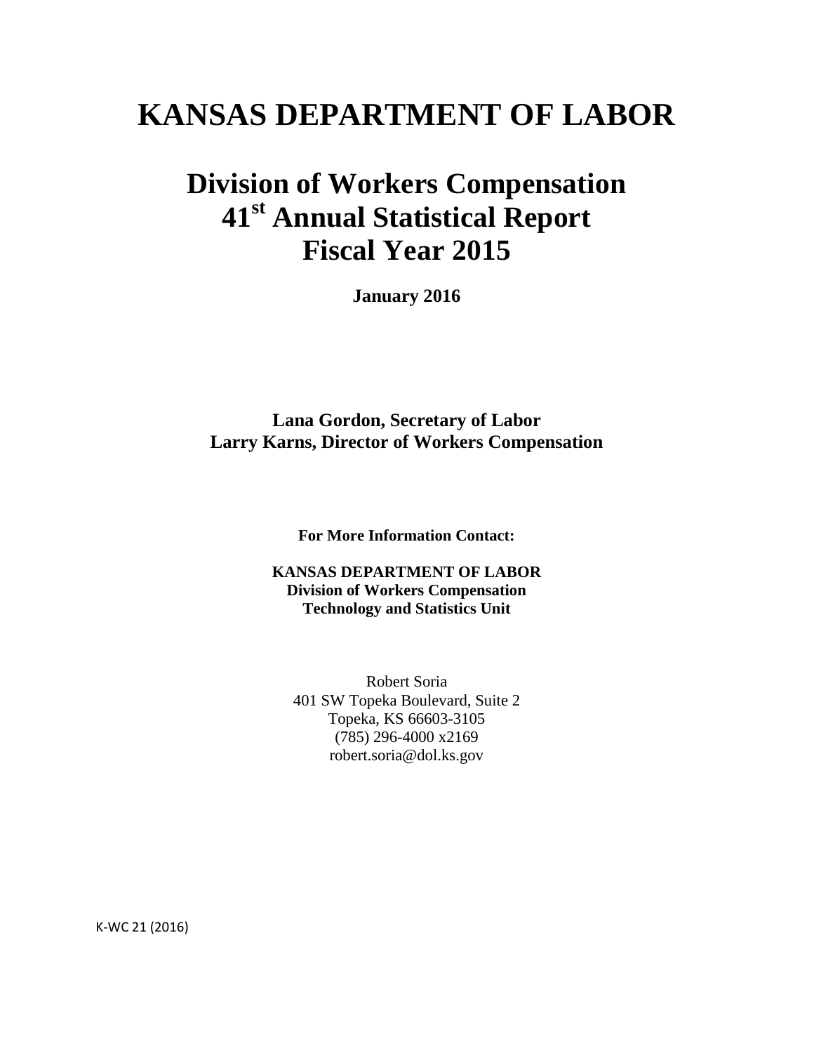# KANSAS DEPARTMENT OF LABOR

## Division of Workers Compensation
## 41st Annual Statistical Report
## Fiscal Year 2015

**January 2016**

**Lana Gordon, Secretary of Labor**
**Larry Karns, Director of Workers Compensation**

**For More Information Contact:**

**KANSAS DEPARTMENT OF LABOR**
**Division of Workers Compensation**
**Technology and Statistics Unit**

Robert Soria
401 SW Topeka Boulevard, Suite 2
Topeka, KS 66603-3105
(785) 296-4000 x2169
robert.soria@dol.ks.gov

K-WC 21 (2016)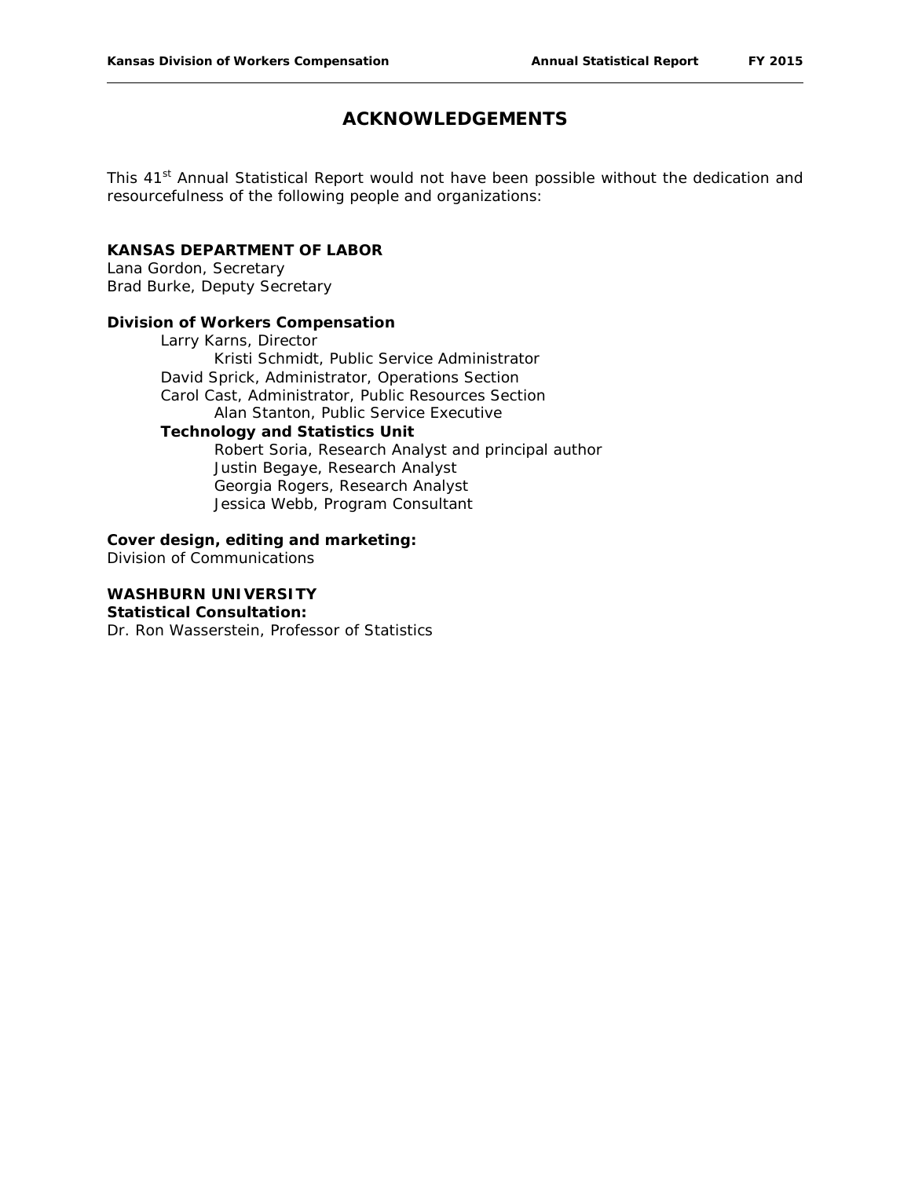# ACKNOWLEDGEMENTS

This 41st Annual Statistical Report would not have been possible without the dedication and resourcefulness of the following people and organizations:

**KANSAS DEPARTMENT OF LABOR**
Lana Gordon, Secretary
Brad Burke, Deputy Secretary

**Division of Workers Compensation**

- Larry Karns, Director
    - Kristi Schmidt, Public Service Administrator
- David Sprick, Administrator, Operations Section
- Carol Cast, Administrator, Public Resources Section
    - Alan Stanton, Public Service Executive
- **Technology and Statistics Unit**
    - Robert Soria, Research Analyst and principal author
    - Justin Begaye, Research Analyst
    - Georgia Rogers, Research Analyst
    - Jessica Webb, Program Consultant

**Cover design, editing and marketing:**
Division of Communications

**WASHBURN UNIVERSITY**
**Statistical Consultation:**
Dr. Ron Wasserstein, Professor of Statistics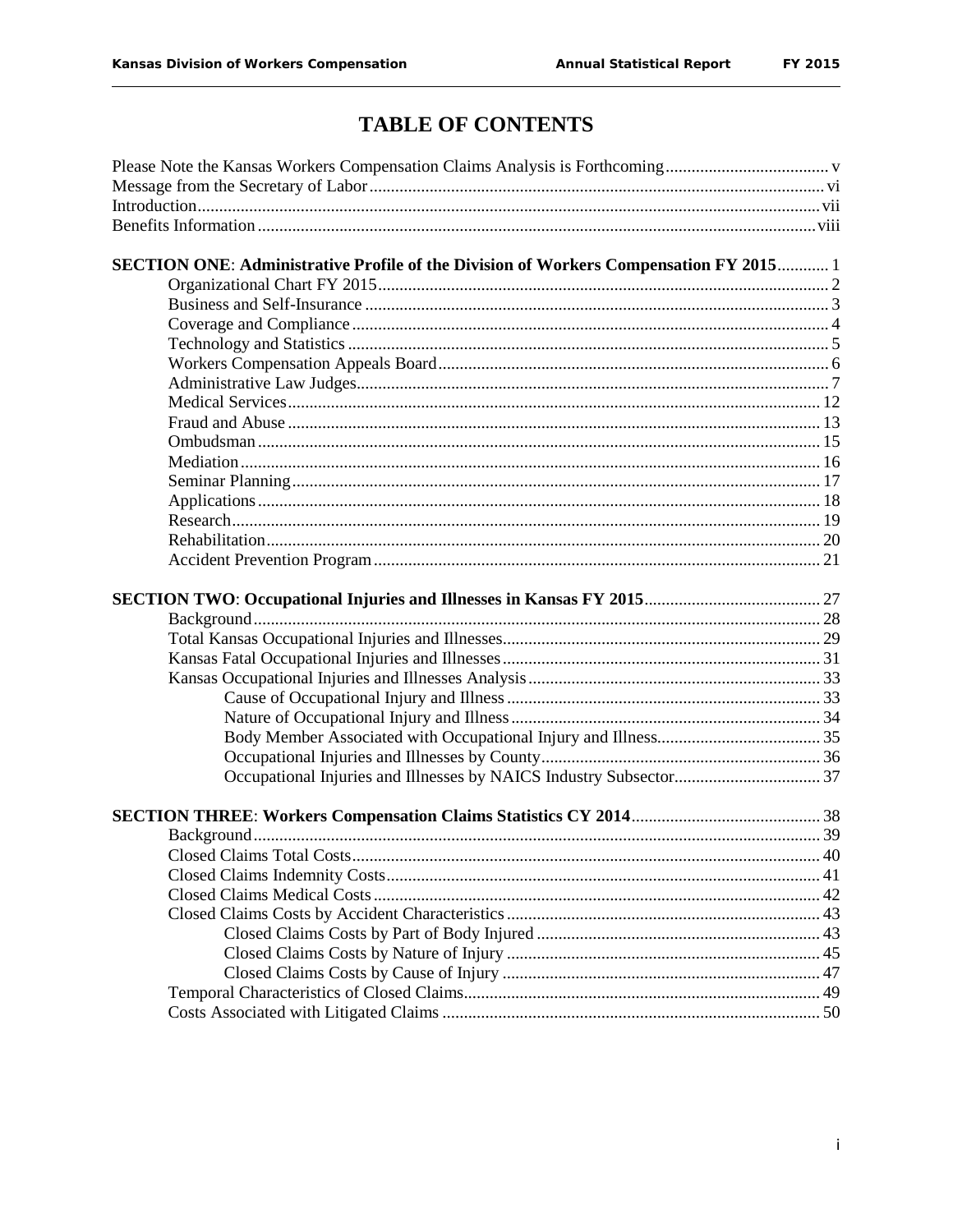# TABLE OF CONTENTS

Please Note the Kansas Workers Compensation Claims Analysis is Forthcoming ..... v
Message from the Secretary of Labor ..... vi
Introduction ..... vii
Benefits Information ..... viii

**SECTION ONE: Administrative Profile of the Division of Workers Compensation FY 2015** ..... 1

- Organizational Chart FY 2015 ..... 2
- Business and Self-Insurance ..... 3
- Coverage and Compliance ..... 4
- Technology and Statistics ..... 5
- Workers Compensation Appeals Board ..... 6
- Administrative Law Judges ..... 7
- Medical Services ..... 12
- Fraud and Abuse ..... 13
- Ombudsman ..... 15
- Mediation ..... 16
- Seminar Planning ..... 17
- Applications ..... 18
- Research ..... 19
- Rehabilitation ..... 20
- Accident Prevention Program ..... 21

**SECTION TWO: Occupational Injuries and Illnesses in Kansas FY 2015** ..... 27

- Background ..... 28
- Total Kansas Occupational Injuries and Illnesses ..... 29
- Kansas Fatal Occupational Injuries and Illnesses ..... 31
- Kansas Occupational Injuries and Illnesses Analysis ..... 33
  - Cause of Occupational Injury and Illness ..... 33
  - Nature of Occupational Injury and Illness ..... 34
  - Body Member Associated with Occupational Injury and Illness ..... 35
  - Occupational Injuries and Illnesses by County ..... 36
  - Occupational Injuries and Illnesses by NAICS Industry Subsector ..... 37

**SECTION THREE: Workers Compensation Claims Statistics CY 2014** ..... 38

- Background ..... 39
- Closed Claims Total Costs ..... 40
- Closed Claims Indemnity Costs ..... 41
- Closed Claims Medical Costs ..... 42
- Closed Claims Costs by Accident Characteristics ..... 43
  - Closed Claims Costs by Part of Body Injured ..... 43
  - Closed Claims Costs by Nature of Injury ..... 45
  - Closed Claims Costs by Cause of Injury ..... 47
- Temporal Characteristics of Closed Claims ..... 49
- Costs Associated with Litigated Claims ..... 50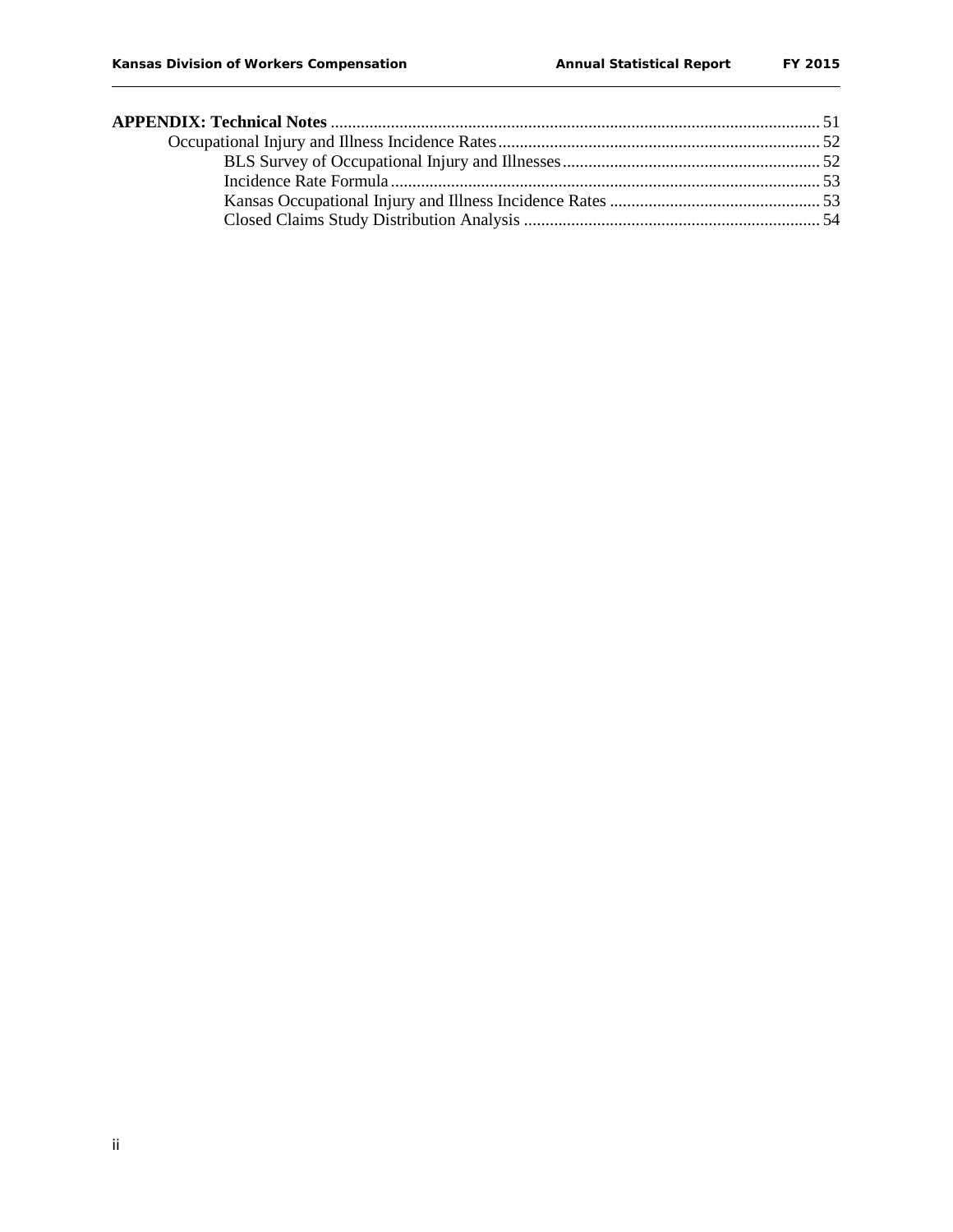**APPENDIX: Technical Notes** ........................................................................................................ 51

Occupational Injury and Illness Incidence Rates ........................................................................... 52

BLS Survey of Occupational Injury and Illnesses ........................................................... 52

Incidence Rate Formula ................................................................................................... 53

Kansas Occupational Injury and Illness Incidence Rates ................................................ 53

Closed Claims Study Distribution Analysis .................................................................... 54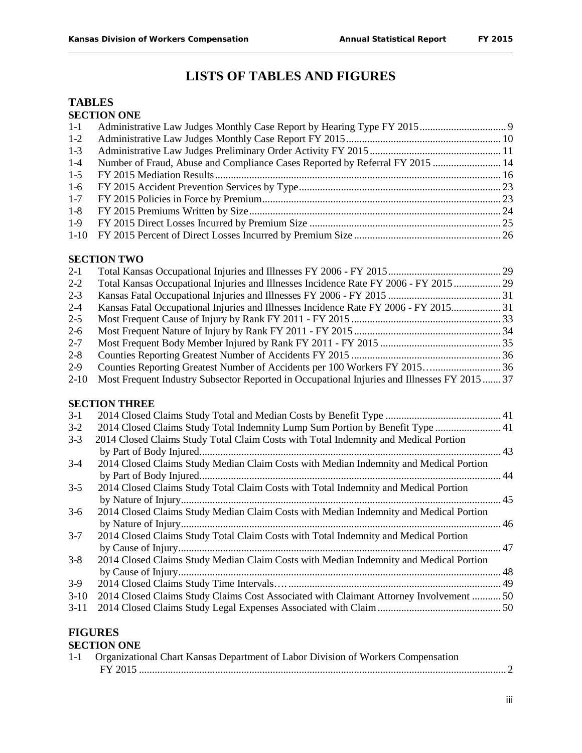# LISTS OF TABLES AND FIGURES

## TABLES

### SECTION ONE

| | | |
|---|---|---|
| 1-1 | Administrative Law Judges Monthly Case Report by Hearing Type FY 2015 | 9 |
| 1-2 | Administrative Law Judges Monthly Case Report FY 2015 | 10 |
| 1-3 | Administrative Law Judges Preliminary Order Activity FY 2015 | 11 |
| 1-4 | Number of Fraud, Abuse and Compliance Cases Reported by Referral FY 2015 | 14 |
| 1-5 | FY 2015 Mediation Results | 16 |
| 1-6 | FY 2015 Accident Prevention Services by Type | 23 |
| 1-7 | FY 2015 Policies in Force by Premium | 23 |
| 1-8 | FY 2015 Premiums Written by Size | 24 |
| 1-9 | FY 2015 Direct Losses Incurred by Premium Size | 25 |
| 1-10 | FY 2015 Percent of Direct Losses Incurred by Premium Size | 26 |

### SECTION TWO

| | | |
|---|---|---|
| 2-1 | Total Kansas Occupational Injuries and Illnesses FY 2006 - FY 2015 | 29 |
| 2-2 | Total Kansas Occupational Injuries and Illnesses Incidence Rate FY 2006 - FY 2015 | 29 |
| 2-3 | Kansas Fatal Occupational Injuries and Illnesses FY 2006 - FY 2015 | 31 |
| 2-4 | Kansas Fatal Occupational Injuries and Illnesses Incidence Rate FY 2006 - FY 2015 | 31 |
| 2-5 | Most Frequent Cause of Injury by Rank FY 2011 - FY 2015 | 33 |
| 2-6 | Most Frequent Nature of Injury by Rank FY 2011 - FY 2015 | 34 |
| 2-7 | Most Frequent Body Member Injured by Rank FY 2011 - FY 2015 | 35 |
| 2-8 | Counties Reporting Greatest Number of Accidents FY 2015 | 36 |
| 2-9 | Counties Reporting Greatest Number of Accidents per 100 Workers FY 2015 | 36 |
| 2-10 | Most Frequent Industry Subsector Reported in Occupational Injuries and Illnesses FY 2015 | 37 |

### SECTION THREE

| | | |
|---|---|---|
| 3-1 | 2014 Closed Claims Study Total and Median Costs by Benefit Type | 41 |
| 3-2 | 2014 Closed Claims Study Total Indemnity Lump Sum Portion by Benefit Type | 41 |
| 3-3 | 2014 Closed Claims Study Total Claim Costs with Total Indemnity and Medical Portion by Part of Body Injured | 43 |
| 3-4 | 2014 Closed Claims Study Median Claim Costs with Median Indemnity and Medical Portion by Part of Body Injured | 44 |
| 3-5 | 2014 Closed Claims Study Total Claim Costs with Total Indemnity and Medical Portion by Nature of Injury | 45 |
| 3-6 | 2014 Closed Claims Study Median Claim Costs with Median Indemnity and Medical Portion by Nature of Injury | 46 |
| 3-7 | 2014 Closed Claims Study Total Claim Costs with Total Indemnity and Medical Portion by Cause of Injury | 47 |
| 3-8 | 2014 Closed Claims Study Median Claim Costs with Median Indemnity and Medical Portion by Cause of Injury | 48 |
| 3-9 | 2014 Closed Claims Study Time Intervals | 49 |
| 3-10 | 2014 Closed Claims Study Claims Cost Associated with Claimant Attorney Involvement | 50 |
| 3-11 | 2014 Closed Claims Study Legal Expenses Associated with Claim | 50 |

## FIGURES

### SECTION ONE

| | | |
|---|---|---|
| 1-1 | Organizational Chart Kansas Department of Labor Division of Workers Compensation FY 2015 | 2 |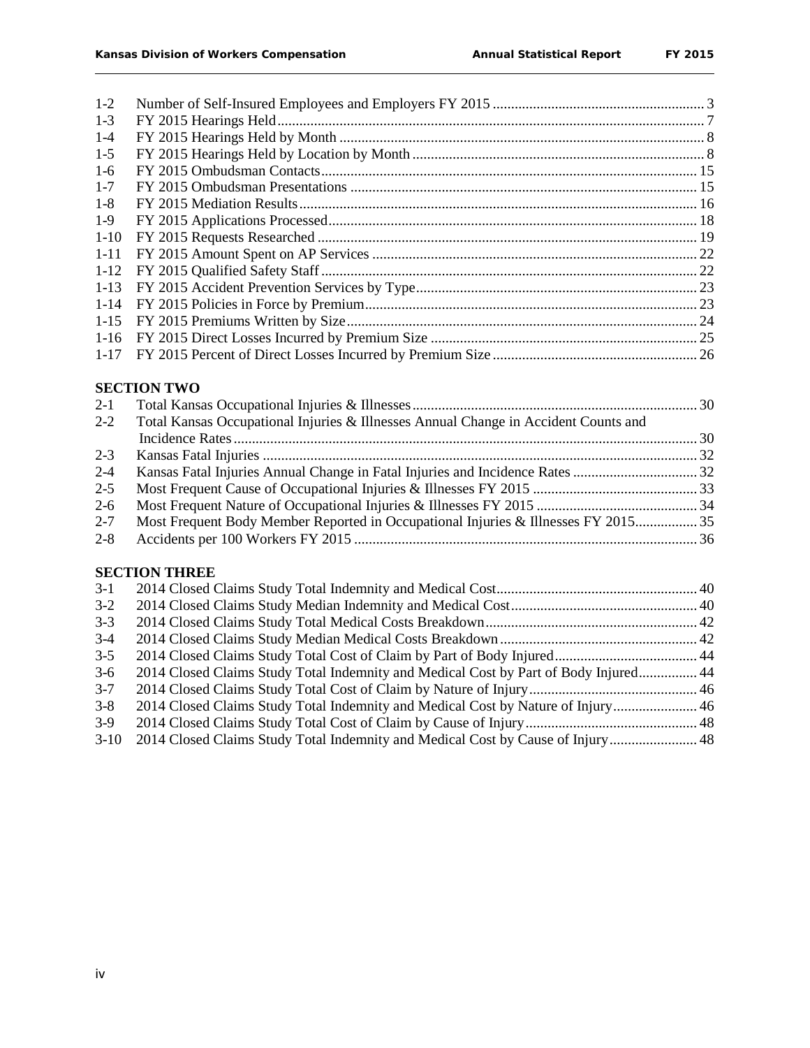| | | |
|---|---|---|
| 1-2 | Number of Self-Insured Employees and Employers FY 2015 | 3 |
| 1-3 | FY 2015 Hearings Held | 7 |
| 1-4 | FY 2015 Hearings Held by Month | 8 |
| 1-5 | FY 2015 Hearings Held by Location by Month | 8 |
| 1-6 | FY 2015 Ombudsman Contacts | 15 |
| 1-7 | FY 2015 Ombudsman Presentations | 15 |
| 1-8 | FY 2015 Mediation Results | 16 |
| 1-9 | FY 2015 Applications Processed | 18 |
| 1-10 | FY 2015 Requests Researched | 19 |
| 1-11 | FY 2015 Amount Spent on AP Services | 22 |
| 1-12 | FY 2015 Qualified Safety Staff | 22 |
| 1-13 | FY 2015 Accident Prevention Services by Type | 23 |
| 1-14 | FY 2015 Policies in Force by Premium | 23 |
| 1-15 | FY 2015 Premiums Written by Size | 24 |
| 1-16 | FY 2015 Direct Losses Incurred by Premium Size | 25 |
| 1-17 | FY 2015 Percent of Direct Losses Incurred by Premium Size | 26 |

**SECTION TWO**

| | | |
|---|---|---|
| 2-1 | Total Kansas Occupational Injuries & Illnesses | 30 |
| 2-2 | Total Kansas Occupational Injuries & Illnesses Annual Change in Accident Counts and Incidence Rates | 30 |
| 2-3 | Kansas Fatal Injuries | 32 |
| 2-4 | Kansas Fatal Injuries Annual Change in Fatal Injuries and Incidence Rates | 32 |
| 2-5 | Most Frequent Cause of Occupational Injuries & Illnesses FY 2015 | 33 |
| 2-6 | Most Frequent Nature of Occupational Injuries & Illnesses FY 2015 | 34 |
| 2-7 | Most Frequent Body Member Reported in Occupational Injuries & Illnesses FY 2015 | 35 |
| 2-8 | Accidents per 100 Workers FY 2015 | 36 |

**SECTION THREE**

| | | |
|---|---|---|
| 3-1 | 2014 Closed Claims Study Total Indemnity and Medical Cost | 40 |
| 3-2 | 2014 Closed Claims Study Median Indemnity and Medical Cost | 40 |
| 3-3 | 2014 Closed Claims Study Total Medical Costs Breakdown | 42 |
| 3-4 | 2014 Closed Claims Study Median Medical Costs Breakdown | 42 |
| 3-5 | 2014 Closed Claims Study Total Cost of Claim by Part of Body Injured | 44 |
| 3-6 | 2014 Closed Claims Study Total Indemnity and Medical Cost by Part of Body Injured | 44 |
| 3-7 | 2014 Closed Claims Study Total Cost of Claim by Nature of Injury | 46 |
| 3-8 | 2014 Closed Claims Study Total Indemnity and Medical Cost by Nature of Injury | 46 |
| 3-9 | 2014 Closed Claims Study Total Cost of Claim by Cause of Injury | 48 |
| 3-10 | 2014 Closed Claims Study Total Indemnity and Medical Cost by Cause of Injury | 48 |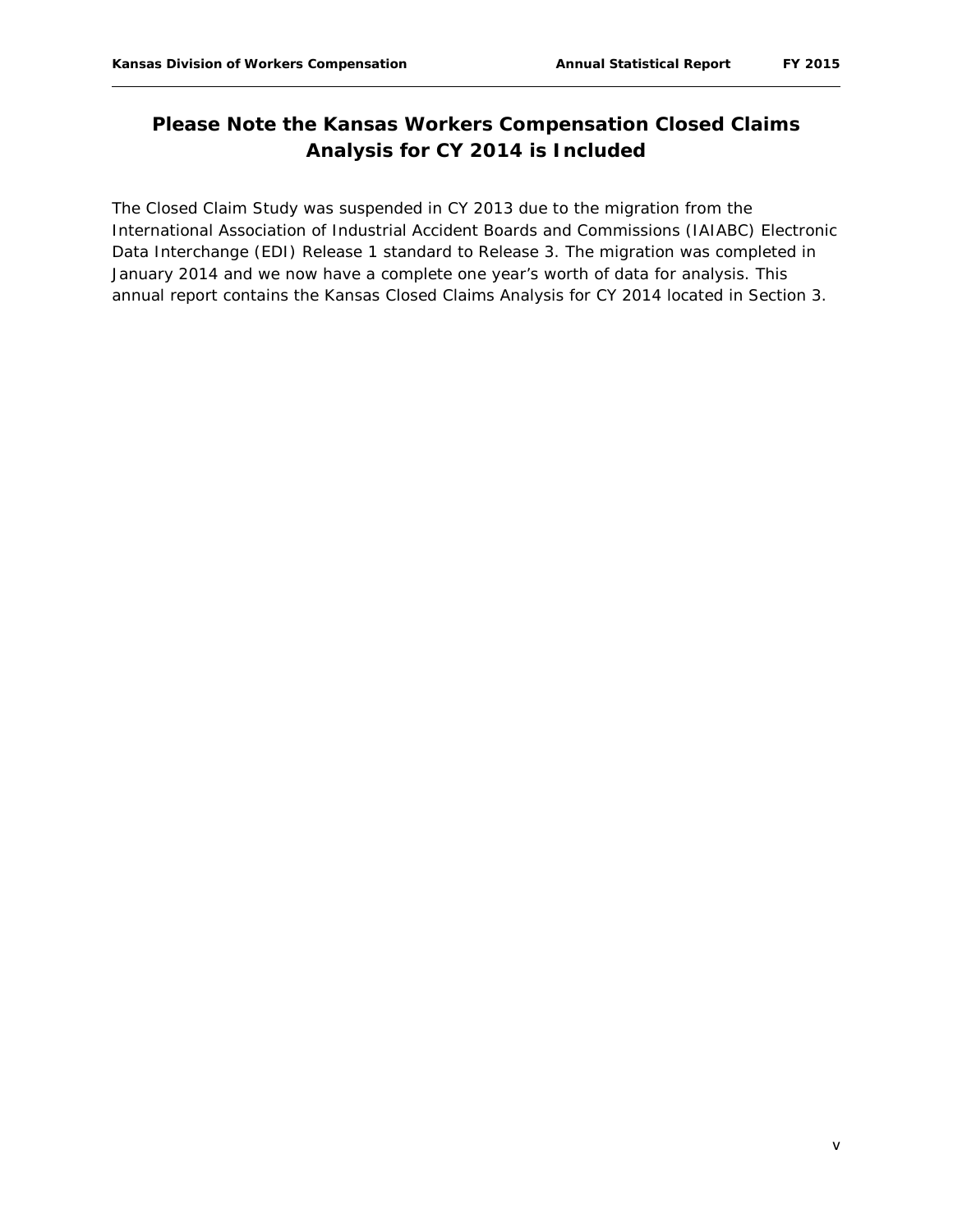# Please Note the Kansas Workers Compensation Closed Claims Analysis for CY 2014 is Included

The Closed Claim Study was suspended in CY 2013 due to the migration from the International Association of Industrial Accident Boards and Commissions (IAIABC) Electronic Data Interchange (EDI) Release 1 standard to Release 3. The migration was completed in January 2014 and we now have a complete one year's worth of data for analysis. This annual report contains the Kansas Closed Claims Analysis for CY 2014 located in Section 3.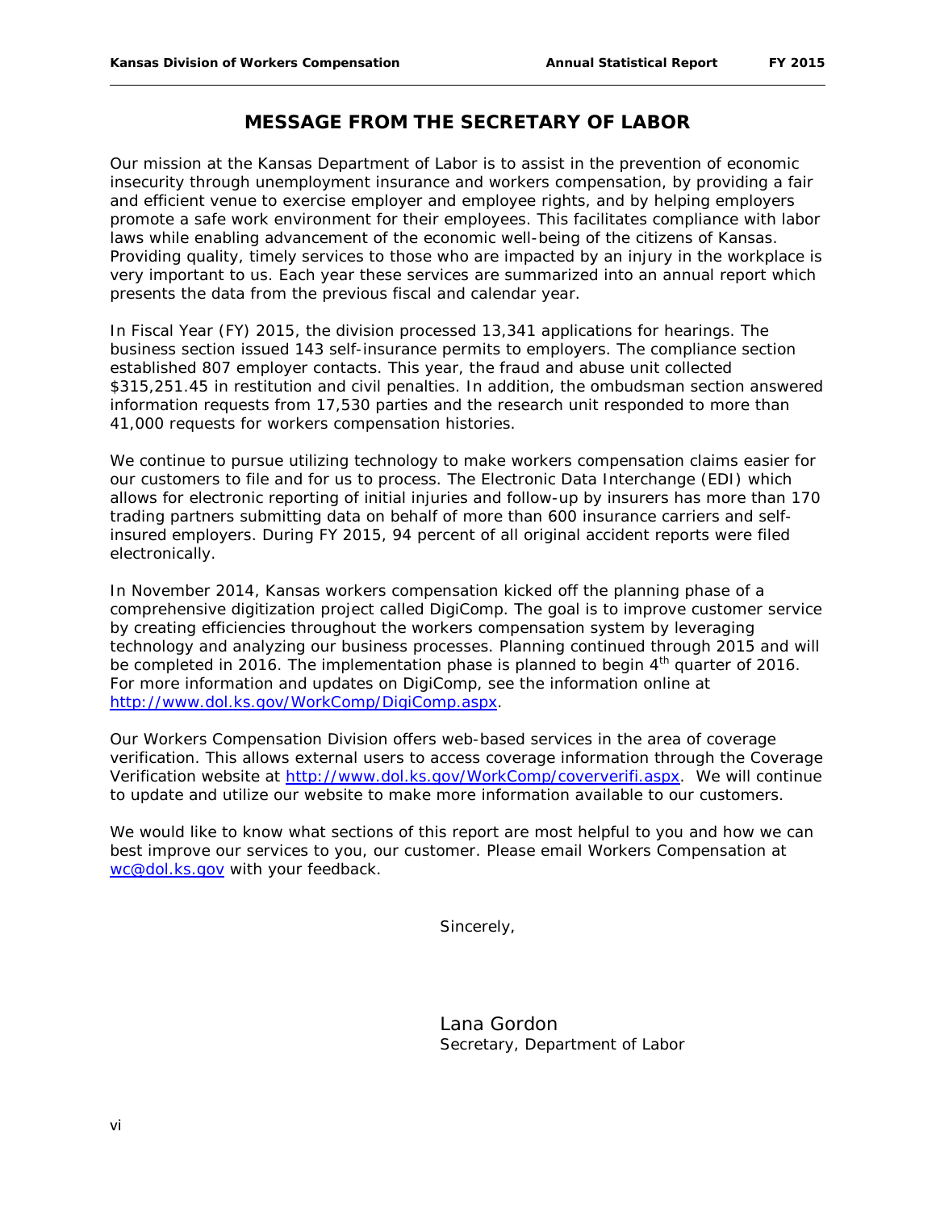# MESSAGE FROM THE SECRETARY OF LABOR

Our mission at the Kansas Department of Labor is to assist in the prevention of economic insecurity through unemployment insurance and workers compensation, by providing a fair and efficient venue to exercise employer and employee rights, and by helping employers promote a safe work environment for their employees. This facilitates compliance with labor laws while enabling advancement of the economic well-being of the citizens of Kansas. Providing quality, timely services to those who are impacted by an injury in the workplace is very important to us. Each year these services are summarized into an annual report which presents the data from the previous fiscal and calendar year.

In Fiscal Year (FY) 2015, the division processed 13,341 applications for hearings. The business section issued 143 self-insurance permits to employers. The compliance section established 807 employer contacts. This year, the fraud and abuse unit collected $315,251.45 in restitution and civil penalties. In addition, the ombudsman section answered information requests from 17,530 parties and the research unit responded to more than 41,000 requests for workers compensation histories.

We continue to pursue utilizing technology to make workers compensation claims easier for our customers to file and for us to process. The Electronic Data Interchange (EDI) which allows for electronic reporting of initial injuries and follow-up by insurers has more than 170 trading partners submitting data on behalf of more than 600 insurance carriers and self-insured employers. During FY 2015, 94 percent of all original accident reports were filed electronically.

In November 2014, Kansas workers compensation kicked off the planning phase of a comprehensive digitization project called DigiComp. The goal is to improve customer service by creating efficiencies throughout the workers compensation system by leveraging technology and analyzing our business processes. Planning continued through 2015 and will be completed in 2016. The implementation phase is planned to begin 4th quarter of 2016. For more information and updates on DigiComp, see the information online at http://www.dol.ks.gov/WorkComp/DigiComp.aspx.

Our Workers Compensation Division offers web-based services in the area of coverage verification. This allows external users to access coverage information through the Coverage Verification website at http://www.dol.ks.gov/WorkComp/coververifi.aspx. We will continue to update and utilize our website to make more information available to our customers.

We would like to know what sections of this report are most helpful to you and how we can best improve our services to you, our customer. Please email Workers Compensation at wc@dol.ks.gov with your feedback.

Sincerely,

Lana Gordon
Secretary, Department of Labor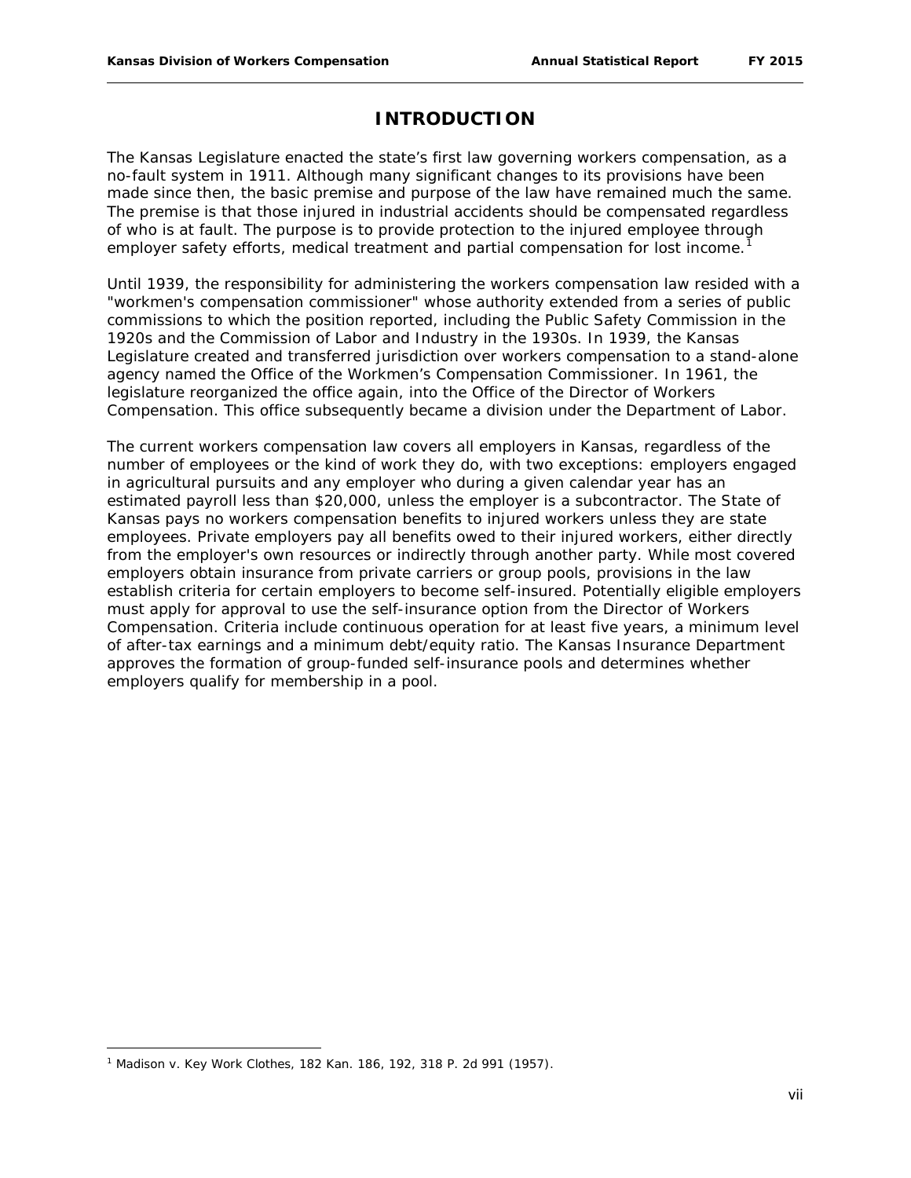# INTRODUCTION

The Kansas Legislature enacted the state's first law governing workers compensation, as a no-fault system in 1911. Although many significant changes to its provisions have been made since then, the basic premise and purpose of the law have remained much the same. The premise is that those injured in industrial accidents should be compensated regardless of who is at fault. The purpose is to provide protection to the injured employee through employer safety efforts, medical treatment and partial compensation for lost income.[1]

Until 1939, the responsibility for administering the workers compensation law resided with a "workmen's compensation commissioner" whose authority extended from a series of public commissions to which the position reported, including the Public Safety Commission in the 1920s and the Commission of Labor and Industry in the 1930s. In 1939, the Kansas Legislature created and transferred jurisdiction over workers compensation to a stand-alone agency named the Office of the Workmen's Compensation Commissioner. In 1961, the legislature reorganized the office again, into the Office of the Director of Workers Compensation. This office subsequently became a division under the Department of Labor.

The current workers compensation law covers all employers in Kansas, regardless of the number of employees or the kind of work they do, with two exceptions: employers engaged in agricultural pursuits and any employer who during a given calendar year has an estimated payroll less than $20,000, unless the employer is a subcontractor. The State of Kansas pays no workers compensation benefits to injured workers unless they are state employees. Private employers pay all benefits owed to their injured workers, either directly from the employer's own resources or indirectly through another party. While most covered employers obtain insurance from private carriers or group pools, provisions in the law establish criteria for certain employers to become self-insured. Potentially eligible employers must apply for approval to use the self-insurance option from the Director of Workers Compensation. Criteria include continuous operation for at least five years, a minimum level of after-tax earnings and a minimum debt/equity ratio. The Kansas Insurance Department approves the formation of group-funded self-insurance pools and determines whether employers qualify for membership in a pool.

[1] Madison v. Key Work Clothes, 182 Kan. 186, 192, 318 P. 2d 991 (1957).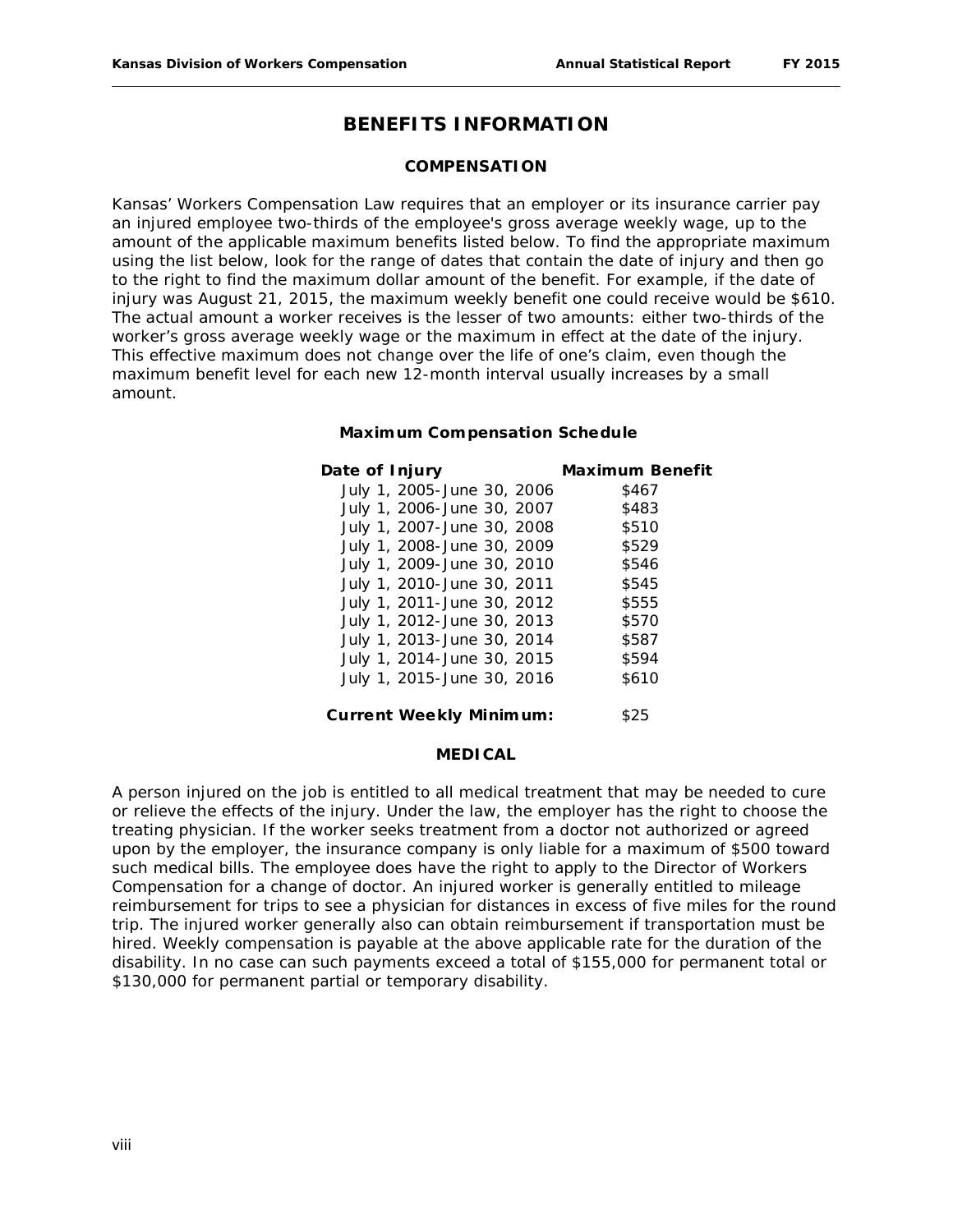# BENEFITS INFORMATION

## COMPENSATION

Kansas' Workers Compensation Law requires that an employer or its insurance carrier pay an injured employee two-thirds of the employee's gross average weekly wage, up to the amount of the applicable maximum benefits listed below. To find the appropriate maximum using the list below, look for the range of dates that contain the date of injury and then go to the right to find the maximum dollar amount of the benefit. For example, if the date of injury was August 21, 2015, the maximum weekly benefit one could receive would be $610. The actual amount a worker receives is the lesser of two amounts: either two-thirds of the worker's gross average weekly wage or the maximum in effect at the date of the injury. This effective maximum does not change over the life of one's claim, even though the maximum benefit level for each new 12-month interval usually increases by a small amount.

### Maximum Compensation Schedule

| Date of Injury | Maximum Benefit |
|---|---|
| July 1, 2005-June 30, 2006 | $467 |
| July 1, 2006-June 30, 2007 | $483 |
| July 1, 2007-June 30, 2008 | $510 |
| July 1, 2008-June 30, 2009 | $529 |
| July 1, 2009-June 30, 2010 | $546 |
| July 1, 2010-June 30, 2011 | $545 |
| July 1, 2011-June 30, 2012 | $555 |
| July 1, 2012-June 30, 2013 | $570 |
| July 1, 2013-June 30, 2014 | $587 |
| July 1, 2014-June 30, 2015 | $594 |
| July 1, 2015-June 30, 2016 | $610 |
| **Current Weekly Minimum:** | $25 |

## MEDICAL

A person injured on the job is entitled to all medical treatment that may be needed to cure or relieve the effects of the injury. Under the law, the employer has the right to choose the treating physician. If the worker seeks treatment from a doctor not authorized or agreed upon by the employer, the insurance company is only liable for a maximum of $500 toward such medical bills. The employee does have the right to apply to the Director of Workers Compensation for a change of doctor. An injured worker is generally entitled to mileage reimbursement for trips to see a physician for distances in excess of five miles for the round trip. The injured worker generally also can obtain reimbursement if transportation must be hired. Weekly compensation is payable at the above applicable rate for the duration of the disability. In no case can such payments exceed a total of $155,000 for permanent total or $130,000 for permanent partial or temporary disability.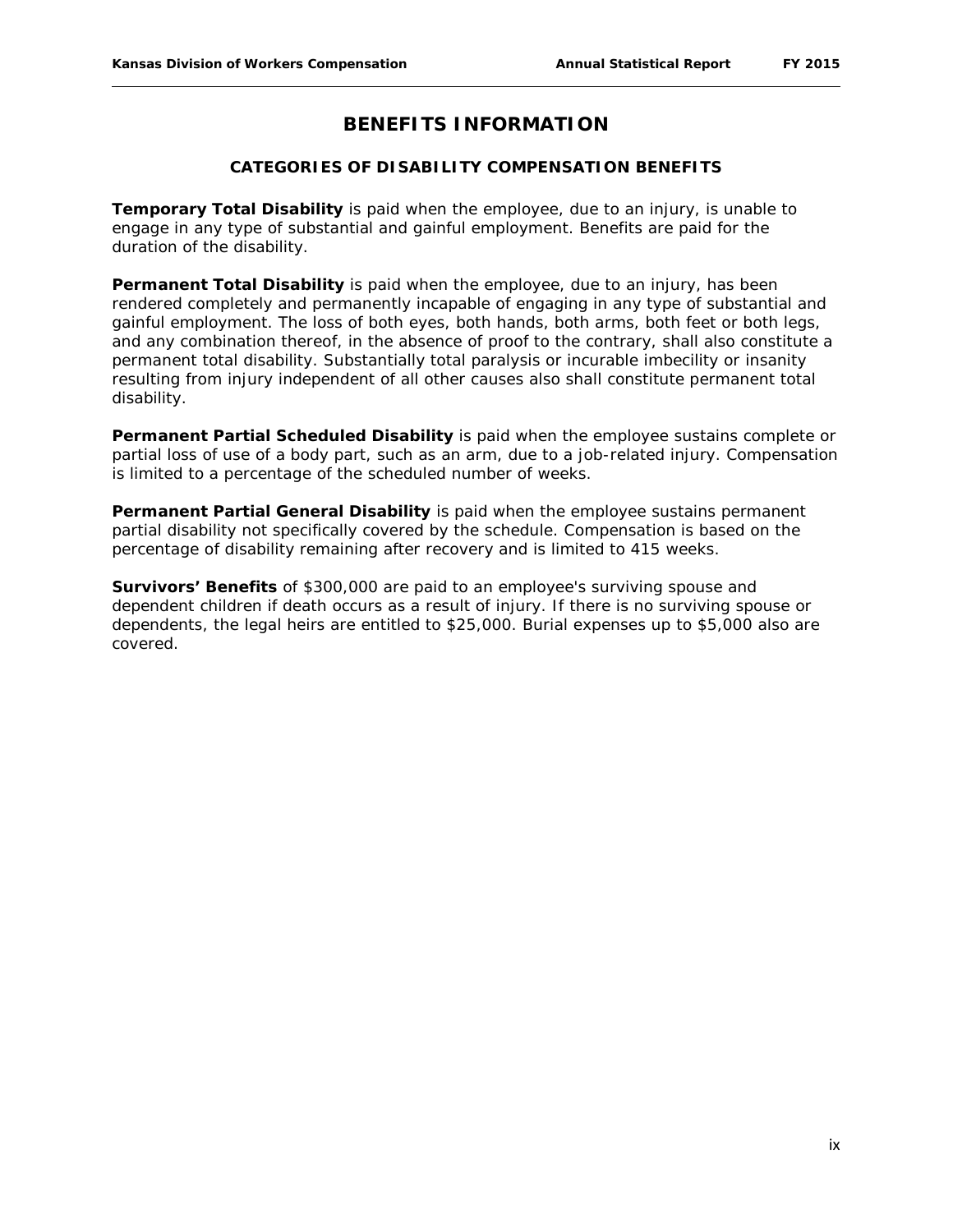# BENEFITS INFORMATION

## CATEGORIES OF DISABILITY COMPENSATION BENEFITS

**Temporary Total Disability** is paid when the employee, due to an injury, is unable to engage in any type of substantial and gainful employment. Benefits are paid for the duration of the disability.

**Permanent Total Disability** is paid when the employee, due to an injury, has been rendered completely and permanently incapable of engaging in any type of substantial and gainful employment. The loss of both eyes, both hands, both arms, both feet or both legs, and any combination thereof, in the absence of proof to the contrary, shall also constitute a permanent total disability. Substantially total paralysis or incurable imbecility or insanity resulting from injury independent of all other causes also shall constitute permanent total disability.

**Permanent Partial Scheduled Disability** is paid when the employee sustains complete or partial loss of use of a body part, such as an arm, due to a job-related injury. Compensation is limited to a percentage of the scheduled number of weeks.

**Permanent Partial General Disability** is paid when the employee sustains permanent partial disability not specifically covered by the schedule. Compensation is based on the percentage of disability remaining after recovery and is limited to 415 weeks.

**Survivors' Benefits** of $300,000 are paid to an employee's surviving spouse and dependent children if death occurs as a result of injury. If there is no surviving spouse or dependents, the legal heirs are entitled to $25,000. Burial expenses up to $5,000 also are covered.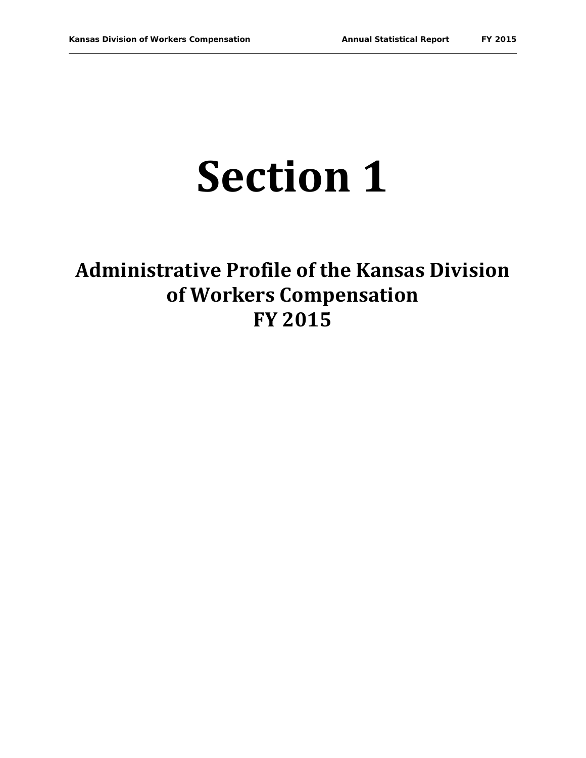# Section 1

## Administrative Profile of the Kansas Division of Workers Compensation FY 2015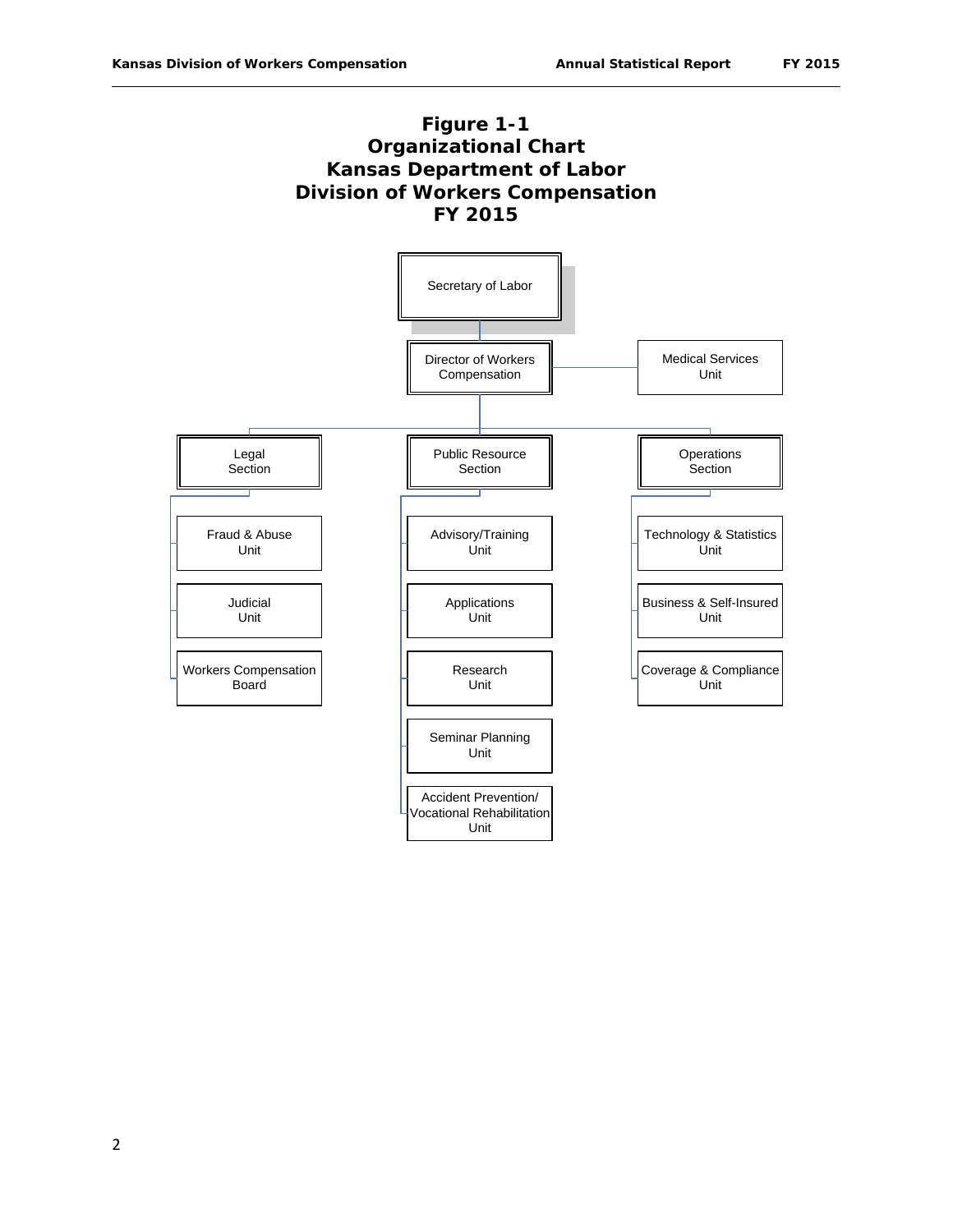# Figure 1-1
# Organizational Chart
# Kansas Department of Labor
# Division of Workers Compensation
# FY 2015

- Secretary of Labor
  - Director of Workers Compensation
    - Medical Services Unit
    - Legal Section
      - Fraud & Abuse Unit
      - Judicial Unit
      - Workers Compensation Board
    - Public Resource Section
      - Advisory/Training Unit
      - Applications Unit
      - Research Unit
      - Seminar Planning Unit
      - Accident Prevention/ Vocational Rehabilitation Unit
    - Operations Section
      - Technology & Statistics Unit
      - Business & Self-Insured Unit
      - Coverage & Compliance Unit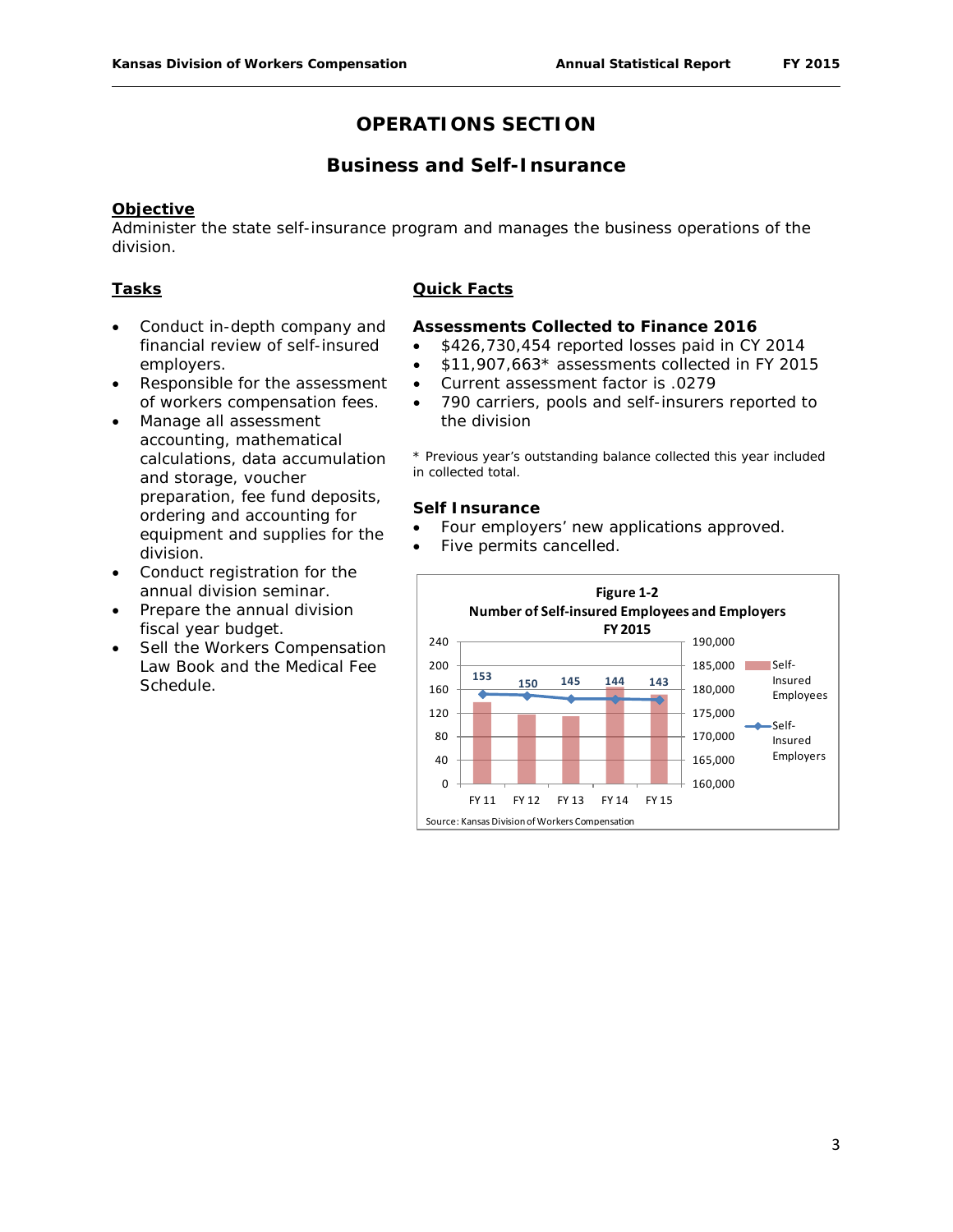# OPERATIONS SECTION

## Business and Self-Insurance

### Objective

Administer the state self-insurance program and manages the business operations of the division.

### Tasks

- Conduct in-depth company and financial review of self-insured employers.
- Responsible for the assessment of workers compensation fees.
- Manage all assessment accounting, mathematical calculations, data accumulation and storage, voucher preparation, fee fund deposits, ordering and accounting for equipment and supplies for the division.
- Conduct registration for the annual division seminar.
- Prepare the annual division fiscal year budget.
- Sell the Workers Compensation Law Book and the Medical Fee Schedule.

### Quick Facts

**Assessments Collected to Finance 2016**

- $426,730,454 reported losses paid in CY 2014
- $11,907,663* assessments collected in FY 2015
- Current assessment factor is .0279
- 790 carriers, pools and self-insurers reported to the division

\* Previous year's outstanding balance collected this year included in collected total.

**Self Insurance**

- Four employers' new applications approved.
- Five permits cancelled.

**Figure 1-2**
**Number of Self-insured Employees and Employers**
**FY 2015**

| | FY 11 | FY 12 | FY 13 | FY 14 | FY 15 |
|---|---|---|---|---|---|
| Self-Insured Employers | 153 | 150 | 145 | 144 | 143 |

Source: Kansas Division of Workers Compensation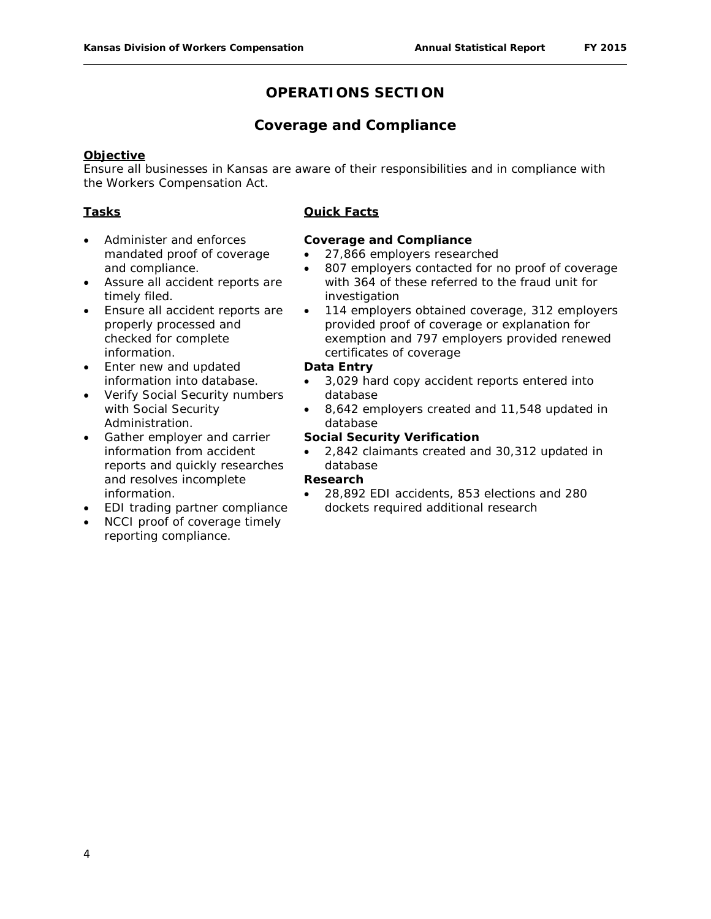# OPERATIONS SECTION

## Coverage and Compliance

**Objective**

Ensure all businesses in Kansas are aware of their responsibilities and in compliance with the Workers Compensation Act.

**Tasks**

- Administer and enforces mandated proof of coverage and compliance.
- Assure all accident reports are timely filed.
- Ensure all accident reports are properly processed and checked for complete information.
- Enter new and updated information into database.
- Verify Social Security numbers with Social Security Administration.
- Gather employer and carrier information from accident reports and quickly researches and resolves incomplete information.
- EDI trading partner compliance
- NCCI proof of coverage timely reporting compliance.

**Quick Facts**

**Coverage and Compliance**

- 27,866 employers researched
- 807 employers contacted for no proof of coverage with 364 of these referred to the fraud unit for investigation
- 114 employers obtained coverage, 312 employers provided proof of coverage or explanation for exemption and 797 employers provided renewed certificates of coverage

**Data Entry**

- 3,029 hard copy accident reports entered into database
- 8,642 employers created and 11,548 updated in database

**Social Security Verification**

- 2,842 claimants created and 30,312 updated in database

**Research**

- 28,892 EDI accidents, 853 elections and 280 dockets required additional research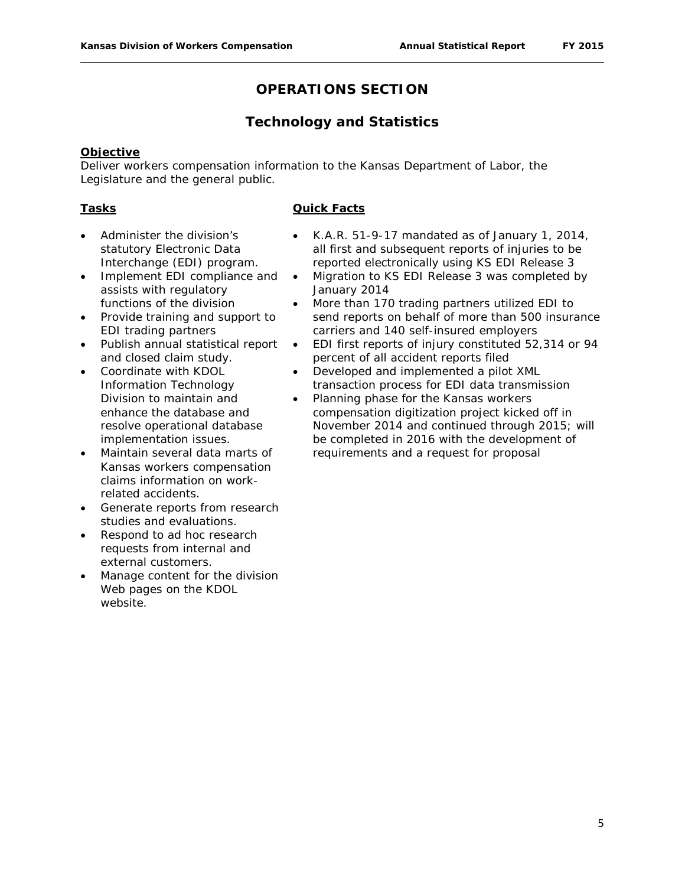# OPERATIONS SECTION

## Technology and Statistics

**Objective**

Deliver workers compensation information to the Kansas Department of Labor, the Legislature and the general public.

**Tasks**

- Administer the division's statutory Electronic Data Interchange (EDI) program.
- Implement EDI compliance and assists with regulatory functions of the division
- Provide training and support to EDI trading partners
- Publish annual statistical report and closed claim study.
- Coordinate with KDOL Information Technology Division to maintain and enhance the database and resolve operational database implementation issues.
- Maintain several data marts of Kansas workers compensation claims information on work-related accidents.
- Generate reports from research studies and evaluations.
- Respond to ad hoc research requests from internal and external customers.
- Manage content for the division Web pages on the KDOL website.

**Quick Facts**

- K.A.R. 51-9-17 mandated as of January 1, 2014, all first and subsequent reports of injuries to be reported electronically using KS EDI Release 3
- Migration to KS EDI Release 3 was completed by January 2014
- More than 170 trading partners utilized EDI to send reports on behalf of more than 500 insurance carriers and 140 self-insured employers
- EDI first reports of injury constituted 52,314 or 94 percent of all accident reports filed
- Developed and implemented a pilot XML transaction process for EDI data transmission
- Planning phase for the Kansas workers compensation digitization project kicked off in November 2014 and continued through 2015; will be completed in 2016 with the development of requirements and a request for proposal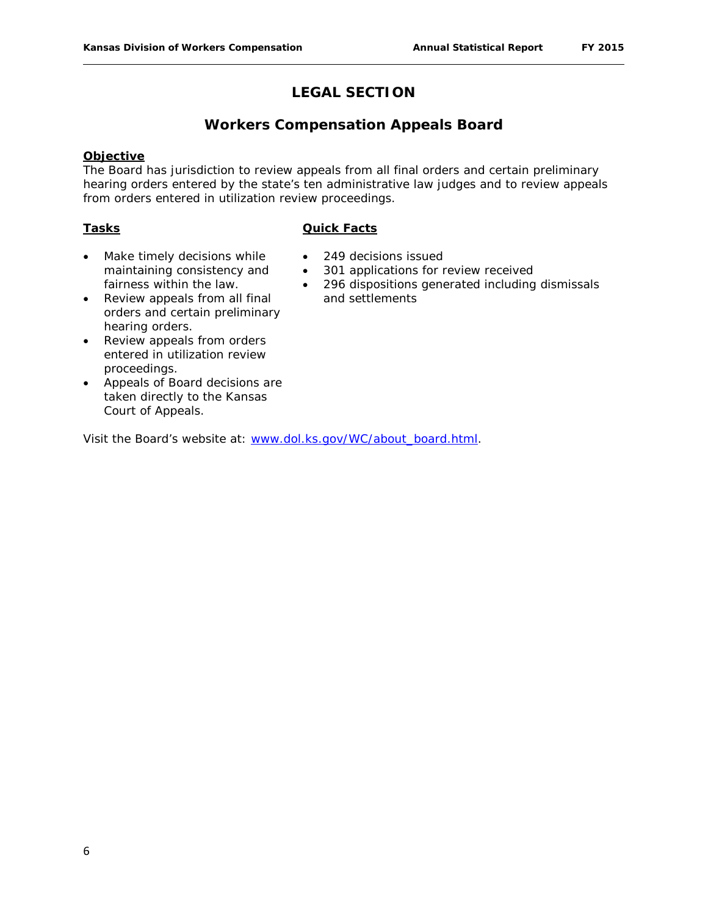# LEGAL SECTION

## Workers Compensation Appeals Board

**Objective**

The Board has jurisdiction to review appeals from all final orders and certain preliminary hearing orders entered by the state's ten administrative law judges and to review appeals from orders entered in utilization review proceedings.

**Tasks**

- Make timely decisions while maintaining consistency and fairness within the law.
- Review appeals from all final orders and certain preliminary hearing orders.
- Review appeals from orders entered in utilization review proceedings.
- Appeals of Board decisions are taken directly to the Kansas Court of Appeals.

**Quick Facts**

- 249 decisions issued
- 301 applications for review received
- 296 dispositions generated including dismissals and settlements

Visit the Board's website at: [www.dol.ks.gov/WC/about_board.html](www.dol.ks.gov/WC/about_board.html).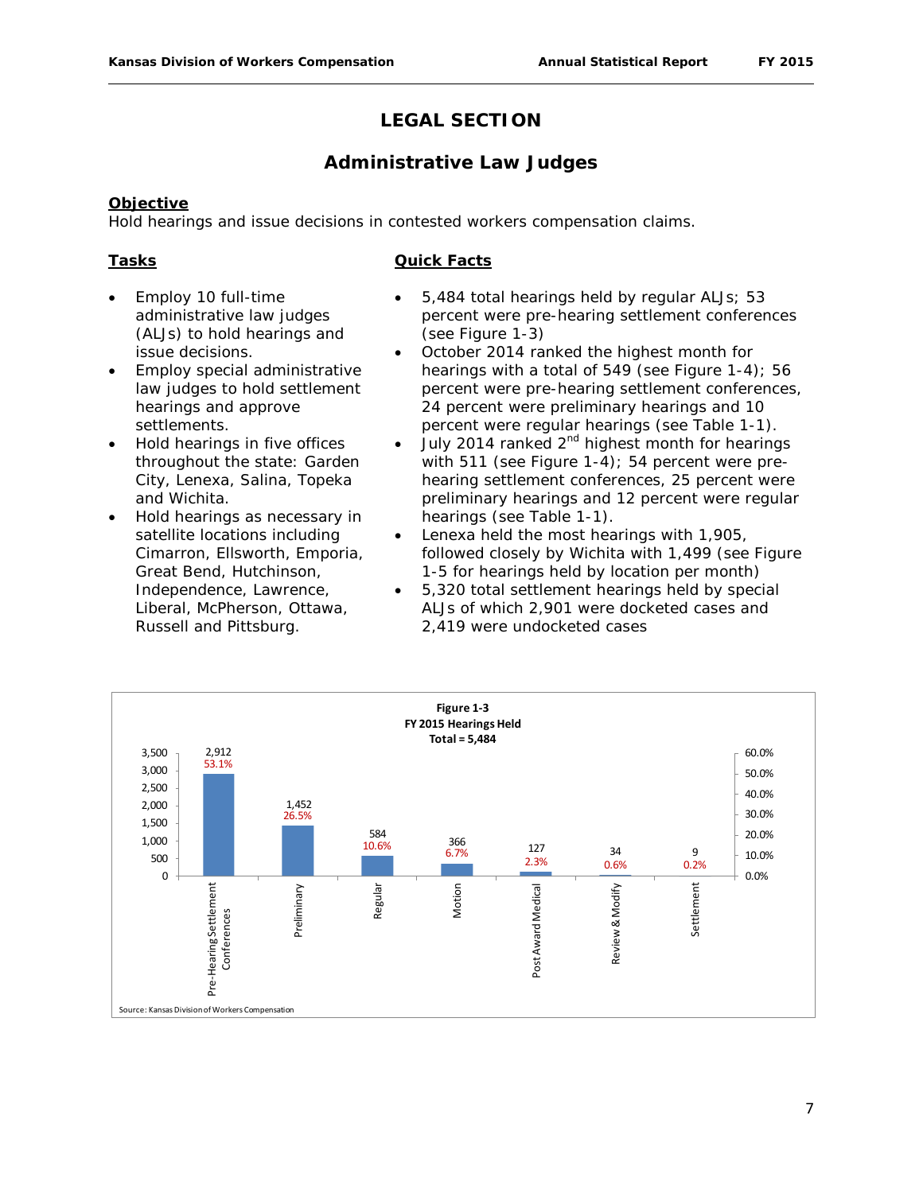# LEGAL SECTION

## Administrative Law Judges

**Objective**

Hold hearings and issue decisions in contested workers compensation claims.

**Tasks**

- Employ 10 full-time administrative law judges (ALJs) to hold hearings and issue decisions.
- Employ special administrative law judges to hold settlement hearings and approve settlements.
- Hold hearings in five offices throughout the state: Garden City, Lenexa, Salina, Topeka and Wichita.
- Hold hearings as necessary in satellite locations including Cimarron, Ellsworth, Emporia, Great Bend, Hutchinson, Independence, Lawrence, Liberal, McPherson, Ottawa, Russell and Pittsburg.

**Quick Facts**

- 5,484 total hearings held by regular ALJs; 53 percent were pre-hearing settlement conferences (see Figure 1-3)
- October 2014 ranked the highest month for hearings with a total of 549 (see Figure 1-4); 56 percent were pre-hearing settlement conferences, 24 percent were preliminary hearings and 10 percent were regular hearings (see Table 1-1).
- July 2014 ranked 2nd highest month for hearings with 511 (see Figure 1-4); 54 percent were pre-hearing settlement conferences, 25 percent were preliminary hearings and 12 percent were regular hearings (see Table 1-1).
- Lenexa held the most hearings with 1,905, followed closely by Wichita with 1,499 (see Figure 1-5 for hearings held by location per month)
- 5,320 total settlement hearings held by special ALJs of which 2,901 were docketed cases and 2,419 were undocketed cases

**Figure 1-3**
**FY 2015 Hearings Held**
**Total = 5,484**

| Hearing Type | Number | Percent |
|---|---|---|
| Pre-Hearing Settlement Conferences | 2,912 | 53.1% |
| Preliminary | 1,452 | 26.5% |
| Regular | 584 | 10.6% |
| Motion | 366 | 6.7% |
| Post Award Medical | 127 | 2.3% |
| Review & Modify | 34 | 0.6% |
| Settlement | 9 | 0.2% |

Source: Kansas Division of Workers Compensation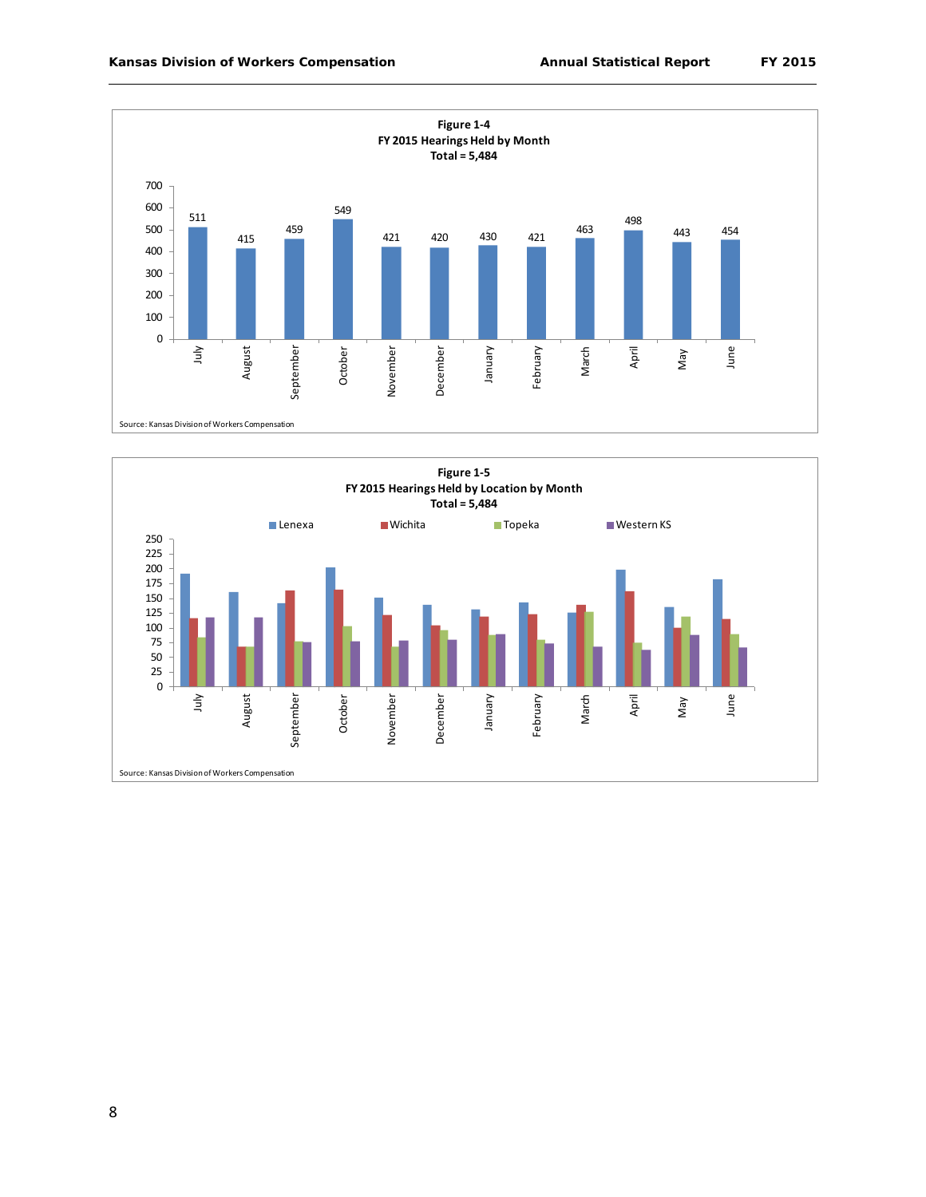**Figure 1-4**
**FY 2015 Hearings Held by Month**
**Total = 5,484**

| Month | Hearings |
|---|---|
| July | 511 |
| August | 415 |
| September | 459 |
| October | 549 |
| November | 421 |
| December | 420 |
| January | 430 |
| February | 421 |
| March | 463 |
| April | 498 |
| May | 443 |
| June | 454 |

Source: Kansas Division of Workers Compensation

**Figure 1-5**
**FY 2015 Hearings Held by Location by Month**
**Total = 5,484**

Lenexa, Wichita, Topeka, Western KS

Source: Kansas Division of Workers Compensation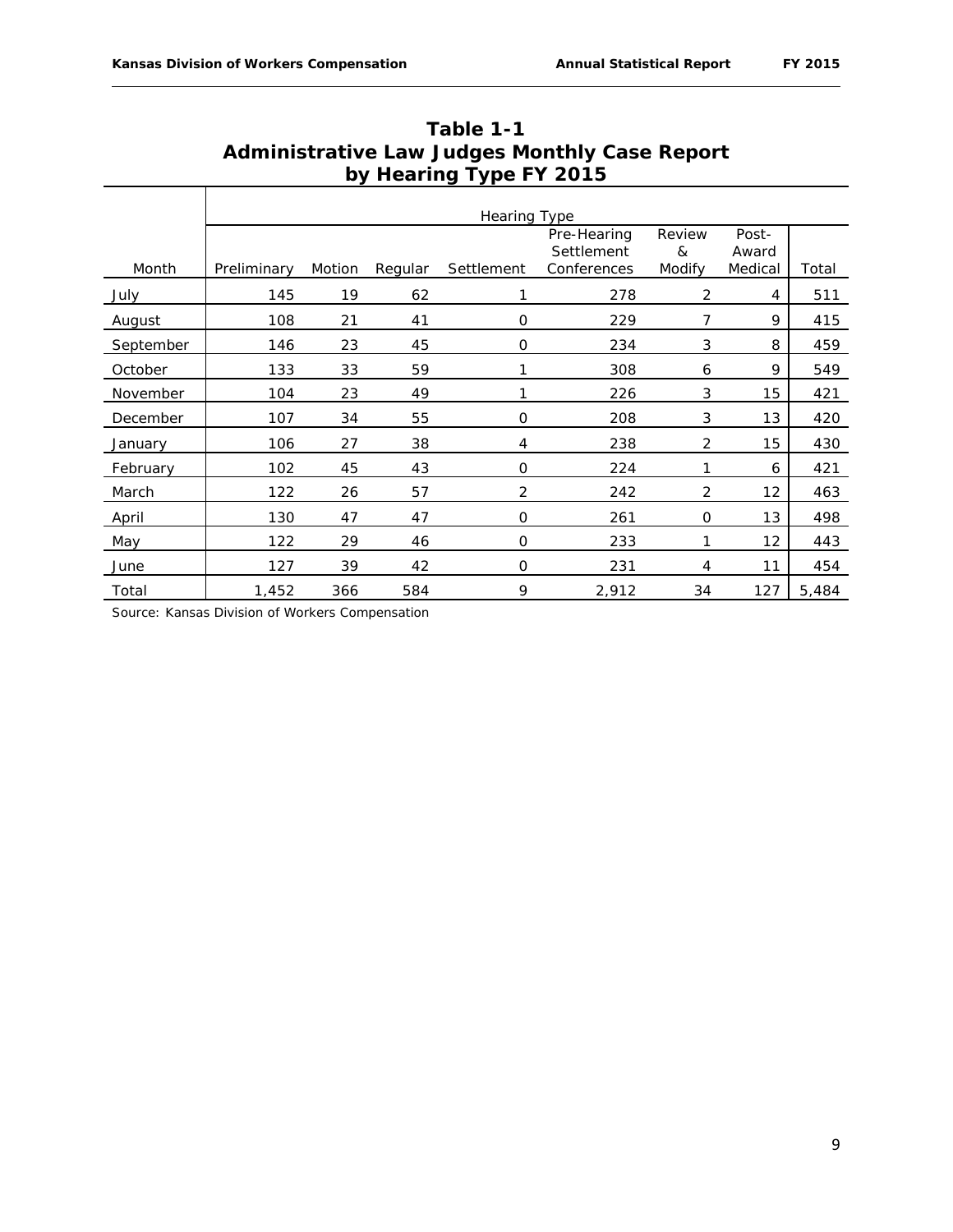# Table 1-1
## Administrative Law Judges Monthly Case Report by Hearing Type FY 2015

| | Hearing Type | | | | | | | |
|---|---|---|---|---|---|---|---|---|
| Month | Preliminary | Motion | Regular | Settlement | Pre-Hearing Settlement Conferences | Review & Modify | Post-Award Medical | Total |
| July | 145 | 19 | 62 | 1 | 278 | 2 | 4 | 511 |
| August | 108 | 21 | 41 | 0 | 229 | 7 | 9 | 415 |
| September | 146 | 23 | 45 | 0 | 234 | 3 | 8 | 459 |
| October | 133 | 33 | 59 | 1 | 308 | 6 | 9 | 549 |
| November | 104 | 23 | 49 | 1 | 226 | 3 | 15 | 421 |
| December | 107 | 34 | 55 | 0 | 208 | 3 | 13 | 420 |
| January | 106 | 27 | 38 | 4 | 238 | 2 | 15 | 430 |
| February | 102 | 45 | 43 | 0 | 224 | 1 | 6 | 421 |
| March | 122 | 26 | 57 | 2 | 242 | 2 | 12 | 463 |
| April | 130 | 47 | 47 | 0 | 261 | 0 | 13 | 498 |
| May | 122 | 29 | 46 | 0 | 233 | 1 | 12 | 443 |
| June | 127 | 39 | 42 | 0 | 231 | 4 | 11 | 454 |
| Total | 1,452 | 366 | 584 | 9 | 2,912 | 34 | 127 | 5,484 |

Source: Kansas Division of Workers Compensation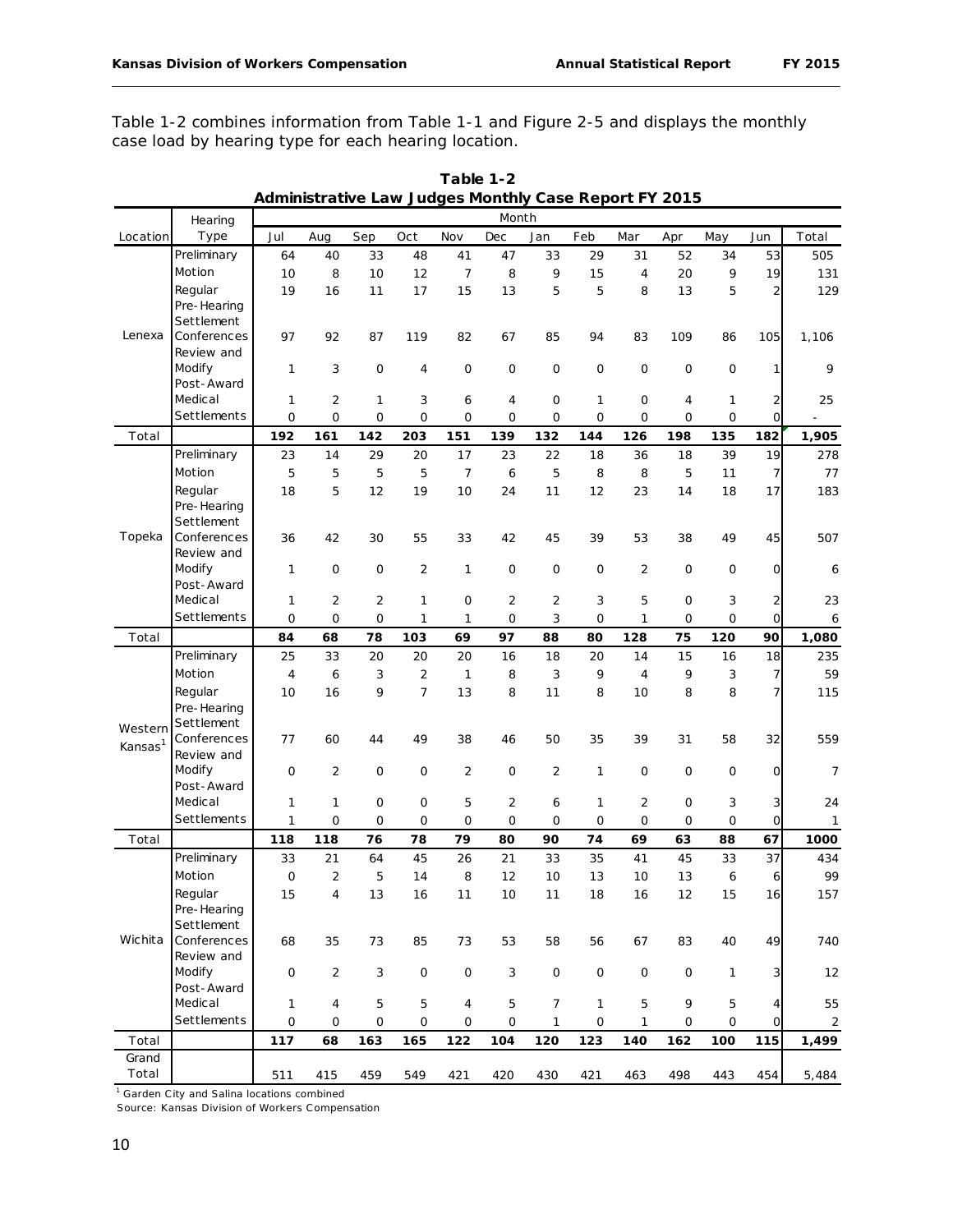Table 1-2 combines information from Table 1-1 and Figure 2-5 and displays the monthly case load by hearing type for each hearing location.

**Table 1-2**
**Administrative Law Judges Monthly Case Report FY 2015**

| Location | Hearing Type | Month | | | | | | | | | | | | |
|---|---|---|---|---|---|---|---|---|---|---|---|---|---|---|
| | | Jul | Aug | Sep | Oct | Nov | Dec | Jan | Feb | Mar | Apr | May | Jun | Total |
| Lenexa | Preliminary | 64 | 40 | 33 | 48 | 41 | 47 | 33 | 29 | 31 | 52 | 34 | 53 | 505 |
| | Motion | 10 | 8 | 10 | 12 | 7 | 8 | 9 | 15 | 4 | 20 | 9 | 19 | 131 |
| | Regular | 19 | 16 | 11 | 17 | 15 | 13 | 5 | 5 | 8 | 13 | 5 | 2 | 129 |
| | Pre-Hearing Settlement Conferences | 97 | 92 | 87 | 119 | 82 | 67 | 85 | 94 | 83 | 109 | 86 | 105 | 1,106 |
| | Review and Modify | 1 | 3 | 0 | 4 | 0 | 0 | 0 | 0 | 0 | 0 | 0 | 1 | 9 |
| | Post-Award Medical | 1 | 2 | 1 | 3 | 6 | 4 | 0 | 1 | 0 | 4 | 1 | 2 | 25 |
| | Settlements | 0 | 0 | 0 | 0 | 0 | 0 | 0 | 0 | 0 | 0 | 0 | 0 | - |
| Total | | **192** | **161** | **142** | **203** | **151** | **139** | **132** | **144** | **126** | **198** | **135** | **182** | **1,905** |
| Topeka | Preliminary | 23 | 14 | 29 | 20 | 17 | 23 | 22 | 18 | 36 | 18 | 39 | 19 | 278 |
| | Motion | 5 | 5 | 5 | 5 | 7 | 6 | 5 | 8 | 8 | 5 | 11 | 7 | 77 |
| | Regular | 18 | 5 | 12 | 19 | 10 | 24 | 11 | 12 | 23 | 14 | 18 | 17 | 183 |
| | Pre-Hearing Settlement Conferences | 36 | 42 | 30 | 55 | 33 | 42 | 45 | 39 | 53 | 38 | 49 | 45 | 507 |
| | Review and Modify | 1 | 0 | 0 | 2 | 1 | 0 | 0 | 0 | 2 | 0 | 0 | 0 | 6 |
| | Post-Award Medical | 1 | 2 | 2 | 1 | 0 | 2 | 2 | 3 | 5 | 0 | 3 | 2 | 23 |
| | Settlements | 0 | 0 | 0 | 1 | 1 | 0 | 3 | 0 | 1 | 0 | 0 | 0 | 6 |
| Total | | **84** | **68** | **78** | **103** | **69** | **97** | **88** | **80** | **128** | **75** | **120** | **90** | **1,080** |
| Western Kansas[1] | Preliminary | 25 | 33 | 20 | 20 | 20 | 16 | 18 | 20 | 14 | 15 | 16 | 18 | 235 |
| | Motion | 4 | 6 | 3 | 2 | 1 | 8 | 3 | 9 | 4 | 9 | 3 | 7 | 59 |
| | Regular | 10 | 16 | 9 | 7 | 13 | 8 | 11 | 8 | 10 | 8 | 8 | 7 | 115 |
| | Pre-Hearing Settlement Conferences | 77 | 60 | 44 | 49 | 38 | 46 | 50 | 35 | 39 | 31 | 58 | 32 | 559 |
| | Review and Modify | 0 | 2 | 0 | 0 | 2 | 0 | 2 | 1 | 0 | 0 | 0 | 0 | 7 |
| | Post-Award Medical | 1 | 1 | 0 | 0 | 5 | 2 | 6 | 1 | 2 | 0 | 3 | 3 | 24 |
| | Settlements | 1 | 0 | 0 | 0 | 0 | 0 | 0 | 0 | 0 | 0 | 0 | 0 | 1 |
| Total | | **118** | **118** | **76** | **78** | **79** | **80** | **90** | **74** | **69** | **63** | **88** | **67** | **1000** |
| Wichita | Preliminary | 33 | 21 | 64 | 45 | 26 | 21 | 33 | 35 | 41 | 45 | 33 | 37 | 434 |
| | Motion | 0 | 2 | 5 | 14 | 8 | 12 | 10 | 13 | 10 | 13 | 6 | 6 | 99 |
| | Regular | 15 | 4 | 13 | 16 | 11 | 10 | 11 | 18 | 16 | 12 | 15 | 16 | 157 |
| | Pre-Hearing Settlement Conferences | 68 | 35 | 73 | 85 | 73 | 53 | 58 | 56 | 67 | 83 | 40 | 49 | 740 |
| | Review and Modify | 0 | 2 | 3 | 0 | 0 | 3 | 0 | 0 | 0 | 0 | 1 | 3 | 12 |
| | Post-Award Medical | 1 | 4 | 5 | 5 | 4 | 5 | 7 | 1 | 5 | 9 | 5 | 4 | 55 |
| | Settlements | 0 | 0 | 0 | 0 | 0 | 0 | 1 | 0 | 1 | 0 | 0 | 0 | 2 |
| Total | | **117** | **68** | **163** | **165** | **122** | **104** | **120** | **123** | **140** | **162** | **100** | **115** | **1,499** |
| Grand Total | | 511 | 415 | 459 | 549 | 421 | 420 | 430 | 421 | 463 | 498 | 443 | 454 | 5,484 |

[1] Garden City and Salina locations combined

Source: Kansas Division of Workers Compensation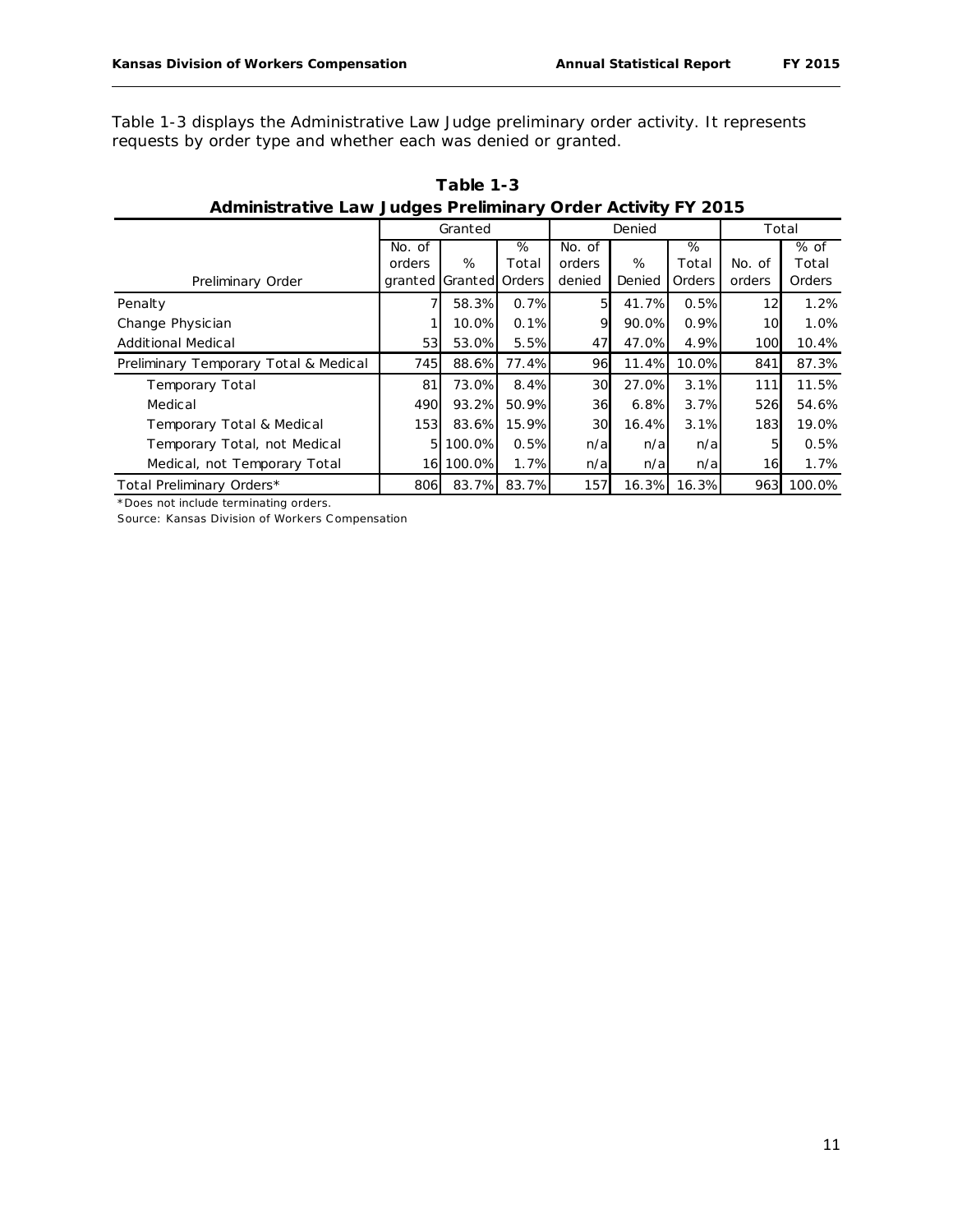Table 1-3 displays the Administrative Law Judge preliminary order activity. It represents requests by order type and whether each was denied or granted.

**Table 1-3**
**Administrative Law Judges Preliminary Order Activity FY 2015**

| Preliminary Order | Granted | | | Denied | | | Total | |
|---|---|---|---|---|---|---|---|---|
| | No. of orders granted | % Granted | % Total Orders | No. of orders denied | % Denied | % Total Orders | No. of orders | % of Total Orders |
| Penalty | 7 | 58.3% | 0.7% | 5 | 41.7% | 0.5% | 12 | 1.2% |
| Change Physician | 1 | 10.0% | 0.1% | 9 | 90.0% | 0.9% | 10 | 1.0% |
| Additional Medical | 53 | 53.0% | 5.5% | 47 | 47.0% | 4.9% | 100 | 10.4% |
| Preliminary Temporary Total & Medical | 745 | 88.6% | 77.4% | 96 | 11.4% | 10.0% | 841 | 87.3% |
| Temporary Total | 81 | 73.0% | 8.4% | 30 | 27.0% | 3.1% | 111 | 11.5% |
| Medical | 490 | 93.2% | 50.9% | 36 | 6.8% | 3.7% | 526 | 54.6% |
| Temporary Total & Medical | 153 | 83.6% | 15.9% | 30 | 16.4% | 3.1% | 183 | 19.0% |
| Temporary Total, not Medical | 5 | 100.0% | 0.5% | n/a | n/a | n/a | 5 | 0.5% |
| Medical, not Temporary Total | 16 | 100.0% | 1.7% | n/a | n/a | n/a | 16 | 1.7% |
| Total Preliminary Orders* | 806 | 83.7% | 83.7% | 157 | 16.3% | 16.3% | 963 | 100.0% |

*Does not include terminating orders.

Source: Kansas Division of Workers Compensation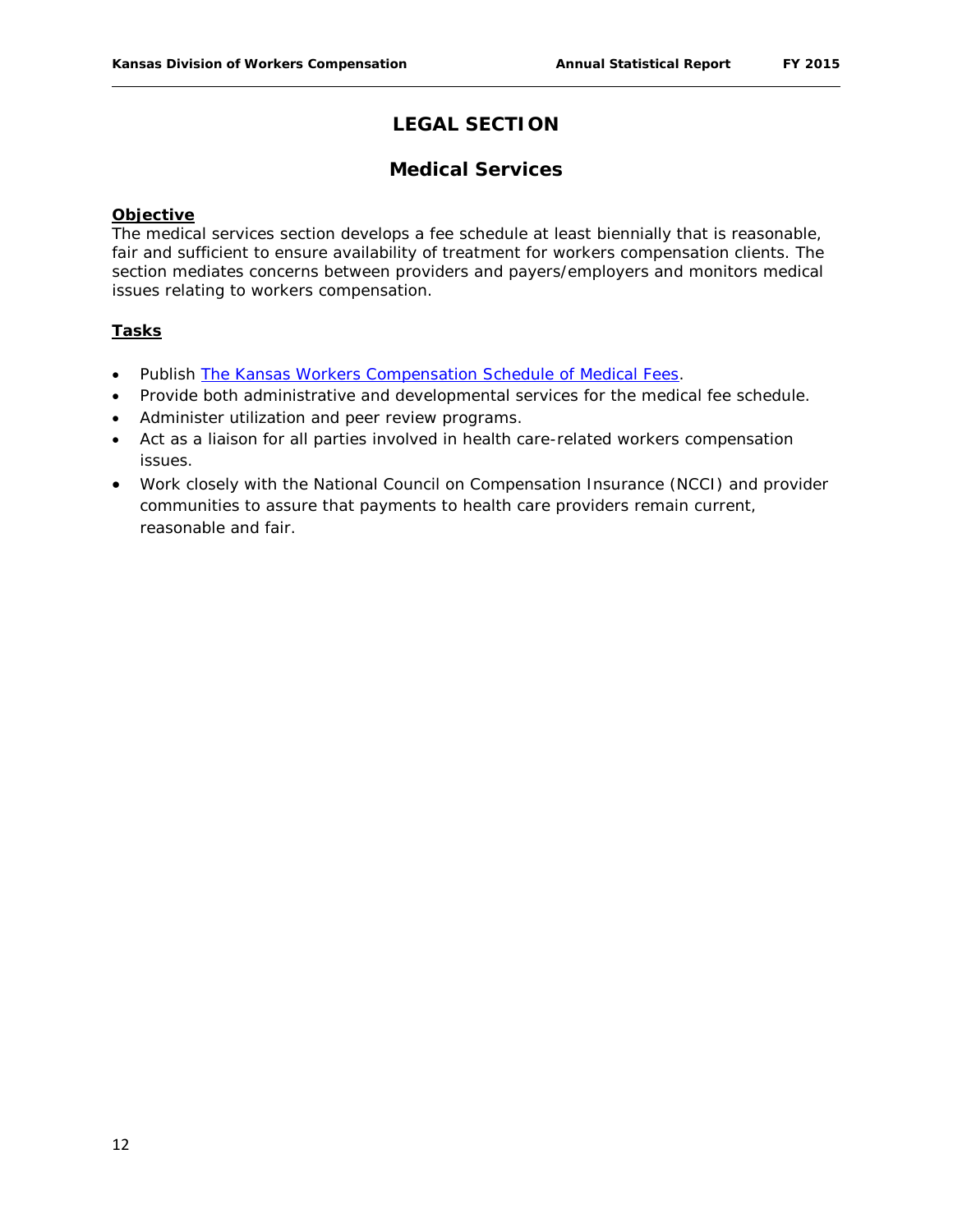# LEGAL SECTION

## Medical Services

**Objective**

The medical services section develops a fee schedule at least biennially that is reasonable, fair and sufficient to ensure availability of treatment for workers compensation clients. The section mediates concerns between providers and payers/employers and monitors medical issues relating to workers compensation.

**Tasks**

- Publish The Kansas Workers Compensation Schedule of Medical Fees.
- Provide both administrative and developmental services for the medical fee schedule.
- Administer utilization and peer review programs.
- Act as a liaison for all parties involved in health care-related workers compensation issues.
- Work closely with the National Council on Compensation Insurance (NCCI) and provider communities to assure that payments to health care providers remain current, reasonable and fair.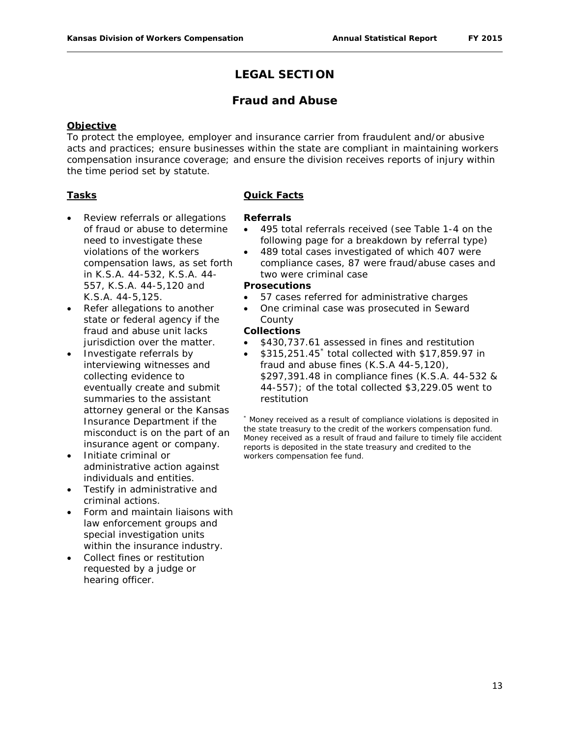# LEGAL SECTION

## Fraud and Abuse

**Objective**

To protect the employee, employer and insurance carrier from fraudulent and/or abusive acts and practices; ensure businesses within the state are compliant in maintaining workers compensation insurance coverage; and ensure the division receives reports of injury within the time period set by statute.

**Tasks**

- Review referrals or allegations of fraud or abuse to determine need to investigate these violations of the workers compensation laws, as set forth in K.S.A. 44-532, K.S.A. 44-557, K.S.A. 44-5,120 and K.S.A. 44-5,125.
- Refer allegations to another state or federal agency if the fraud and abuse unit lacks jurisdiction over the matter.
- Investigate referrals by interviewing witnesses and collecting evidence to eventually create and submit summaries to the assistant attorney general or the Kansas Insurance Department if the misconduct is on the part of an insurance agent or company.
- Initiate criminal or administrative action against individuals and entities.
- Testify in administrative and criminal actions.
- Form and maintain liaisons with law enforcement groups and special investigation units within the insurance industry.
- Collect fines or restitution requested by a judge or hearing officer.

**Quick Facts**

**Referrals**

- 495 total referrals received (see Table 1-4 on the following page for a breakdown by referral type)
- 489 total cases investigated of which 407 were compliance cases, 87 were fraud/abuse cases and two were criminal case

**Prosecutions**

- 57 cases referred for administrative charges
- One criminal case was prosecuted in Seward County

**Collections**

- $430,737.61 assessed in fines and restitution
- $315,251.45* total collected with $17,859.97 in fraud and abuse fines (K.S.A 44-5,120), $297,391.48 in compliance fines (K.S.A. 44-532 & 44-557); of the total collected $3,229.05 went to restitution

* Money received as a result of compliance violations is deposited in the state treasury to the credit of the workers compensation fund. Money received as a result of fraud and failure to timely file accident reports is deposited in the state treasury and credited to the workers compensation fee fund.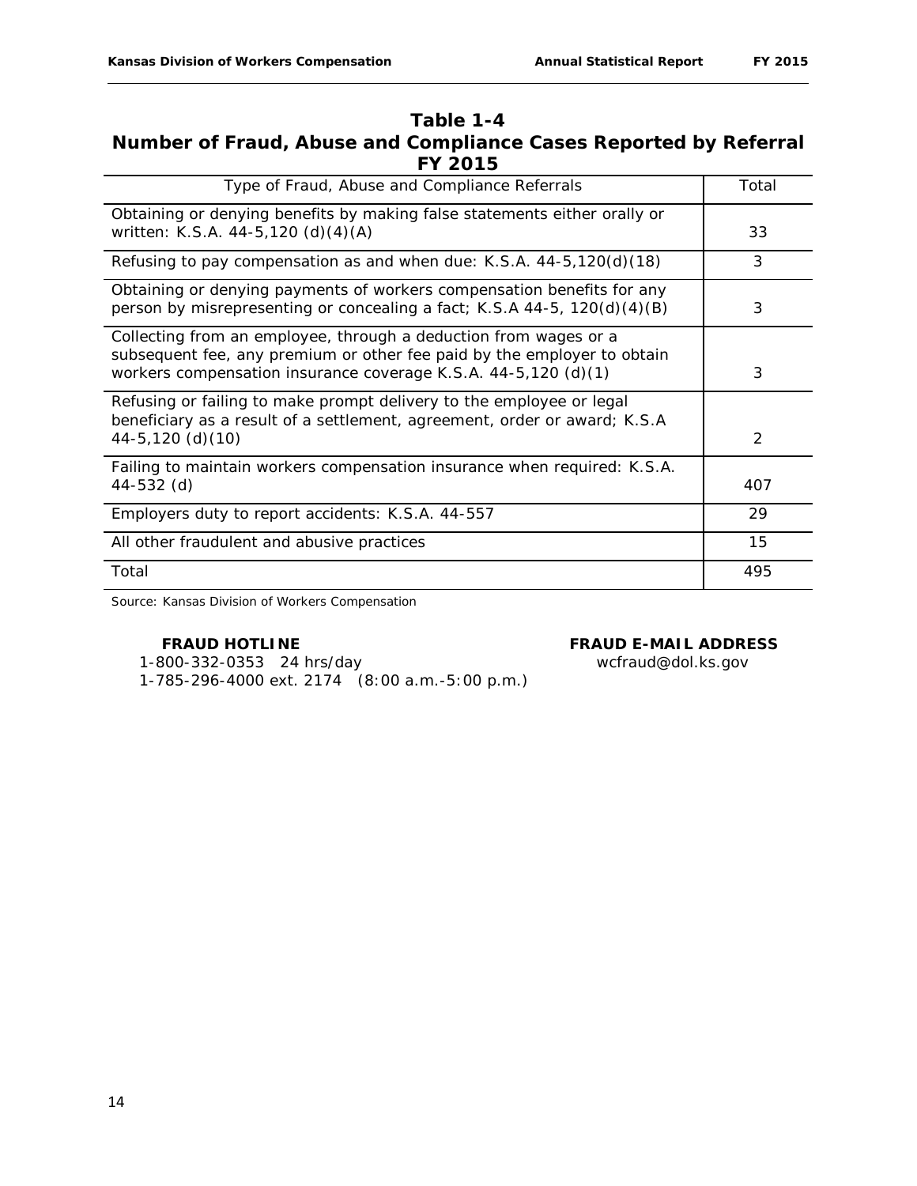## Table 1-4
## Number of Fraud, Abuse and Compliance Cases Reported by Referral
## FY 2015

| Type of Fraud, Abuse and Compliance Referrals | Total |
| --- | --- |
| Obtaining or denying benefits by making false statements either orally or written: K.S.A. 44-5,120 (d)(4)(A) | 33 |
| Refusing to pay compensation as and when due: K.S.A. 44-5,120(d)(18) | 3 |
| Obtaining or denying payments of workers compensation benefits for any person by misrepresenting or concealing a fact; K.S.A 44-5, 120(d)(4)(B) | 3 |
| Collecting from an employee, through a deduction from wages or a subsequent fee, any premium or other fee paid by the employer to obtain workers compensation insurance coverage K.S.A. 44-5,120 (d)(1) | 3 |
| Refusing or failing to make prompt delivery to the employee or legal beneficiary as a result of a settlement, agreement, order or award; K.S.A 44-5,120 (d)(10) | 2 |
| Failing to maintain workers compensation insurance when required: K.S.A. 44-532 (d) | 407 |
| Employers duty to report accidents: K.S.A. 44-557 | 29 |
| All other fraudulent and abusive practices | 15 |
| Total | 495 |

Source: Kansas Division of Workers Compensation

**FRAUD HOTLINE**
1-800-332-0353 24 hrs/day
1-785-296-4000 ext. 2174 (8:00 a.m.-5:00 p.m.)

**FRAUD E-MAIL ADDRESS**
wcfraud@dol.ks.gov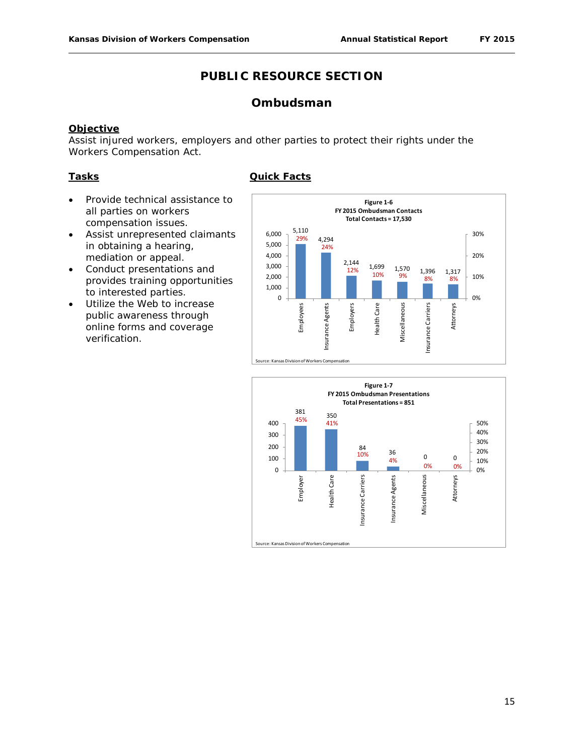# PUBLIC RESOURCE SECTION

## Ombudsman

**Objective**

Assist injured workers, employers and other parties to protect their rights under the Workers Compensation Act.

**Tasks**

- Provide technical assistance to all parties on workers compensation issues.
- Assist unrepresented claimants in obtaining a hearing, mediation or appeal.
- Conduct presentations and provides training opportunities to interested parties.
- Utilize the Web to increase public awareness through online forms and coverage verification.

**Quick Facts**

**Figure 1-6**
**FY 2015 Ombudsman Contacts**
**Total Contacts = 17,530**

| Category | Contacts | Percent |
|---|---|---|
| Employees | 5,110 | 29% |
| Insurance Agents | 4,294 | 24% |
| Employers | 2,144 | 12% |
| Health Care | 1,699 | 10% |
| Miscellaneous | 1,570 | 9% |
| Insurance Carriers | 1,396 | 8% |
| Attorneys | 1,317 | 8% |

Source: Kansas Division of Workers Compensation

**Figure 1-7**
**FY 2015 Ombudsman Presentations**
**Total Presentations = 851**

| Category | Presentations | Percent |
|---|---|---|
| Employer | 381 | 45% |
| Health Care | 350 | 41% |
| Insurance Carriers | 84 | 10% |
| Insurance Agents | 36 | 4% |
| Miscellaneous | 0 | 0% |
| Attorneys | 0 | 0% |

Source: Kansas Division of Workers Compensation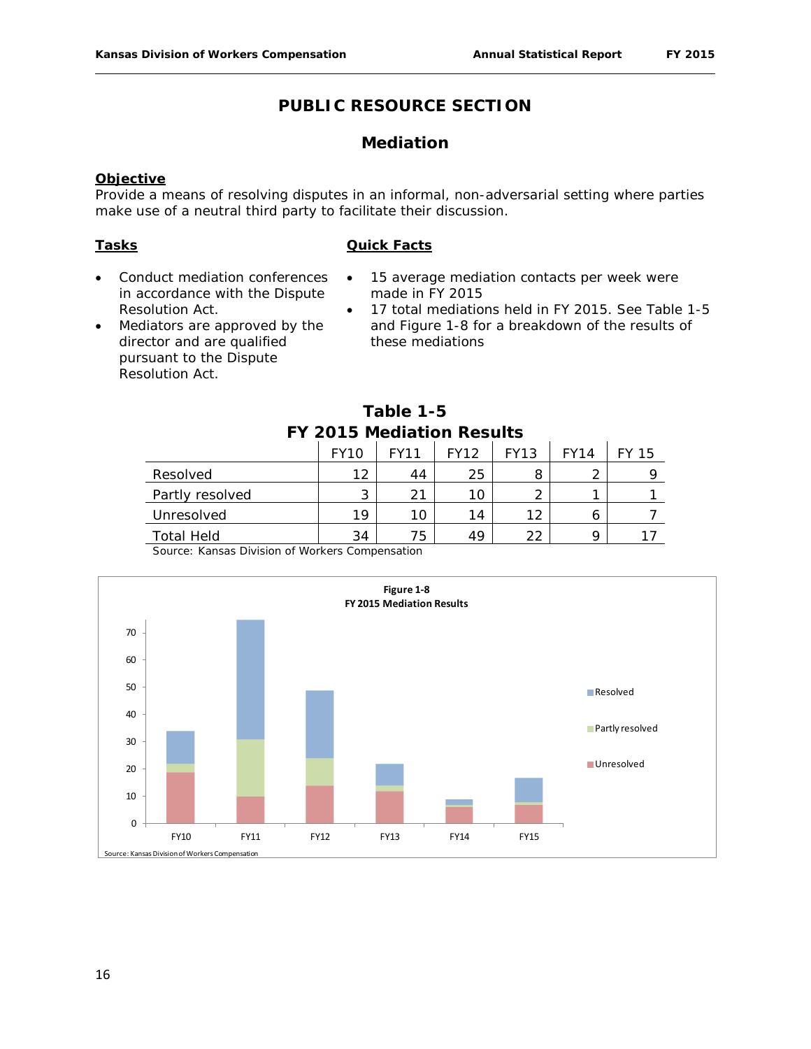# PUBLIC RESOURCE SECTION

## Mediation

**Objective**

Provide a means of resolving disputes in an informal, non-adversarial setting where parties make use of a neutral third party to facilitate their discussion.

**Tasks**

- Conduct mediation conferences in accordance with the Dispute Resolution Act.
- Mediators are approved by the director and are qualified pursuant to the Dispute Resolution Act.

**Quick Facts**

- 15 average mediation contacts per week were made in FY 2015
- 17 total mediations held in FY 2015. See Table 1-5 and Figure 1-8 for a breakdown of the results of these mediations

**Table 1-5**
**FY 2015 Mediation Results**

| | FY10 | FY11 | FY12 | FY13 | FY14 | FY 15 |
|---|---|---|---|---|---|---|
| Resolved | 12 | 44 | 25 | 8 | 2 | 9 |
| Partly resolved | 3 | 21 | 10 | 2 | 1 | 1 |
| Unresolved | 19 | 10 | 14 | 12 | 6 | 7 |
| Total Held | 34 | 75 | 49 | 22 | 9 | 17 |

Source: Kansas Division of Workers Compensation

**Figure 1-8**
**FY 2015 Mediation Results**

Source: Kansas Division of Workers Compensation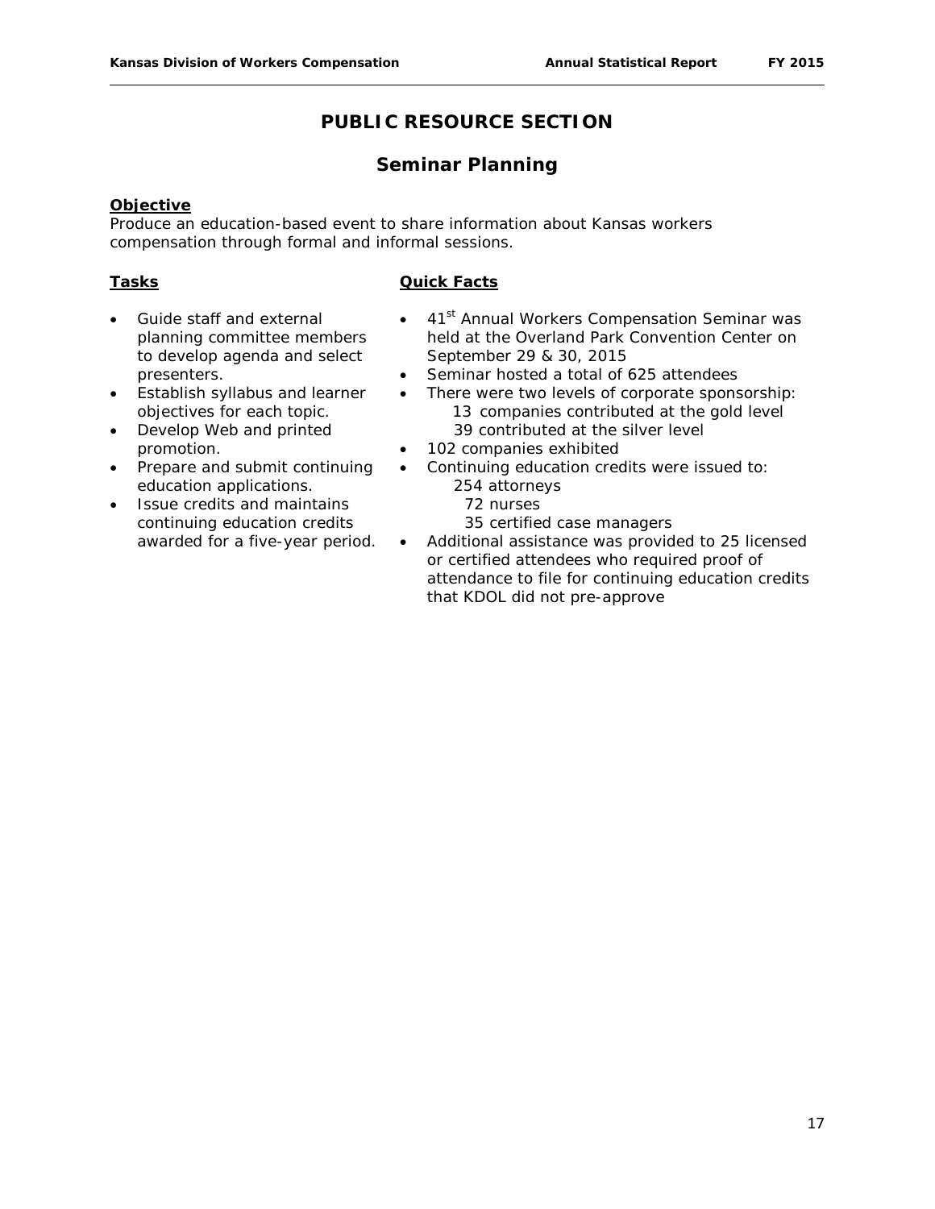# PUBLIC RESOURCE SECTION

## Seminar Planning

**Objective**

Produce an education-based event to share information about Kansas workers compensation through formal and informal sessions.

**Tasks**

- Guide staff and external planning committee members to develop agenda and select presenters.
- Establish syllabus and learner objectives for each topic.
- Develop Web and printed promotion.
- Prepare and submit continuing education applications.
- Issue credits and maintains continuing education credits awarded for a five-year period.

**Quick Facts**

- 41st Annual Workers Compensation Seminar was held at the Overland Park Convention Center on September 29 & 30, 2015
- Seminar hosted a total of 625 attendees
- There were two levels of corporate sponsorship:
  - 13 companies contributed at the gold level
  - 39 contributed at the silver level
- 102 companies exhibited
- Continuing education credits were issued to:
  - 254 attorneys
  - 72 nurses
  - 35 certified case managers
- Additional assistance was provided to 25 licensed or certified attendees who required proof of attendance to file for continuing education credits that KDOL did not pre-approve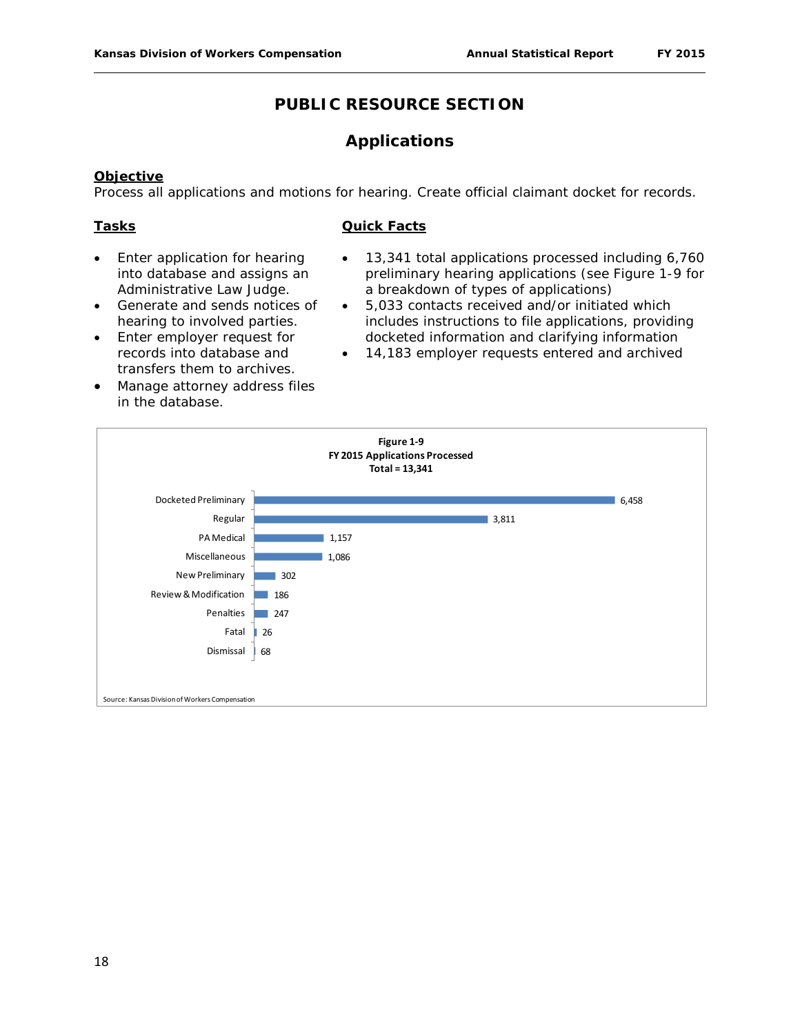# PUBLIC RESOURCE SECTION

## Applications

**Objective**

Process all applications and motions for hearing. Create official claimant docket for records.

**Tasks**

- Enter application for hearing into database and assigns an Administrative Law Judge.
- Generate and sends notices of hearing to involved parties.
- Enter employer request for records into database and transfers them to archives.
- Manage attorney address files in the database.

**Quick Facts**

- 13,341 total applications processed including 6,760 preliminary hearing applications (see Figure 1-9 for a breakdown of types of applications)
- 5,033 contacts received and/or initiated which includes instructions to file applications, providing docketed information and clarifying information
- 14,183 employer requests entered and archived

**Figure 1-9**
**FY 2015 Applications Processed**
**Total = 13,341**

| Application Type | Number |
|---|---|
| Docketed Preliminary | 6,458 |
| Regular | 3,811 |
| PA Medical | 1,157 |
| Miscellaneous | 1,086 |
| New Preliminary | 302 |
| Review & Modification | 186 |
| Penalties | 247 |
| Fatal | 26 |
| Dismissal | 68 |

Source: Kansas Division of Workers Compensation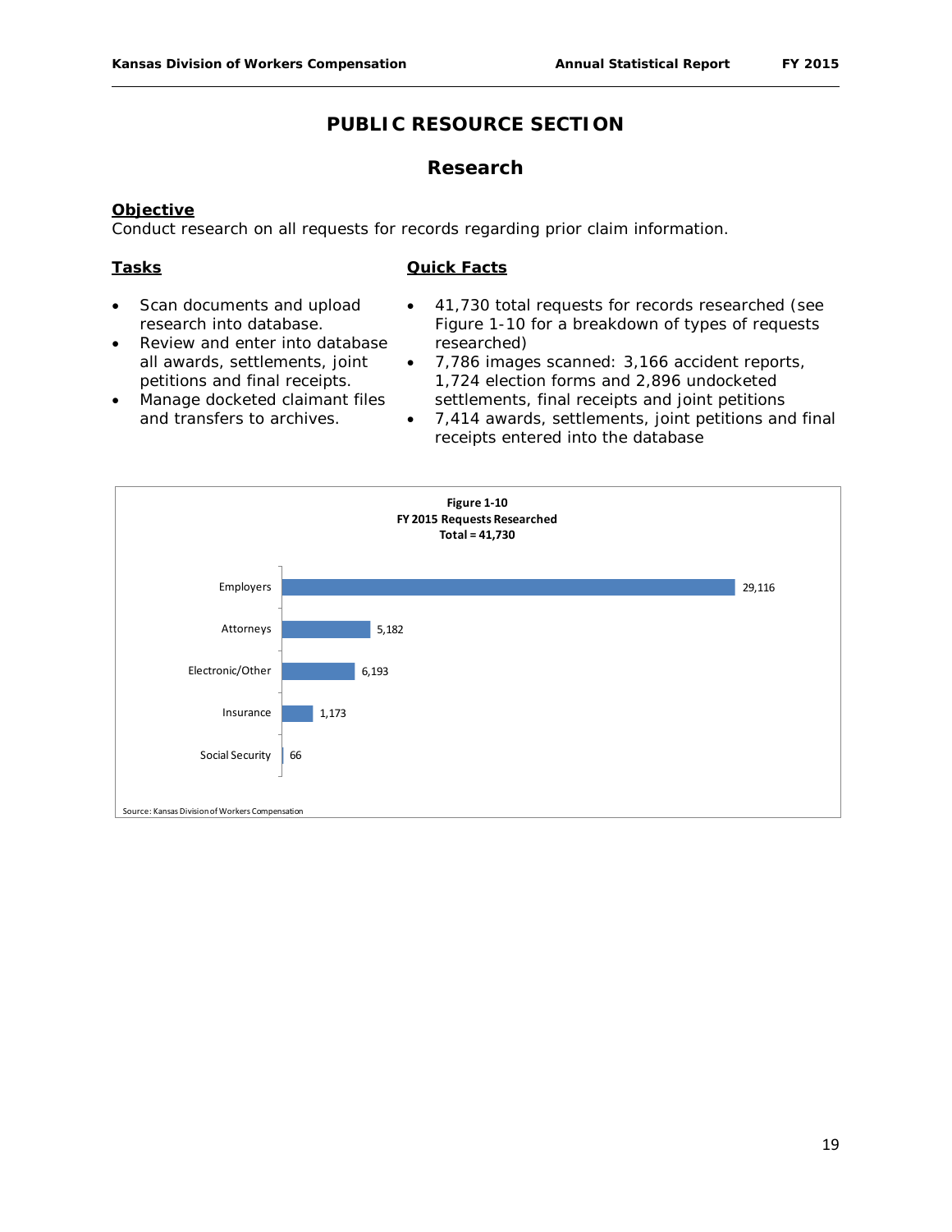# PUBLIC RESOURCE SECTION

## Research

**Objective**

Conduct research on all requests for records regarding prior claim information.

**Tasks**

- Scan documents and upload research into database.
- Review and enter into database all awards, settlements, joint petitions and final receipts.
- Manage docketed claimant files and transfers to archives.

**Quick Facts**

- 41,730 total requests for records researched (see Figure 1-10 for a breakdown of types of requests researched)
- 7,786 images scanned: 3,166 accident reports, 1,724 election forms and 2,896 undocketed settlements, final receipts and joint petitions
- 7,414 awards, settlements, joint petitions and final receipts entered into the database

**Figure 1-10**
**FY 2015 Requests Researched**
**Total = 41,730**

| Requester | Requests |
|---|---|
| Employers | 29,116 |
| Attorneys | 5,182 |
| Electronic/Other | 6,193 |
| Insurance | 1,173 |
| Social Security | 66 |

Source: Kansas Division of Workers Compensation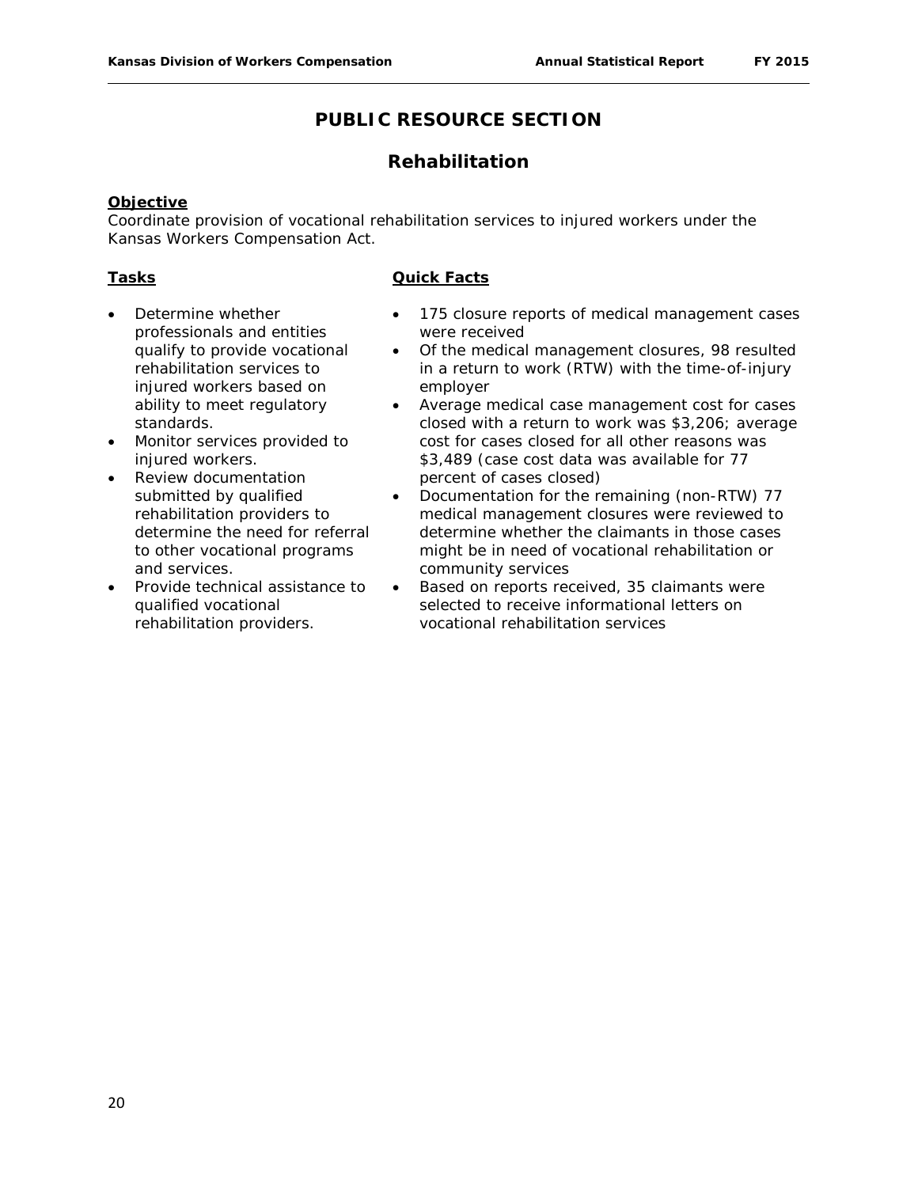# PUBLIC RESOURCE SECTION

## Rehabilitation

**Objective**

Coordinate provision of vocational rehabilitation services to injured workers under the Kansas Workers Compensation Act.

**Tasks**

- Determine whether professionals and entities qualify to provide vocational rehabilitation services to injured workers based on ability to meet regulatory standards.
- Monitor services provided to injured workers.
- Review documentation submitted by qualified rehabilitation providers to determine the need for referral to other vocational programs and services.
- Provide technical assistance to qualified vocational rehabilitation providers.

**Quick Facts**

- 175 closure reports of medical management cases were received
- Of the medical management closures, 98 resulted in a return to work (RTW) with the time-of-injury employer
- Average medical case management cost for cases closed with a return to work was $3,206; average cost for cases closed for all other reasons was $3,489 (case cost data was available for 77 percent of cases closed)
- Documentation for the remaining (non-RTW) 77 medical management closures were reviewed to determine whether the claimants in those cases might be in need of vocational rehabilitation or community services
- Based on reports received, 35 claimants were selected to receive informational letters on vocational rehabilitation services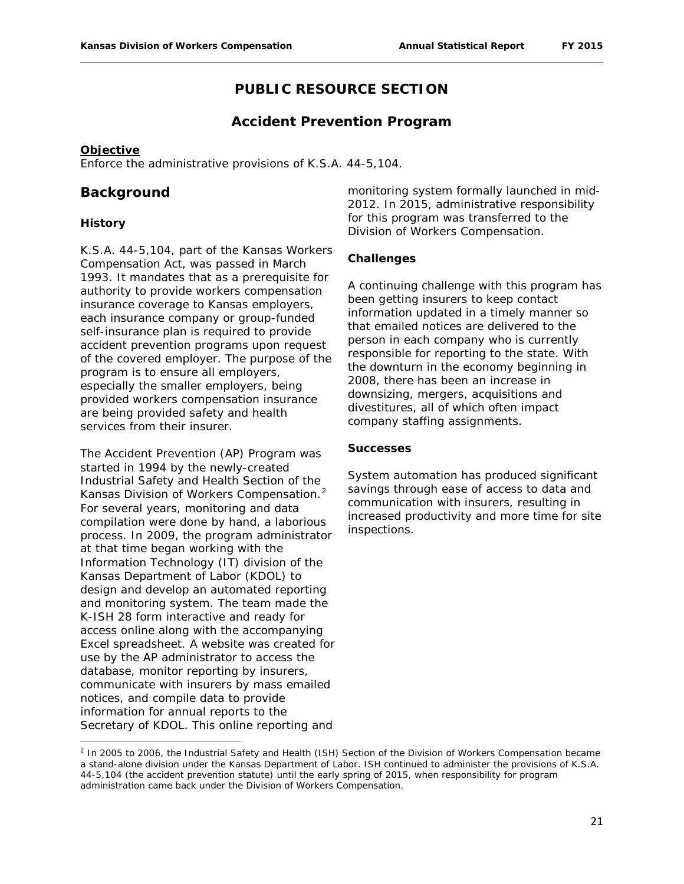# PUBLIC RESOURCE SECTION

## Accident Prevention Program

**Objective**

Enforce the administrative provisions of K.S.A. 44-5,104.

## Background

### History

K.S.A. 44-5,104, part of the Kansas Workers Compensation Act, was passed in March 1993. It mandates that as a prerequisite for authority to provide workers compensation insurance coverage to Kansas employers, each insurance company or group-funded self-insurance plan is required to provide accident prevention programs upon request of the covered employer. The purpose of the program is to ensure all employers, especially the smaller employers, being provided workers compensation insurance are being provided safety and health services from their insurer.

The Accident Prevention (AP) Program was started in 1994 by the newly-created Industrial Safety and Health Section of the Kansas Division of Workers Compensation.[2] For several years, monitoring and data compilation were done by hand, a laborious process. In 2009, the program administrator at that time began working with the Information Technology (IT) division of the Kansas Department of Labor (KDOL) to design and develop an automated reporting and monitoring system. The team made the K-ISH 28 form interactive and ready for access online along with the accompanying Excel spreadsheet. A website was created for use by the AP administrator to access the database, monitor reporting by insurers, communicate with insurers by mass emailed notices, and compile data to provide information for annual reports to the Secretary of KDOL. This online reporting and monitoring system formally launched in mid-2012. In 2015, administrative responsibility for this program was transferred to the Division of Workers Compensation.

### Challenges

A continuing challenge with this program has been getting insurers to keep contact information updated in a timely manner so that emailed notices are delivered to the person in each company who is currently responsible for reporting to the state. With the downturn in the economy beginning in 2008, there has been an increase in downsizing, mergers, acquisitions and divestitures, all of which often impact company staffing assignments.

### Successes

System automation has produced significant savings through ease of access to data and communication with insurers, resulting in increased productivity and more time for site inspections.

---

[2] In 2005 to 2006, the Industrial Safety and Health (ISH) Section of the Division of Workers Compensation became a stand-alone division under the Kansas Department of Labor. ISH continued to administer the provisions of K.S.A. 44-5,104 (the accident prevention statute) until the early spring of 2015, when responsibility for program administration came back under the Division of Workers Compensation.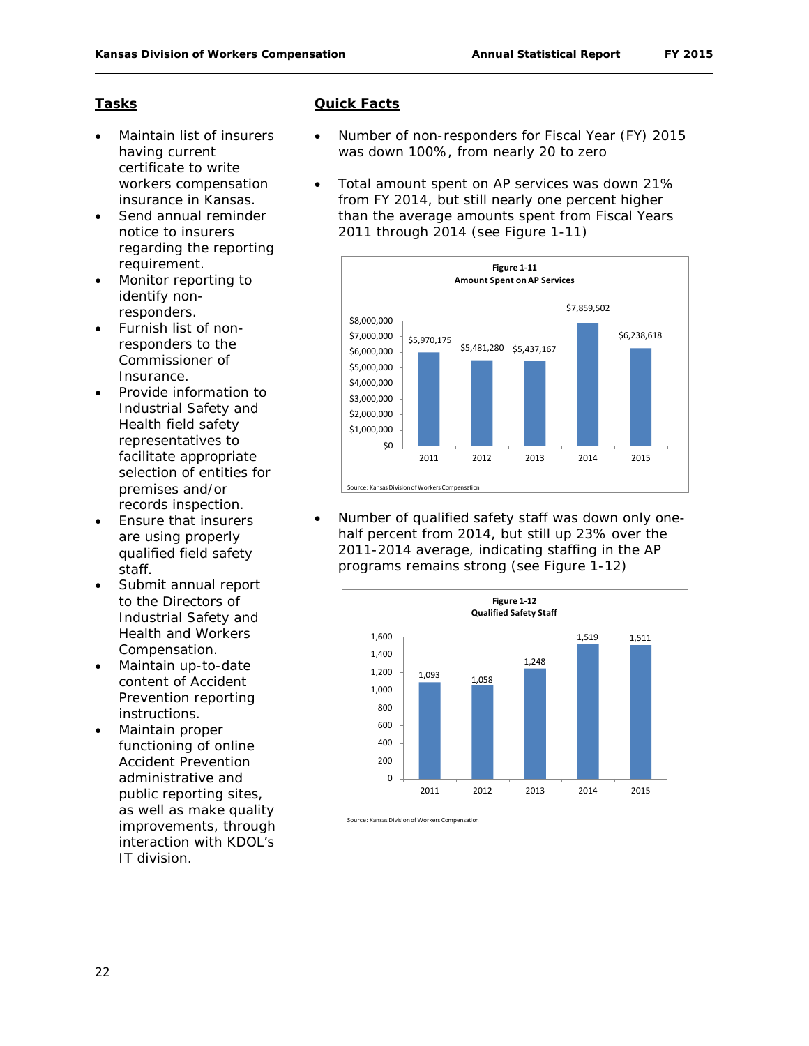## Tasks

- Maintain list of insurers having current certificate to write workers compensation insurance in Kansas.
- Send annual reminder notice to insurers regarding the reporting requirement.
- Monitor reporting to identify non-responders.
- Furnish list of non-responders to the Commissioner of Insurance.
- Provide information to Industrial Safety and Health field safety representatives to facilitate appropriate selection of entities for premises and/or records inspection.
- Ensure that insurers are using properly qualified field safety staff.
- Submit annual report to the Directors of Industrial Safety and Health and Workers Compensation.
- Maintain up-to-date content of Accident Prevention reporting instructions.
- Maintain proper functioning of online Accident Prevention administrative and public reporting sites, as well as make quality improvements, through interaction with KDOL's IT division.

## Quick Facts

- Number of non-responders for Fiscal Year (FY) 2015 was down 100%, from nearly 20 to zero
- Total amount spent on AP services was down 21% from FY 2014, but still nearly one percent higher than the average amounts spent from Fiscal Years 2011 through 2014 (see Figure 1-11)

**Figure 1-11**
**Amount Spent on AP Services**

| Year | Amount |
|---|---|
| 2011 | $5,970,175 |
| 2012 | $5,481,280 |
| 2013 | $5,437,167 |
| 2014 | $7,859,502 |
| 2015 | $6,238,618 |

Source: Kansas Division of Workers Compensation

- Number of qualified safety staff was down only one-half percent from 2014, but still up 23% over the 2011-2014 average, indicating staffing in the AP programs remains strong (see Figure 1-12)

**Figure 1-12**
**Qualified Safety Staff**

| Year | Staff |
|---|---|
| 2011 | 1,093 |
| 2012 | 1,058 |
| 2013 | 1,248 |
| 2014 | 1,519 |
| 2015 | 1,511 |

Source: Kansas Division of Workers Compensation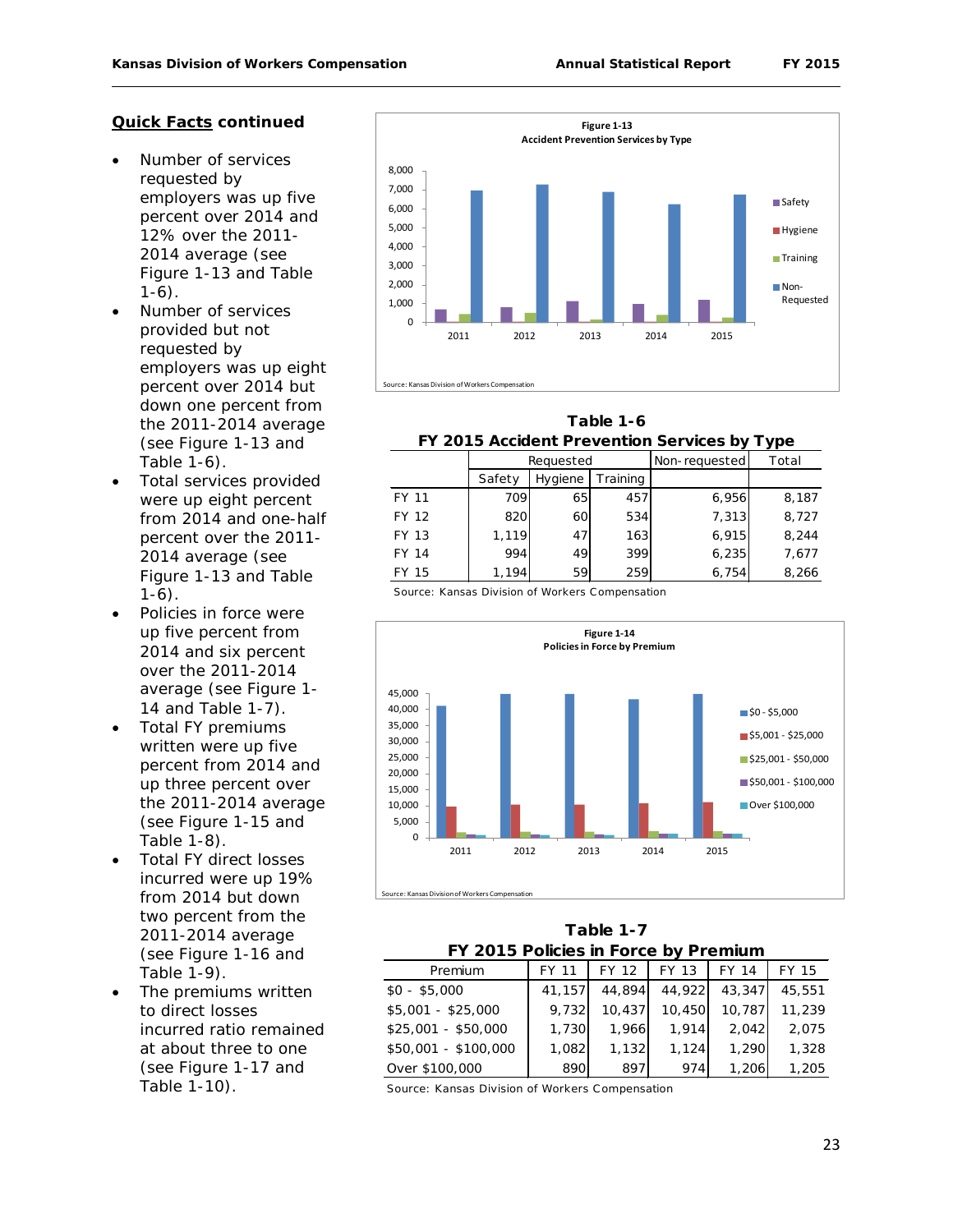## Quick Facts continued

- Number of services requested by employers was up five percent over 2014 and 12% over the 2011-2014 average (see Figure 1-13 and Table 1-6).
- Number of services provided but not requested by employers was up eight percent over 2014 but down one percent from the 2011-2014 average (see Figure 1-13 and Table 1-6).
- Total services provided were up eight percent from 2014 and one-half percent over the 2011-2014 average (see Figure 1-13 and Table 1-6).
- Policies in force were up five percent from 2014 and six percent over the 2011-2014 average (see Figure 1-14 and Table 1-7).
- Total FY premiums written were up five percent from 2014 and up three percent over the 2011-2014 average (see Figure 1-15 and Table 1-8).
- Total FY direct losses incurred were up 19% from 2014 but down two percent from the 2011-2014 average (see Figure 1-16 and Table 1-9).
- The premiums written to direct losses incurred ratio remained at about three to one (see Figure 1-17 and Table 1-10).

**Figure 1-13**
**Accident Prevention Services by Type**

Source: Kansas Division of Workers Compensation

### Table 1-6
### FY 2015 Accident Prevention Services by Type

| | Requested | | | Non-requested | Total |
|---|---|---|---|---|---|
| | Safety | Hygiene | Training | | |
| FY 11 | 709 | 65 | 457 | 6,956 | 8,187 |
| FY 12 | 820 | 60 | 534 | 7,313 | 8,727 |
| FY 13 | 1,119 | 47 | 163 | 6,915 | 8,244 |
| FY 14 | 994 | 49 | 399 | 6,235 | 7,677 |
| FY 15 | 1,194 | 59 | 259 | 6,754 | 8,266 |

Source: Kansas Division of Workers Compensation

**Figure 1-14**
**Policies in Force by Premium**

Source: Kansas Division of Workers Compensation

### Table 1-7
### FY 2015 Policies in Force by Premium

| Premium | FY 11 | FY 12 | FY 13 | FY 14 | FY 15 |
|---|---|---|---|---|---|
| $0 - $5,000 | 41,157 | 44,894 | 44,922 | 43,347 | 45,551 |
| $5,001 - $25,000 | 9,732 | 10,437 | 10,450 | 10,787 | 11,239 |
| $25,001 - $50,000 | 1,730 | 1,966 | 1,914 | 2,042 | 2,075 |
| $50,001 - $100,000 | 1,082 | 1,132 | 1,124 | 1,290 | 1,328 |
| Over $100,000 | 890 | 897 | 974 | 1,206 | 1,205 |

Source: Kansas Division of Workers Compensation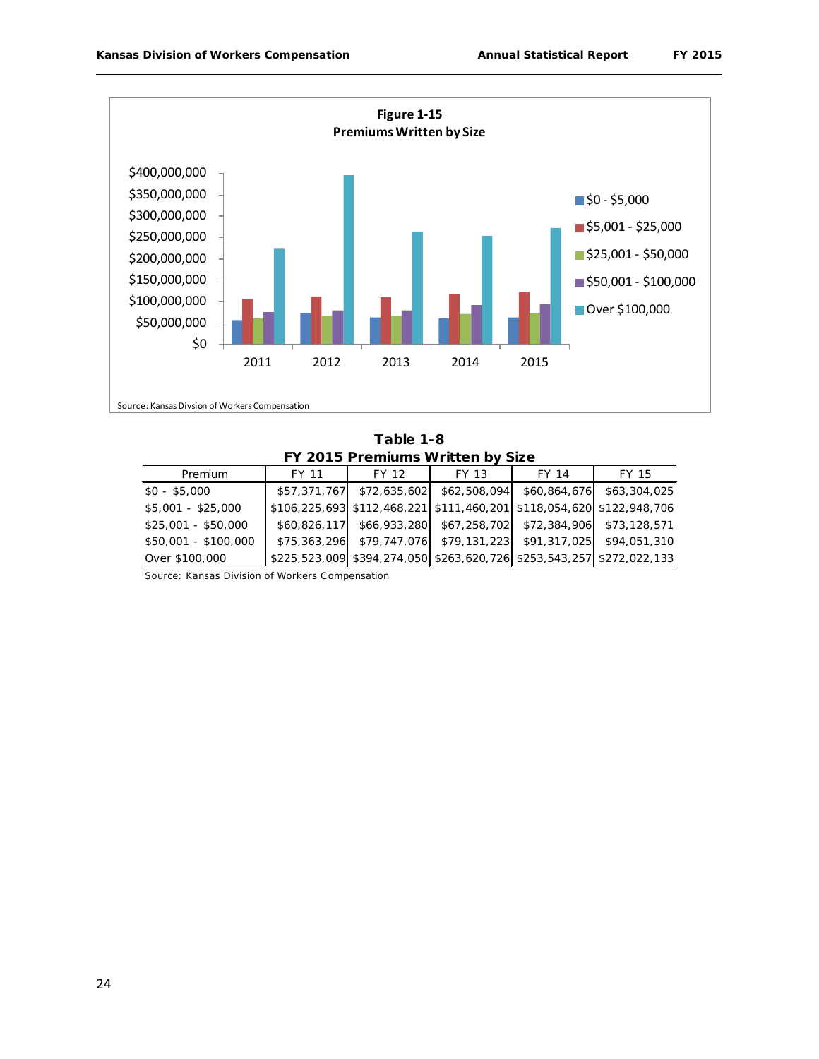Figure 1-15
Premiums Written by Size

Source: Kansas Divsion of Workers Compensation

**Table 1-8**
**FY 2015 Premiums Written by Size**

| Premium | FY 11 | FY 12 | FY 13 | FY 14 | FY 15 |
|---|---|---|---|---|---|
| $0 - $5,000 | $57,371,767 | $72,635,602 | $62,508,094 | $60,864,676 | $63,304,025 |
| $5,001 - $25,000 | $106,225,693 | $112,468,221 | $111,460,201 | $118,054,620 | $122,948,706 |
| $25,001 - $50,000 | $60,826,117 | $66,933,280 | $67,258,702 | $72,384,906 | $73,128,571 |
| $50,001 - $100,000 | $75,363,296 | $79,747,076 | $79,131,223 | $91,317,025 | $94,051,310 |
| Over $100,000 | $225,523,009 | $394,274,050 | $263,620,726 | $253,543,257 | $272,022,133 |

Source: Kansas Division of Workers Compensation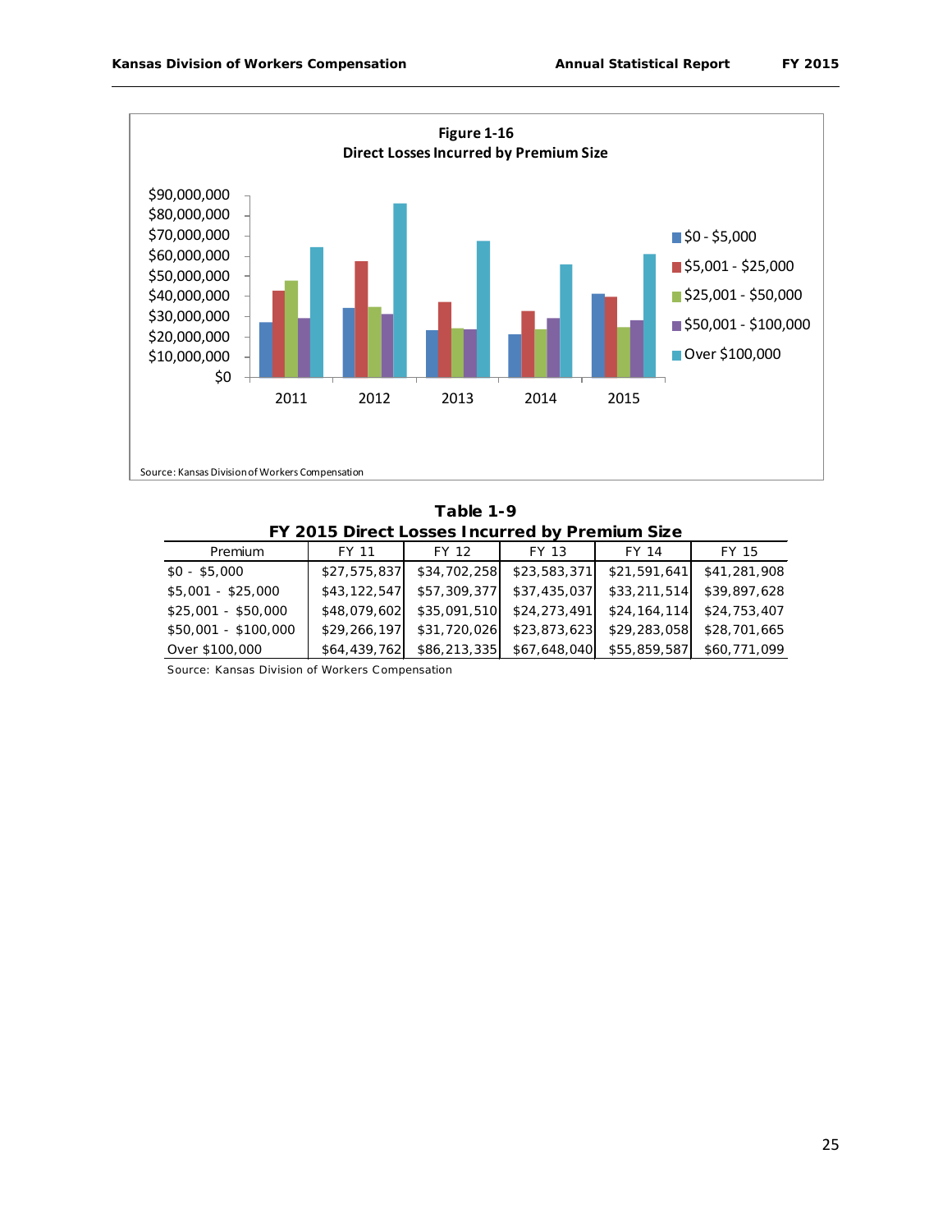**Figure 1-16**
**Direct Losses Incurred by Premium Size**

Source: Kansas Division of Workers Compensation

**Table 1-9**
**FY 2015 Direct Losses Incurred by Premium Size**

| Premium | FY 11 | FY 12 | FY 13 | FY 14 | FY 15 |
|---|---|---|---|---|---|
| $0 - $5,000 | $27,575,837 | $34,702,258 | $23,583,371 | $21,591,641 | $41,281,908 |
| $5,001 - $25,000 | $43,122,547 | $57,309,377 | $37,435,037 | $33,211,514 | $39,897,628 |
| $25,001 - $50,000 | $48,079,602 | $35,091,510 | $24,273,491 | $24,164,114 | $24,753,407 |
| $50,001 - $100,000 | $29,266,197 | $31,720,026 | $23,873,623 | $29,283,058 | $28,701,665 |
| Over $100,000 | $64,439,762 | $86,213,335 | $67,648,040 | $55,859,587 | $60,771,099 |

Source: Kansas Division of Workers Compensation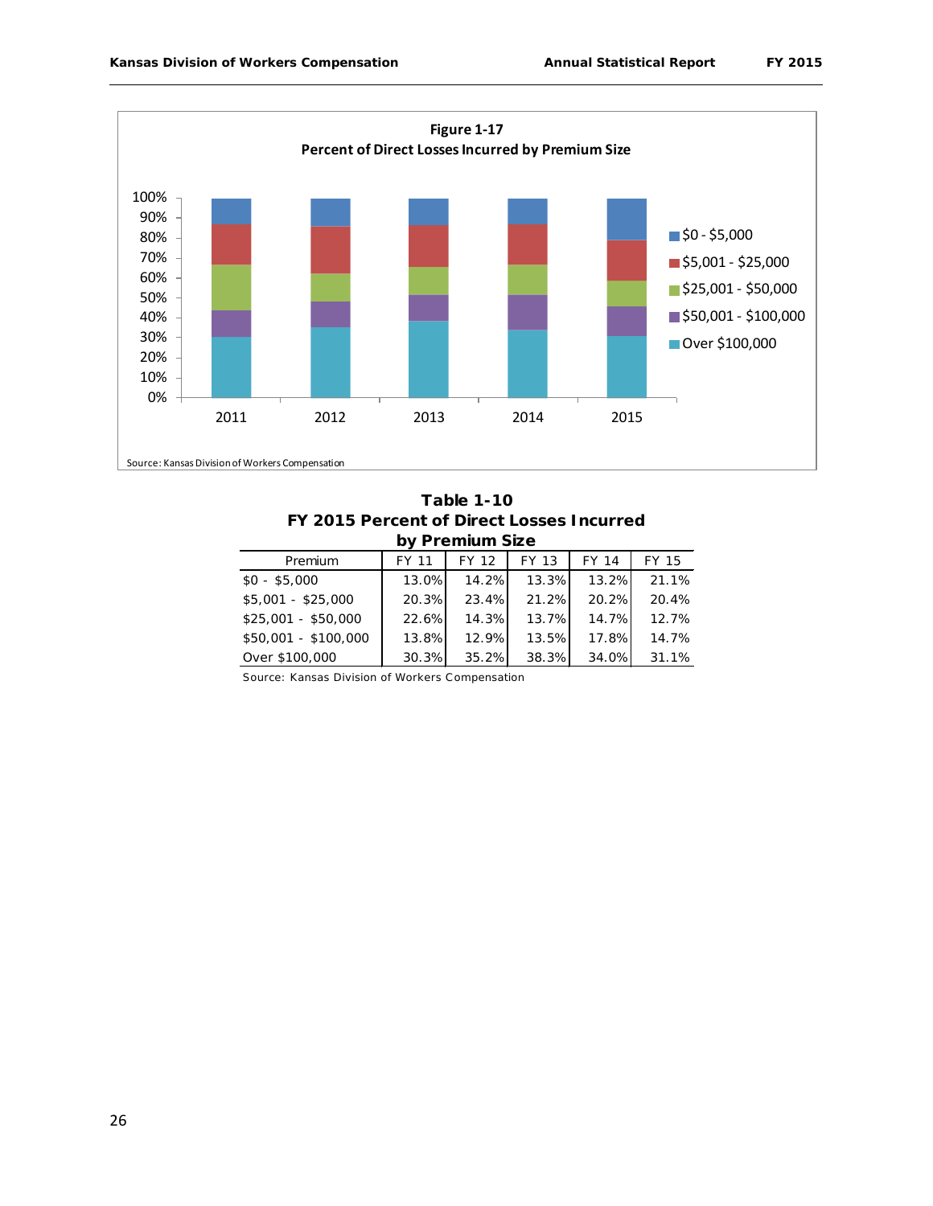**Figure 1-17**
**Percent of Direct Losses Incurred by Premium Size**

Source: Kansas Division of Workers Compensation

## Table 1-10
## FY 2015 Percent of Direct Losses Incurred by Premium Size

| Premium | FY 11 | FY 12 | FY 13 | FY 14 | FY 15 |
|---|---|---|---|---|---|
| $0 - $5,000 | 13.0% | 14.2% | 13.3% | 13.2% | 21.1% |
| $5,001 - $25,000 | 20.3% | 23.4% | 21.2% | 20.2% | 20.4% |
| $25,001 - $50,000 | 22.6% | 14.3% | 13.7% | 14.7% | 12.7% |
| $50,001 - $100,000 | 13.8% | 12.9% | 13.5% | 17.8% | 14.7% |
| Over $100,000 | 30.3% | 35.2% | 38.3% | 34.0% | 31.1% |

Source: Kansas Division of Workers Compensation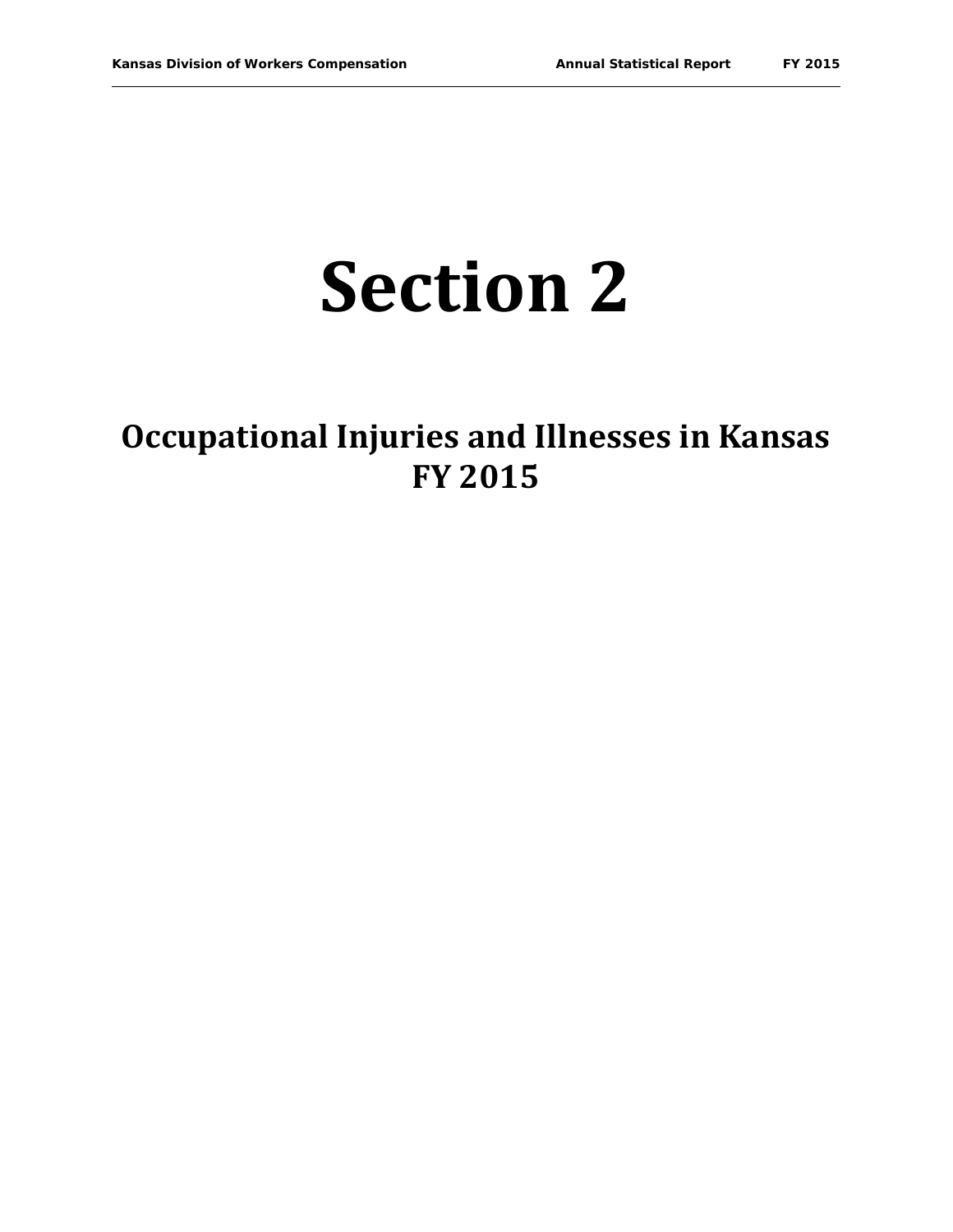# Section 2

## Occupational Injuries and Illnesses in Kansas FY 2015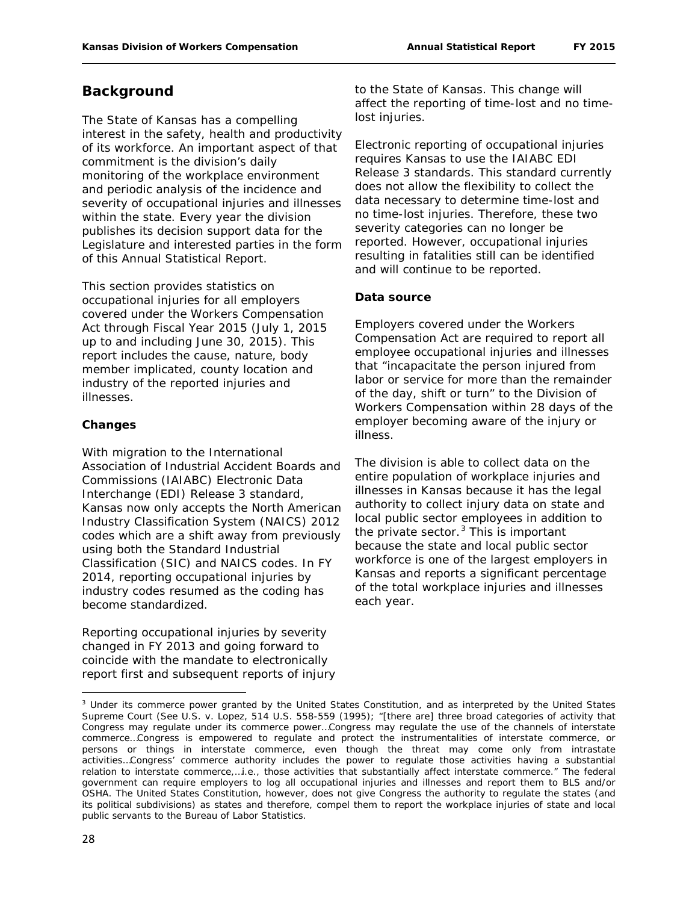## Background

The State of Kansas has a compelling interest in the safety, health and productivity of its workforce. An important aspect of that commitment is the division's daily monitoring of the workplace environment and periodic analysis of the incidence and severity of occupational injuries and illnesses within the state. Every year the division publishes its decision support data for the Legislature and interested parties in the form of this Annual Statistical Report.

This section provides statistics on occupational injuries for all employers covered under the Workers Compensation Act through Fiscal Year 2015 (July 1, 2015 up to and including June 30, 2015). This report includes the cause, nature, body member implicated, county location and industry of the reported injuries and illnesses.

### Changes

With migration to the International Association of Industrial Accident Boards and Commissions (IAIABC) Electronic Data Interchange (EDI) Release 3 standard, Kansas now only accepts the North American Industry Classification System (NAICS) 2012 codes which are a shift away from previously using both the Standard Industrial Classification (SIC) and NAICS codes. In FY 2014, reporting occupational injuries by industry codes resumed as the coding has become standardized.

Reporting occupational injuries by severity changed in FY 2013 and going forward to coincide with the mandate to electronically report first and subsequent reports of injury to the State of Kansas. This change will affect the reporting of time-lost and no time-lost injuries.

Electronic reporting of occupational injuries requires Kansas to use the IAIABC EDI Release 3 standards. This standard currently does not allow the flexibility to collect the data necessary to determine time-lost and no time-lost injuries. Therefore, these two severity categories can no longer be reported. However, occupational injuries resulting in fatalities still can be identified and will continue to be reported.

### Data source

Employers covered under the Workers Compensation Act are required to report all employee occupational injuries and illnesses that "incapacitate the person injured from labor or service for more than the remainder of the day, shift or turn" to the Division of Workers Compensation within 28 days of the employer becoming aware of the injury or illness.

The division is able to collect data on the entire population of workplace injuries and illnesses in Kansas because it has the legal authority to collect injury data on state and local public sector employees in addition to the private sector.[3] This is important because the state and local public sector workforce is one of the largest employers in Kansas and reports a significant percentage of the total workplace injuries and illnesses each year.

---

[3] Under its commerce power granted by the United States Constitution, and as interpreted by the United States Supreme Court (See U.S. v. Lopez, 514 U.S. 558-559 (1995); "[there are] three broad categories of activity that Congress may regulate under its commerce power…Congress may regulate the use of the channels of interstate commerce…Congress is empowered to regulate and protect the instrumentalities of interstate commerce, or persons or things in interstate commerce, even though the threat may come only from intrastate activities…Congress' commerce authority includes the power to regulate those activities having a substantial relation to interstate commerce,…i.e., those activities that substantially affect interstate commerce." The federal government can require employers to log all occupational injuries and illnesses and report them to BLS and/or OSHA. The United States Constitution, however, does not give Congress the authority to regulate the states (and its political subdivisions) as states and therefore, compel them to report the workplace injuries of state and local public servants to the Bureau of Labor Statistics.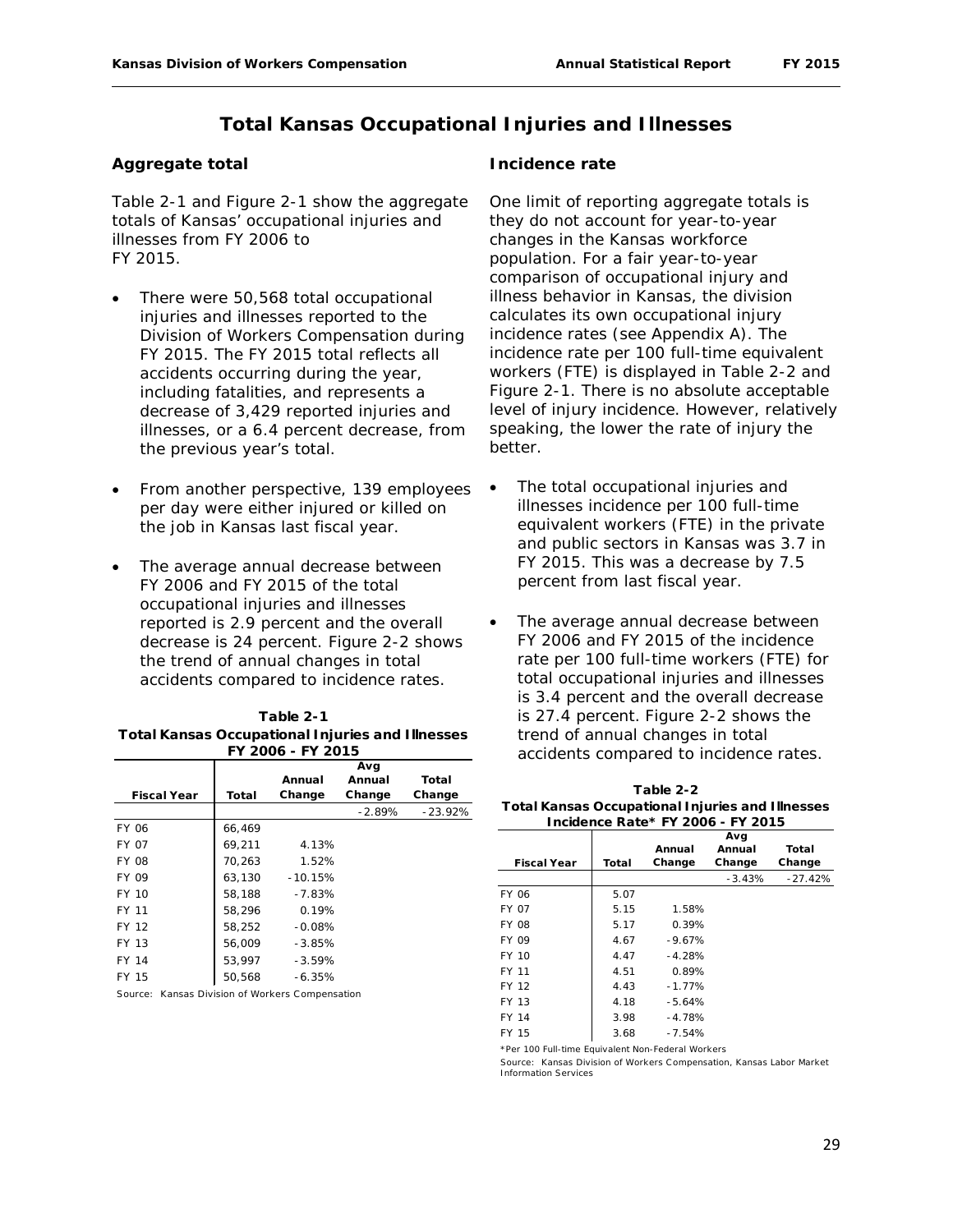# Total Kansas Occupational Injuries and Illnesses

## Aggregate total

Table 2-1 and Figure 2-1 show the aggregate totals of Kansas' occupational injuries and illnesses from FY 2006 to FY 2015.

- There were 50,568 total occupational injuries and illnesses reported to the Division of Workers Compensation during FY 2015. The FY 2015 total reflects all accidents occurring during the year, including fatalities, and represents a decrease of 3,429 reported injuries and illnesses, or a 6.4 percent decrease, from the previous year's total.
- From another perspective, 139 employees per day were either injured or killed on the job in Kansas last fiscal year.
- The average annual decrease between FY 2006 and FY 2015 of the total occupational injuries and illnesses reported is 2.9 percent and the overall decrease is 24 percent. Figure 2-2 shows the trend of annual changes in total accidents compared to incidence rates.

**Table 2-1**
**Total Kansas Occupational Injuries and Illnesses**
**FY 2006 - FY 2015**

| Fiscal Year | Total | Annual Change | Avg Annual Change | Total Change |
|---|---|---|---|---|
| | | | -2.89% | -23.92% |
| FY 06 | 66,469 | | | |
| FY 07 | 69,211 | 4.13% | | |
| FY 08 | 70,263 | 1.52% | | |
| FY 09 | 63,130 | -10.15% | | |
| FY 10 | 58,188 | -7.83% | | |
| FY 11 | 58,296 | 0.19% | | |
| FY 12 | 58,252 | -0.08% | | |
| FY 13 | 56,009 | -3.85% | | |
| FY 14 | 53,997 | -3.59% | | |
| FY 15 | 50,568 | -6.35% | | |

Source: Kansas Division of Workers Compensation

## Incidence rate

One limit of reporting aggregate totals is they do not account for year-to-year changes in the Kansas workforce population. For a fair year-to-year comparison of occupational injury and illness behavior in Kansas, the division calculates its own occupational injury incidence rates (see Appendix A). The incidence rate per 100 full-time equivalent workers (FTE) is displayed in Table 2-2 and Figure 2-1. There is no absolute acceptable level of injury incidence. However, relatively speaking, the lower the rate of injury the better.

- The total occupational injuries and illnesses incidence per 100 full-time equivalent workers (FTE) in the private and public sectors in Kansas was 3.7 in FY 2015. This was a decrease by 7.5 percent from last fiscal year.
- The average annual decrease between FY 2006 and FY 2015 of the incidence rate per 100 full-time workers (FTE) for total occupational injuries and illnesses is 3.4 percent and the overall decrease is 27.4 percent. Figure 2-2 shows the trend of annual changes in total accidents compared to incidence rates.

**Table 2-2**
**Total Kansas Occupational Injuries and Illnesses**
**Incidence Rate* FY 2006 - FY 2015**

| Fiscal Year | Total | Annual Change | Avg Annual Change | Total Change |
|---|---|---|---|---|
| | | | -3.43% | -27.42% |
| FY 06 | 5.07 | | | |
| FY 07 | 5.15 | 1.58% | | |
| FY 08 | 5.17 | 0.39% | | |
| FY 09 | 4.67 | -9.67% | | |
| FY 10 | 4.47 | -4.28% | | |
| FY 11 | 4.51 | 0.89% | | |
| FY 12 | 4.43 | -1.77% | | |
| FY 13 | 4.18 | -5.64% | | |
| FY 14 | 3.98 | -4.78% | | |
| FY 15 | 3.68 | -7.54% | | |

*Per 100 Full-time Equivalent Non-Federal Workers

Source: Kansas Division of Workers Compensation, Kansas Labor Market Information Services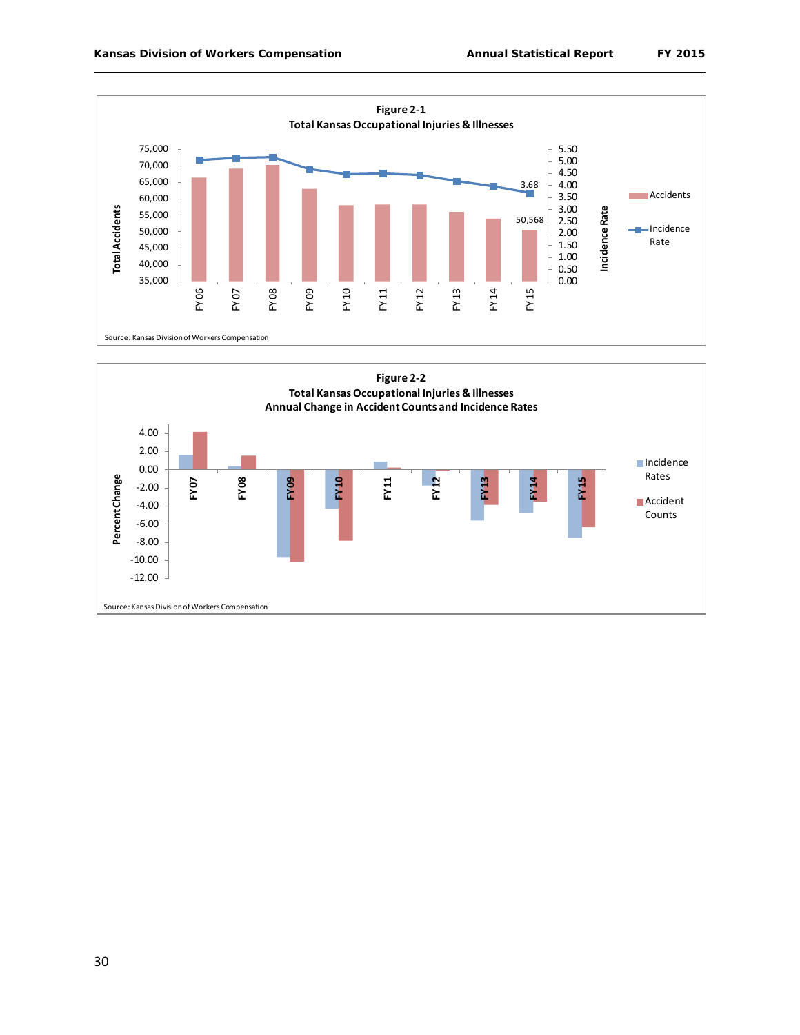**Figure 2-1**
**Total Kansas Occupational Injuries & Illnesses**

Total Accidents: 75,000 · 70,000 · 65,000 · 60,000 · 55,000 · 50,000 · 45,000 · 40,000 · 35,000

Incidence Rate: 5.50 · 5.00 · 4.50 · 4.00 · 3.50 · 3.00 · 2.50 · 2.00 · 1.50 · 1.00 · 0.50 · 0.00

FY06 · FY07 · FY08 · FY09 · FY10 · FY11 · FY12 · FY13 · FY14 · FY15

3.68

50,568

Accidents

Incidence Rate

Source: Kansas Division of Workers Compensation

**Figure 2-2**
**Total Kansas Occupational Injuries & Illnesses**
**Annual Change in Accident Counts and Incidence Rates**

Percent Change: 4.00 · 2.00 · 0.00 · -2.00 · -4.00 · -6.00 · -8.00 · -10.00 · -12.00

FY07 · FY08 · FY09 · FY10 · FY11 · FY12 · FY13 · FY14 · FY15

Incidence Rates

Accident Counts

Source: Kansas Division of Workers Compensation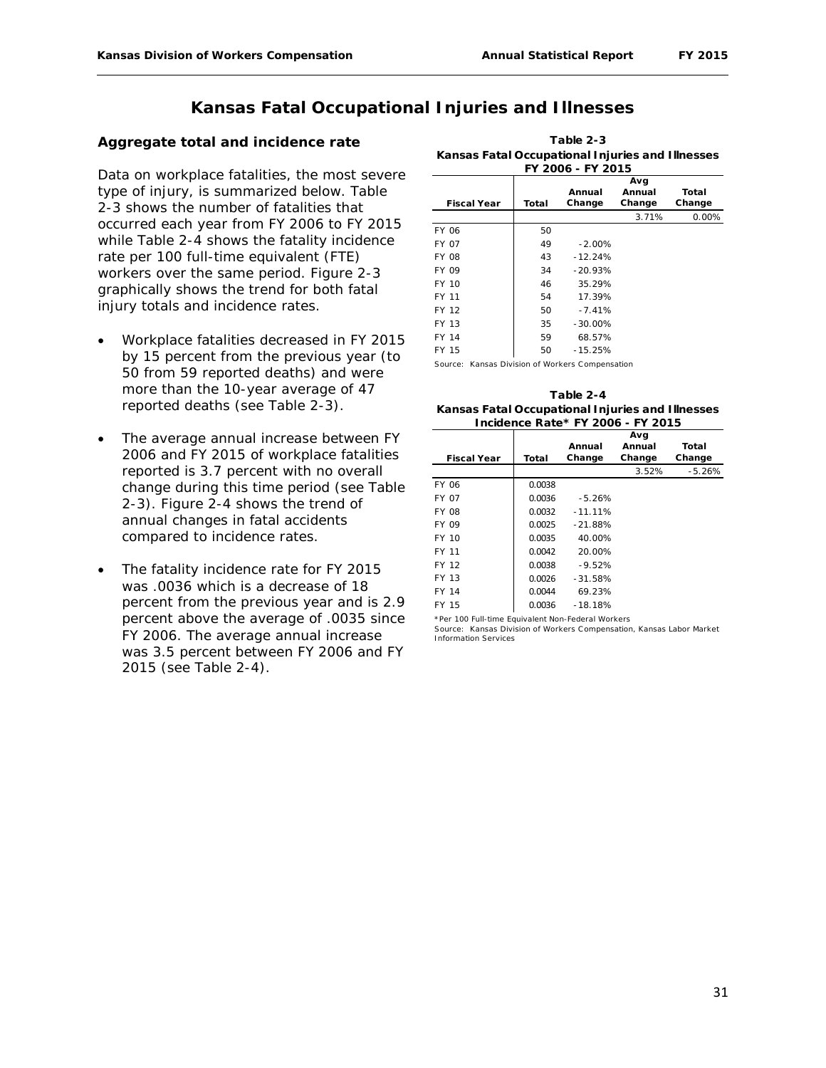# Kansas Fatal Occupational Injuries and Illnesses

## Aggregate total and incidence rate

Data on workplace fatalities, the most severe type of injury, is summarized below. Table 2-3 shows the number of fatalities that occurred each year from FY 2006 to FY 2015 while Table 2-4 shows the fatality incidence rate per 100 full-time equivalent (FTE) workers over the same period. Figure 2-3 graphically shows the trend for both fatal injury totals and incidence rates.

- Workplace fatalities decreased in FY 2015 by 15 percent from the previous year (to 50 from 59 reported deaths) and were more than the 10-year average of 47 reported deaths (see Table 2-3).
- The average annual increase between FY 2006 and FY 2015 of workplace fatalities reported is 3.7 percent with no overall change during this time period (see Table 2-3). Figure 2-4 shows the trend of annual changes in fatal accidents compared to incidence rates.
- The fatality incidence rate for FY 2015 was .0036 which is a decrease of 18 percent from the previous year and is 2.9 percent above the average of .0035 since FY 2006. The average annual increase was 3.5 percent between FY 2006 and FY 2015 (see Table 2-4).

**Table 2-3**
**Kansas Fatal Occupational Injuries and Illnesses**
**FY 2006 - FY 2015**

| Fiscal Year | Total | Annual Change | Avg Annual Change | Total Change |
|---|---|---|---|---|
| | | | 3.71% | 0.00% |
| FY 06 | 50 | | | |
| FY 07 | 49 | -2.00% | | |
| FY 08 | 43 | -12.24% | | |
| FY 09 | 34 | -20.93% | | |
| FY 10 | 46 | 35.29% | | |
| FY 11 | 54 | 17.39% | | |
| FY 12 | 50 | -7.41% | | |
| FY 13 | 35 | -30.00% | | |
| FY 14 | 59 | 68.57% | | |
| FY 15 | 50 | -15.25% | | |

Source: Kansas Division of Workers Compensation

**Table 2-4**
**Kansas Fatal Occupational Injuries and Illnesses**
**Incidence Rate* FY 2006 - FY 2015**

| Fiscal Year | Total | Annual Change | Avg Annual Change | Total Change |
|---|---|---|---|---|
| | | | 3.52% | -5.26% |
| FY 06 | 0.0038 | | | |
| FY 07 | 0.0036 | -5.26% | | |
| FY 08 | 0.0032 | -11.11% | | |
| FY 09 | 0.0025 | -21.88% | | |
| FY 10 | 0.0035 | 40.00% | | |
| FY 11 | 0.0042 | 20.00% | | |
| FY 12 | 0.0038 | -9.52% | | |
| FY 13 | 0.0026 | -31.58% | | |
| FY 14 | 0.0044 | 69.23% | | |
| FY 15 | 0.0036 | -18.18% | | |

*Per 100 Full-time Equivalent Non-Federal Workers
Source: Kansas Division of Workers Compensation, Kansas Labor Market Information Services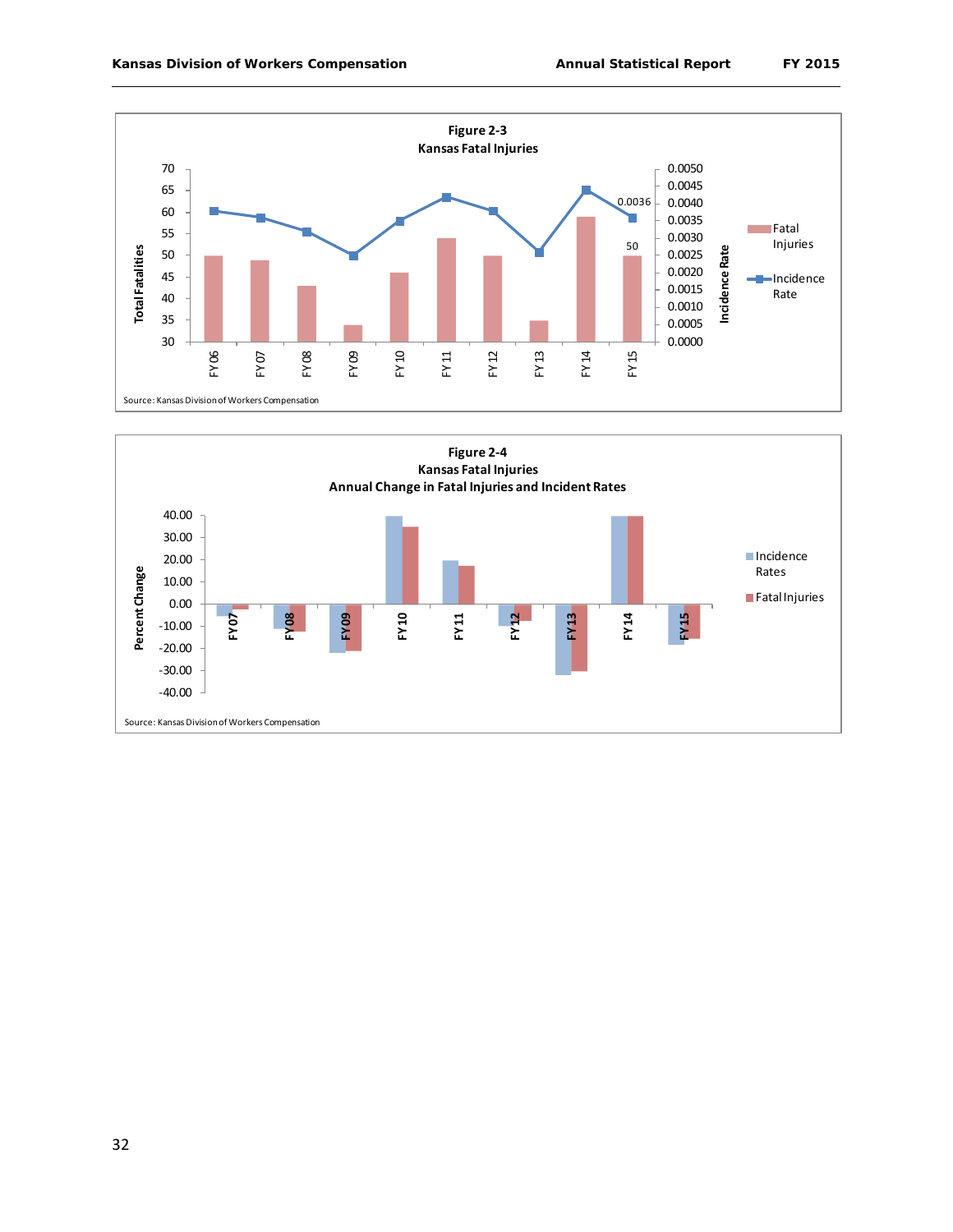Figure 2-3
Kansas Fatal Injuries

Source: Kansas Division of Workers Compensation

Figure 2-4
Kansas Fatal Injuries
Annual Change in Fatal Injuries and Incident Rates

Source: Kansas Division of Workers Compensation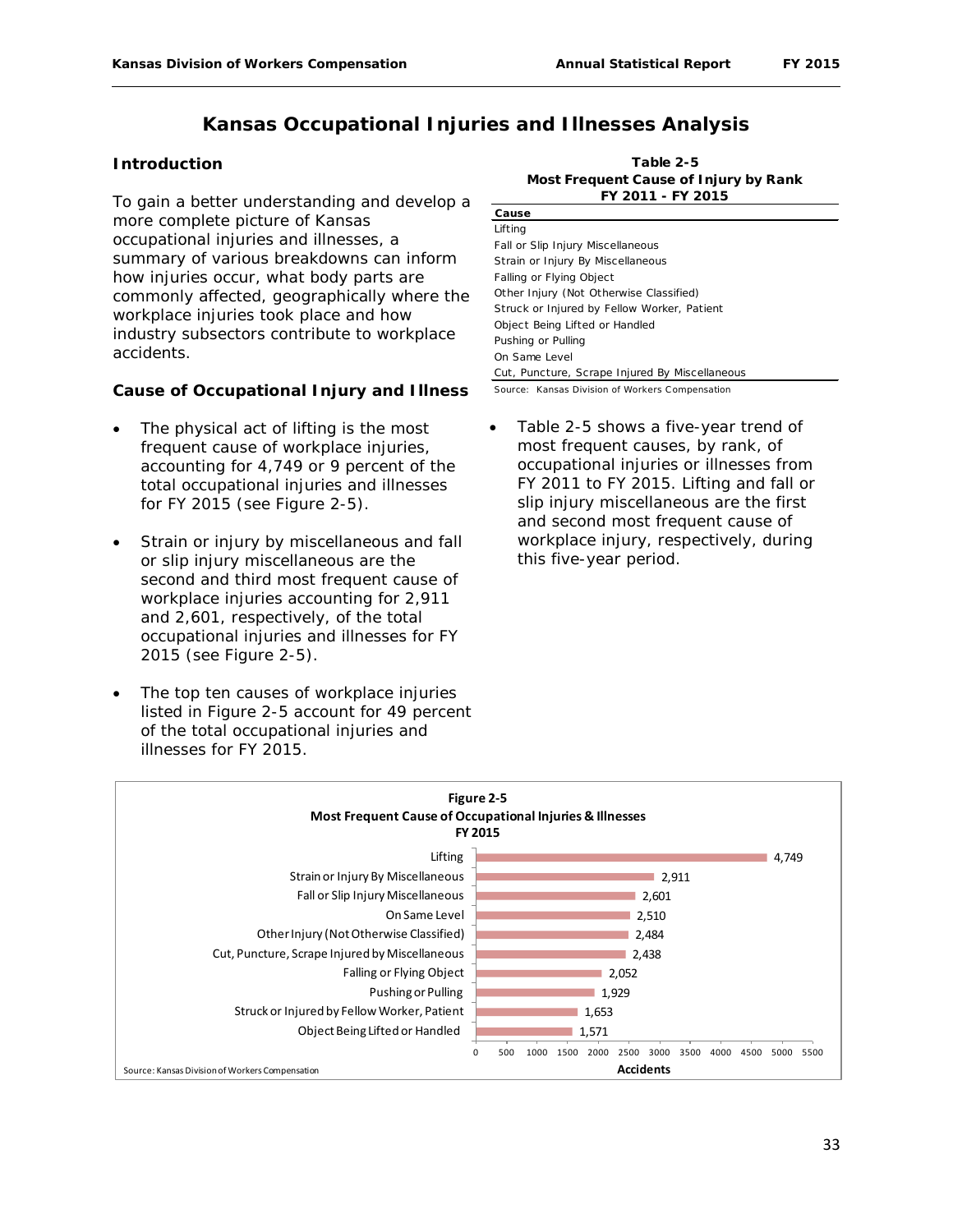# Kansas Occupational Injuries and Illnesses Analysis

## Introduction

To gain a better understanding and develop a more complete picture of Kansas occupational injuries and illnesses, a summary of various breakdowns can inform how injuries occur, what body parts are commonly affected, geographically where the workplace injuries took place and how industry subsectors contribute to workplace accidents.

## Cause of Occupational Injury and Illness

- The physical act of lifting is the most frequent cause of workplace injuries, accounting for 4,749 or 9 percent of the total occupational injuries and illnesses for FY 2015 (see Figure 2-5).
- Strain or injury by miscellaneous and fall or slip injury miscellaneous are the second and third most frequent cause of workplace injuries accounting for 2,911 and 2,601, respectively, of the total occupational injuries and illnesses for FY 2015 (see Figure 2-5).
- The top ten causes of workplace injuries listed in Figure 2-5 account for 49 percent of the total occupational injuries and illnesses for FY 2015.

**Table 2-5**
**Most Frequent Cause of Injury by Rank**
**FY 2011 - FY 2015**

| Cause |
|---|
| Lifting |
| Fall or Slip Injury Miscellaneous |
| Strain or Injury By Miscellaneous |
| Falling or Flying Object |
| Other Injury (Not Otherwise Classified) |
| Struck or Injured by Fellow Worker, Patient |
| Object Being Lifted or Handled |
| Pushing or Pulling |
| On Same Level |
| Cut, Puncture, Scrape Injured By Miscellaneous |

Source: Kansas Division of Workers Compensation

- Table 2-5 shows a five-year trend of most frequent causes, by rank, of occupational injuries or illnesses from FY 2011 to FY 2015. Lifting and fall or slip injury miscellaneous are the first and second most frequent cause of workplace injury, respectively, during this five-year period.

**Figure 2-5**
**Most Frequent Cause of Occupational Injuries & Illnesses**
**FY 2015**

| Cause | Accidents |
|---|---|
| Lifting | 4,749 |
| Strain or Injury By Miscellaneous | 2,911 |
| Fall or Slip Injury Miscellaneous | 2,601 |
| On Same Level | 2,510 |
| Other Injury (Not Otherwise Classified) | 2,484 |
| Cut, Puncture, Scrape Injured by Miscellaneous | 2,438 |
| Falling or Flying Object | 2,052 |
| Pushing or Pulling | 1,929 |
| Struck or Injured by Fellow Worker, Patient | 1,653 |
| Object Being Lifted or Handled | 1,571 |

Source: Kansas Division of Workers Compensation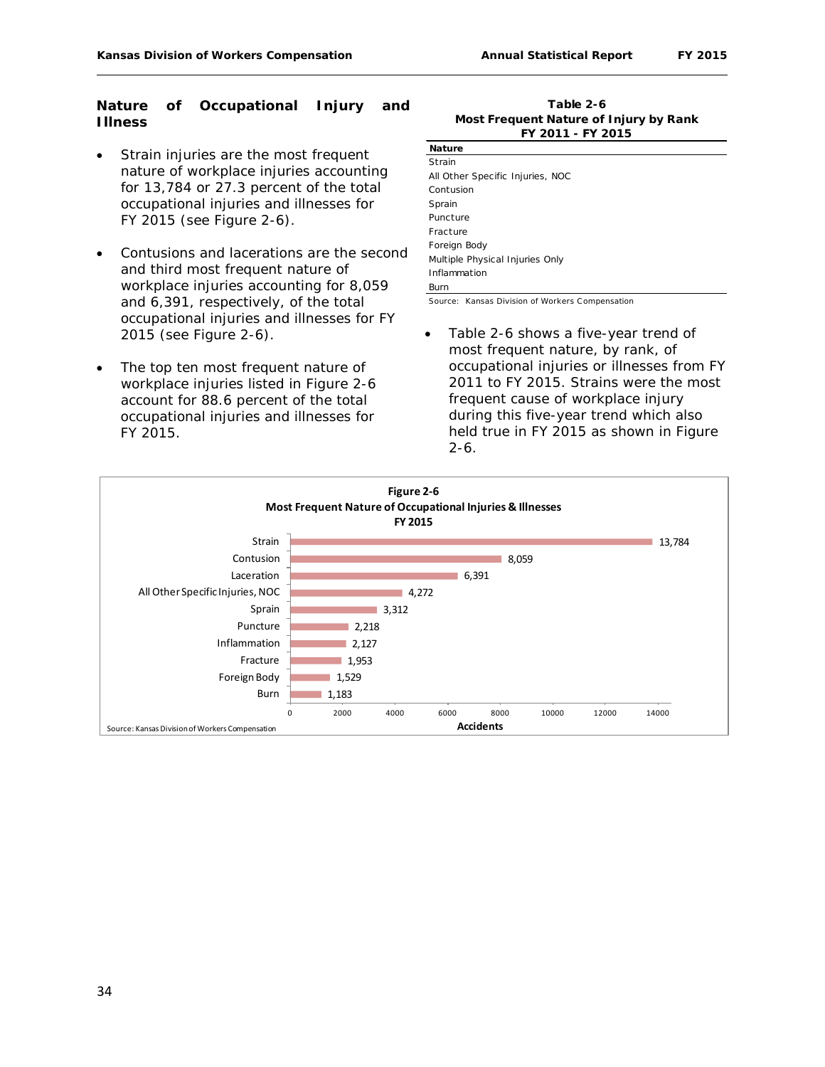## Nature of Occupational Injury and Illness

- Strain injuries are the most frequent nature of workplace injuries accounting for 13,784 or 27.3 percent of the total occupational injuries and illnesses for FY 2015 (see Figure 2-6).
- Contusions and lacerations are the second and third most frequent nature of workplace injuries accounting for 8,059 and 6,391, respectively, of the total occupational injuries and illnesses for FY 2015 (see Figure 2-6).
- The top ten most frequent nature of workplace injuries listed in Figure 2-6 account for 88.6 percent of the total occupational injuries and illnesses for FY 2015.

**Table 2-6**
**Most Frequent Nature of Injury by Rank**
**FY 2011 - FY 2015**

| Nature |
|---|
| Strain |
| All Other Specific Injuries, NOC |
| Contusion |
| Sprain |
| Puncture |
| Fracture |
| Foreign Body |
| Multiple Physical Injuries Only |
| Inflammation |
| Burn |

Source: Kansas Division of Workers Compensation

- Table 2-6 shows a five-year trend of most frequent nature, by rank, of occupational injuries or illnesses from FY 2011 to FY 2015. Strains were the most frequent cause of workplace injury during this five-year trend which also held true in FY 2015 as shown in Figure 2-6.

**Figure 2-6**
**Most Frequent Nature of Occupational Injuries & Illnesses**
**FY 2015**

| Nature | Accidents |
|---|---|
| Strain | 13,784 |
| Contusion | 8,059 |
| Laceration | 6,391 |
| All Other Specific Injuries, NOC | 4,272 |
| Sprain | 3,312 |
| Puncture | 2,218 |
| Inflammation | 2,127 |
| Fracture | 1,953 |
| Foreign Body | 1,529 |
| Burn | 1,183 |

Source: Kansas Division of Workers Compensation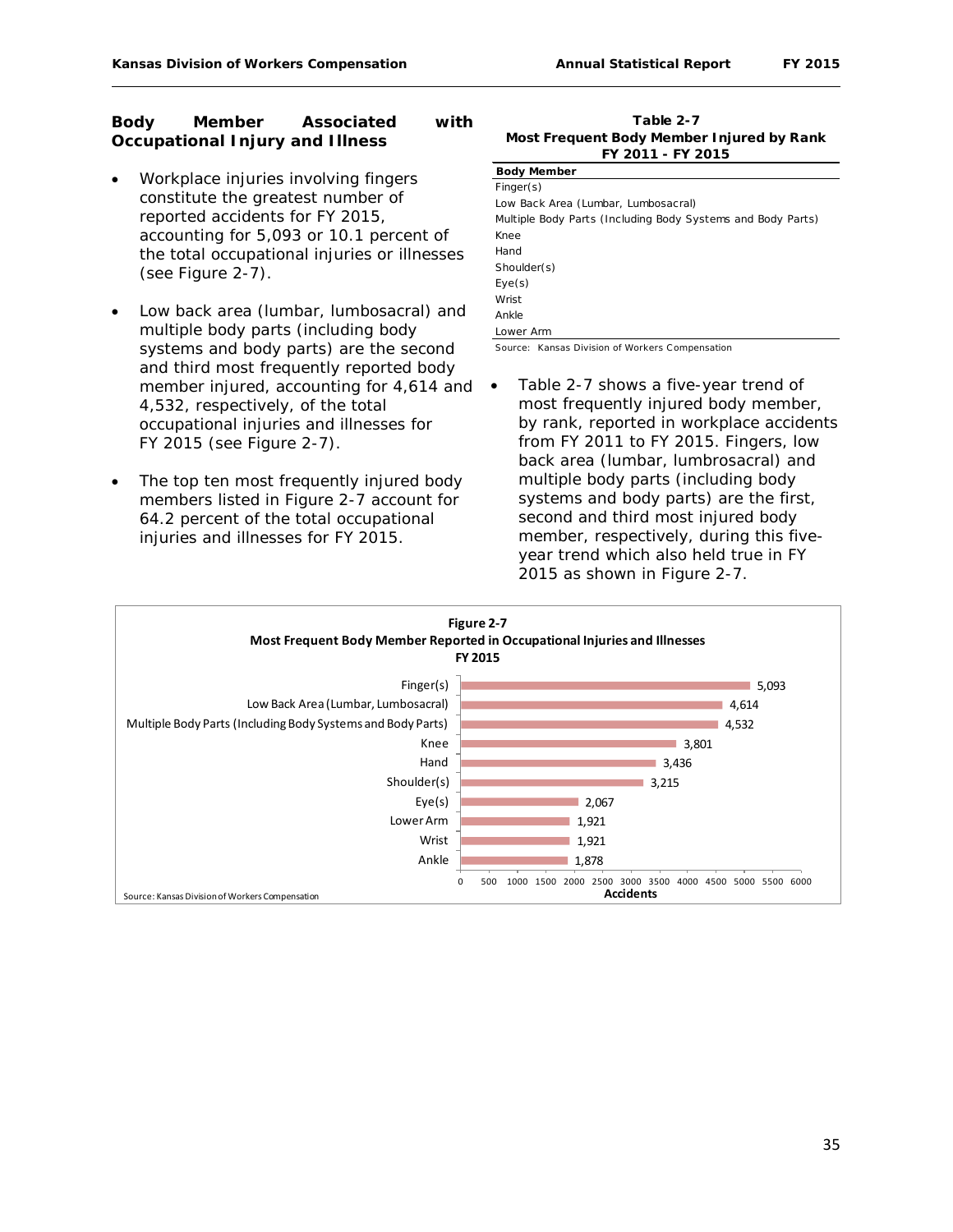## Body Member Associated with Occupational Injury and Illness

- Workplace injuries involving fingers constitute the greatest number of reported accidents for FY 2015, accounting for 5,093 or 10.1 percent of the total occupational injuries or illnesses (see Figure 2-7).

- Low back area (lumbar, lumbosacral) and multiple body parts (including body systems and body parts) are the second and third most frequently reported body member injured, accounting for 4,614 and 4,532, respectively, of the total occupational injuries and illnesses for FY 2015 (see Figure 2-7).

- The top ten most frequently injured body members listed in Figure 2-7 account for 64.2 percent of the total occupational injuries and illnesses for FY 2015.

**Table 2-7**
**Most Frequent Body Member Injured by Rank**
**FY 2011 - FY 2015**

| Body Member |
|---|
| Finger(s) |
| Low Back Area (Lumbar, Lumbosacral) |
| Multiple Body Parts (Including Body Systems and Body Parts) |
| Knee |
| Hand |
| Shoulder(s) |
| Eye(s) |
| Wrist |
| Ankle |
| Lower Arm |

Source: Kansas Division of Workers Compensation

- Table 2-7 shows a five-year trend of most frequently injured body member, by rank, reported in workplace accidents from FY 2011 to FY 2015. Fingers, low back area (lumbar, lumbrosacral) and multiple body parts (including body systems and body parts) are the first, second and third most injured body member, respectively, during this five-year trend which also held true in FY 2015 as shown in Figure 2-7.

**Figure 2-7**
**Most Frequent Body Member Reported in Occupational Injuries and Illnesses**
**FY 2015**

| Body Member | Accidents |
|---|---|
| Finger(s) | 5,093 |
| Low Back Area (Lumbar, Lumbosacral) | 4,614 |
| Multiple Body Parts (Including Body Systems and Body Parts) | 4,532 |
| Knee | 3,801 |
| Hand | 3,436 |
| Shoulder(s) | 3,215 |
| Eye(s) | 2,067 |
| Lower Arm | 1,921 |
| Wrist | 1,921 |
| Ankle | 1,878 |

Source: Kansas Division of Workers Compensation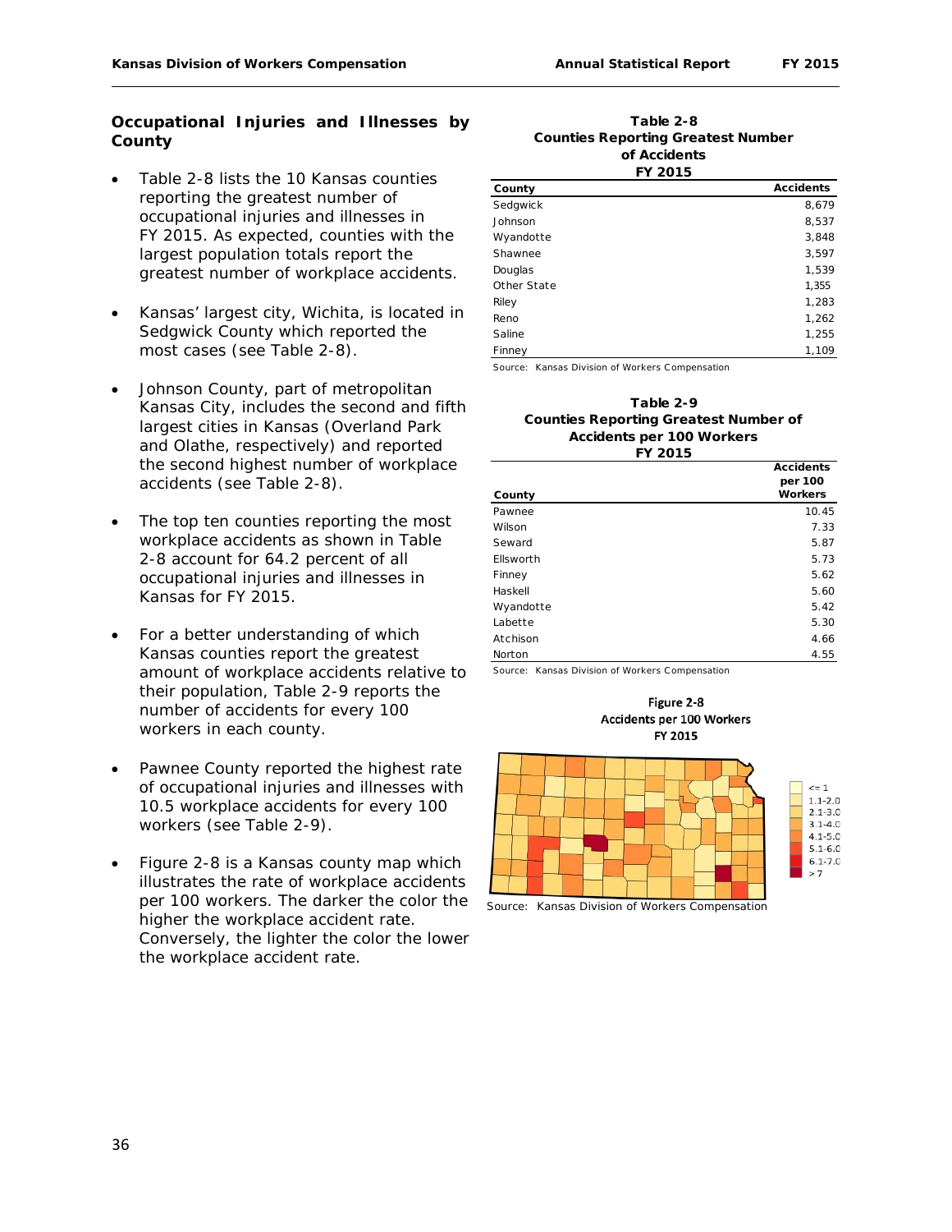## Occupational Injuries and Illnesses by County

- Table 2-8 lists the 10 Kansas counties reporting the greatest number of occupational injuries and illnesses in FY 2015. As expected, counties with the largest population totals report the greatest number of workplace accidents.
- Kansas' largest city, Wichita, is located in Sedgwick County which reported the most cases (see Table 2-8).
- Johnson County, part of metropolitan Kansas City, includes the second and fifth largest cities in Kansas (Overland Park and Olathe, respectively) and reported the second highest number of workplace accidents (see Table 2-8).
- The top ten counties reporting the most workplace accidents as shown in Table 2-8 account for 64.2 percent of all occupational injuries and illnesses in Kansas for FY 2015.
- For a better understanding of which Kansas counties report the greatest amount of workplace accidents relative to their population, Table 2-9 reports the number of accidents for every 100 workers in each county.
- Pawnee County reported the highest rate of occupational injuries and illnesses with 10.5 workplace accidents for every 100 workers (see Table 2-9).
- Figure 2-8 is a Kansas county map which illustrates the rate of workplace accidents per 100 workers. The darker the color the higher the workplace accident rate. Conversely, the lighter the color the lower the workplace accident rate.

**Table 2-8**
**Counties Reporting Greatest Number of Accidents**
**FY 2015**

| County | Accidents |
|---|---|
| Sedgwick | 8,679 |
| Johnson | 8,537 |
| Wyandotte | 3,848 |
| Shawnee | 3,597 |
| Douglas | 1,539 |
| Other State | 1,355 |
| Riley | 1,283 |
| Reno | 1,262 |
| Saline | 1,255 |
| Finney | 1,109 |

Source: Kansas Division of Workers Compensation

**Table 2-9**
**Counties Reporting Greatest Number of Accidents per 100 Workers**
**FY 2015**

| County | Accidents per 100 Workers |
|---|---|
| Pawnee | 10.45 |
| Wilson | 7.33 |
| Seward | 5.87 |
| Ellsworth | 5.73 |
| Finney | 5.62 |
| Haskell | 5.60 |
| Wyandotte | 5.42 |
| Labette | 5.30 |
| Atchison | 4.66 |
| Norton | 4.55 |

Source: Kansas Division of Workers Compensation

**Figure 2-8**
**Accidents per 100 Workers**
**FY 2015**

Source: Kansas Division of Workers Compensation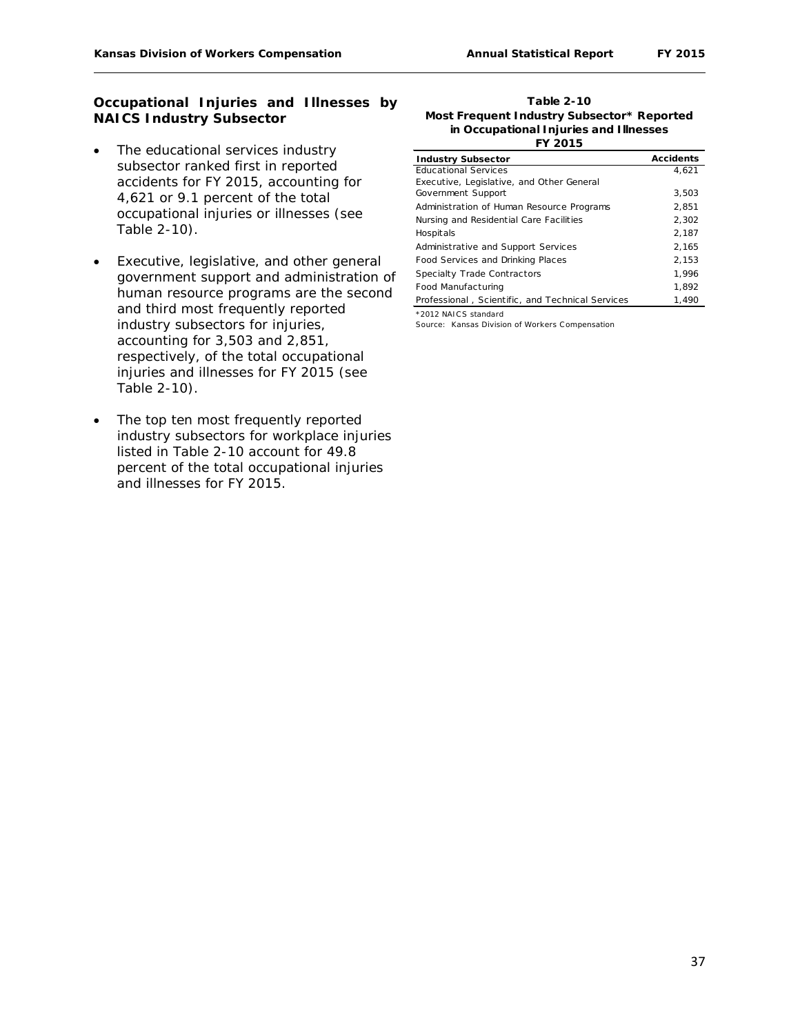## Occupational Injuries and Illnesses by NAICS Industry Subsector

- The educational services industry subsector ranked first in reported accidents for FY 2015, accounting for 4,621 or 9.1 percent of the total occupational injuries or illnesses (see Table 2-10).
- Executive, legislative, and other general government support and administration of human resource programs are the second and third most frequently reported industry subsectors for injuries, accounting for 3,503 and 2,851, respectively, of the total occupational injuries and illnesses for FY 2015 (see Table 2-10).
- The top ten most frequently reported industry subsectors for workplace injuries listed in Table 2-10 account for 49.8 percent of the total occupational injuries and illnesses for FY 2015.

**Table 2-10**
**Most Frequent Industry Subsector* Reported in Occupational Injuries and Illnesses**
**FY 2015**

| Industry Subsector | Accidents |
|---|---|
| Educational Services | 4,621 |
| Executive, Legislative, and Other General Government Support | 3,503 |
| Administration of Human Resource Programs | 2,851 |
| Nursing and Residential Care Facilities | 2,302 |
| Hospitals | 2,187 |
| Administrative and Support Services | 2,165 |
| Food Services and Drinking Places | 2,153 |
| Specialty Trade Contractors | 1,996 |
| Food Manufacturing | 1,892 |
| Professional , Scientific, and Technical Services | 1,490 |

*2012 NAICS standard

Source: Kansas Division of Workers Compensation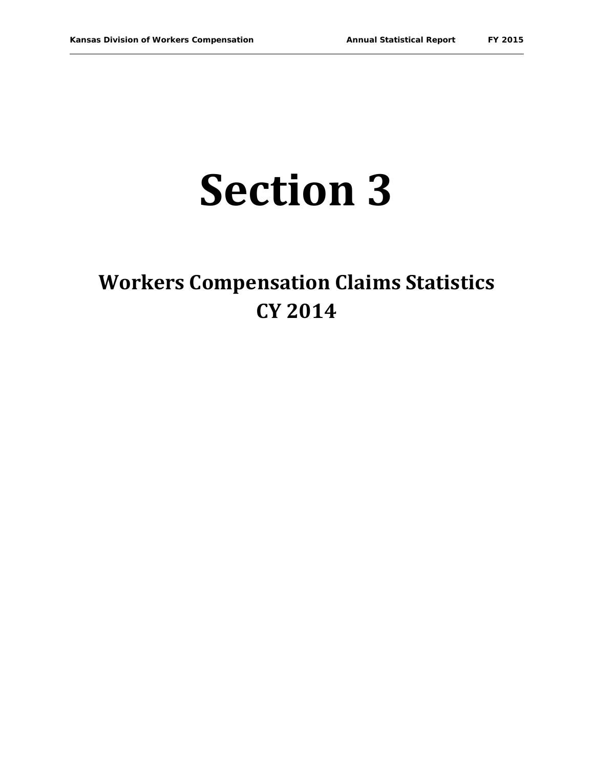# Section 3

## Workers Compensation Claims Statistics CY 2014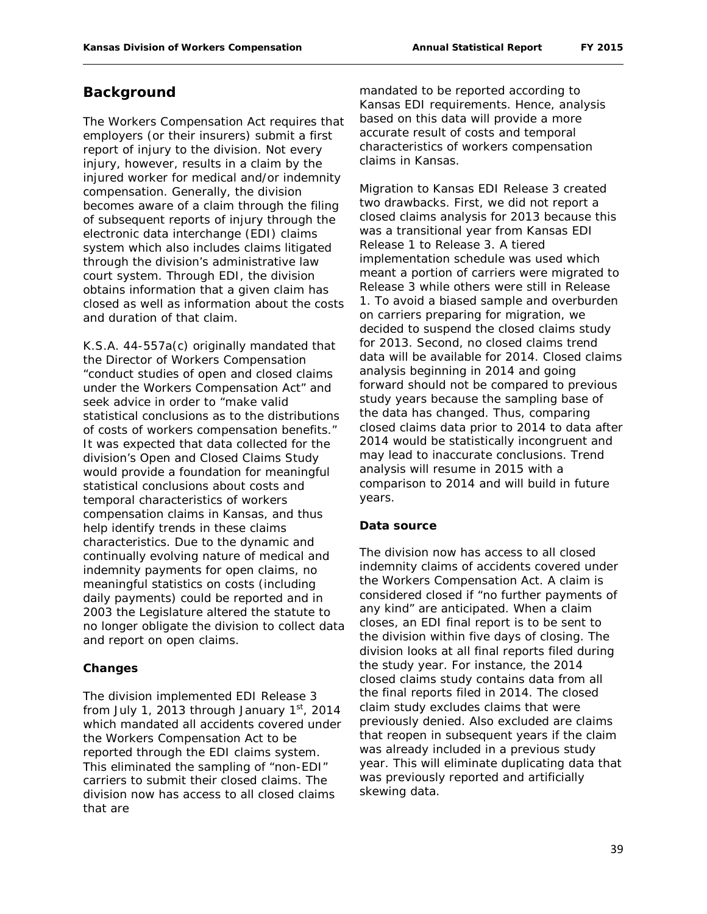## Background

The Workers Compensation Act requires that employers (or their insurers) submit a first report of injury to the division. Not every injury, however, results in a claim by the injured worker for medical and/or indemnity compensation. Generally, the division becomes aware of a claim through the filing of subsequent reports of injury through the electronic data interchange (EDI) claims system which also includes claims litigated through the division's administrative law court system. Through EDI, the division obtains information that a given claim has closed as well as information about the costs and duration of that claim.

K.S.A. 44-557a(c) originally mandated that the Director of Workers Compensation "conduct studies of open and closed claims under the Workers Compensation Act" and seek advice in order to "make valid statistical conclusions as to the distributions of costs of workers compensation benefits." It was expected that data collected for the division's Open and Closed Claims Study would provide a foundation for meaningful statistical conclusions about costs and temporal characteristics of workers compensation claims in Kansas, and thus help identify trends in these claims characteristics. Due to the dynamic and continually evolving nature of medical and indemnity payments for open claims, no meaningful statistics on costs (including daily payments) could be reported and in 2003 the Legislature altered the statute to no longer obligate the division to collect data and report on open claims.

### Changes

The division implemented EDI Release 3 from July 1, 2013 through January 1st, 2014 which mandated all accidents covered under the Workers Compensation Act to be reported through the EDI claims system. This eliminated the sampling of "non-EDI" carriers to submit their closed claims. The division now has access to all closed claims that are mandated to be reported according to Kansas EDI requirements. Hence, analysis based on this data will provide a more accurate result of costs and temporal characteristics of workers compensation claims in Kansas.

Migration to Kansas EDI Release 3 created two drawbacks. First, we did not report a closed claims analysis for 2013 because this was a transitional year from Kansas EDI Release 1 to Release 3. A tiered implementation schedule was used which meant a portion of carriers were migrated to Release 3 while others were still in Release 1. To avoid a biased sample and overburden on carriers preparing for migration, we decided to suspend the closed claims study for 2013. Second, no closed claims trend data will be available for 2014. Closed claims analysis beginning in 2014 and going forward should not be compared to previous study years because the sampling base of the data has changed. Thus, comparing closed claims data prior to 2014 to data after 2014 would be statistically incongruent and may lead to inaccurate conclusions. Trend analysis will resume in 2015 with a comparison to 2014 and will build in future years.

### Data source

The division now has access to all closed indemnity claims of accidents covered under the Workers Compensation Act. A claim is considered closed if "no further payments of any kind" are anticipated. When a claim closes, an EDI final report is to be sent to the division within five days of closing. The division looks at all final reports filed during the study year. For instance, the 2014 closed claims study contains data from all the final reports filed in 2014. The closed claim study excludes claims that were previously denied. Also excluded are claims that reopen in subsequent years if the claim was already included in a previous study year. This will eliminate duplicating data that was previously reported and artificially skewing data.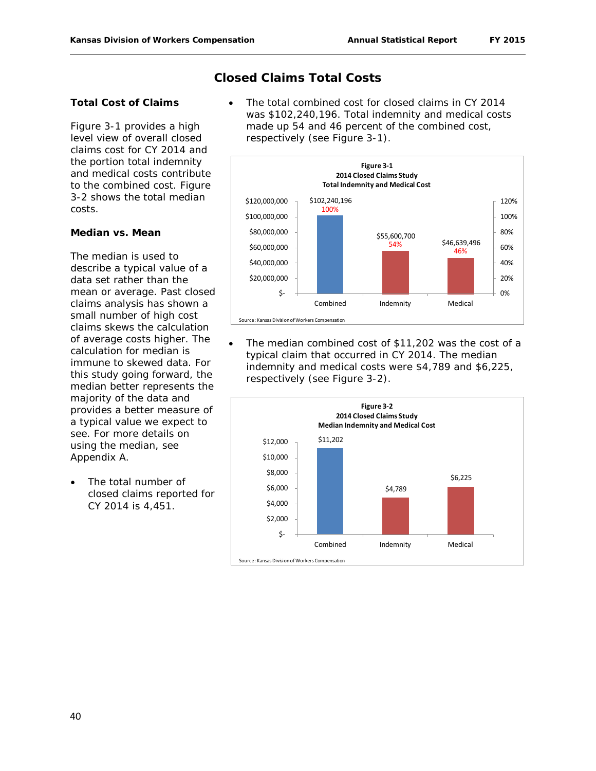# Closed Claims Total Costs

### Total Cost of Claims

Figure 3-1 provides a high level view of overall closed claims cost for CY 2014 and the portion total indemnity and medical costs contribute to the combined cost. Figure 3-2 shows the total median costs.

### Median vs. Mean

The median is used to describe a typical value of a data set rather than the mean or average. Past closed claims analysis has shown a small number of high cost claims skews the calculation of average costs higher. The calculation for median is immune to skewed data. For this study going forward, the median better represents the majority of the data and provides a better measure of a typical value we expect to see. For more details on using the median, see Appendix A.

- The total number of closed claims reported for CY 2014 is 4,451.

- The total combined cost for closed claims in CY 2014 was $102,240,196. Total indemnity and medical costs made up 54 and 46 percent of the combined cost, respectively (see Figure 3-1).

**Figure 3-1**
**2014 Closed Claims Study**
**Total Indemnity and Medical Cost**

| | Combined | Indemnity | Medical |
|---|---|---|---|
| Cost | $102,240,196 | $55,600,700 | $46,639,496 |
| Percent | 100% | 54% | 46% |

Source: Kansas Division of Workers Compensation

- The median combined cost of $11,202 was the cost of a typical claim that occurred in CY 2014. The median indemnity and medical costs were $4,789 and $6,225, respectively (see Figure 3-2).

**Figure 3-2**
**2014 Closed Claims Study**
**Median Indemnity and Medical Cost**

| | Combined | Indemnity | Medical |
|---|---|---|---|
| Median Cost | $11,202 | $4,789 | $6,225 |

Source: Kansas Division of Workers Compensation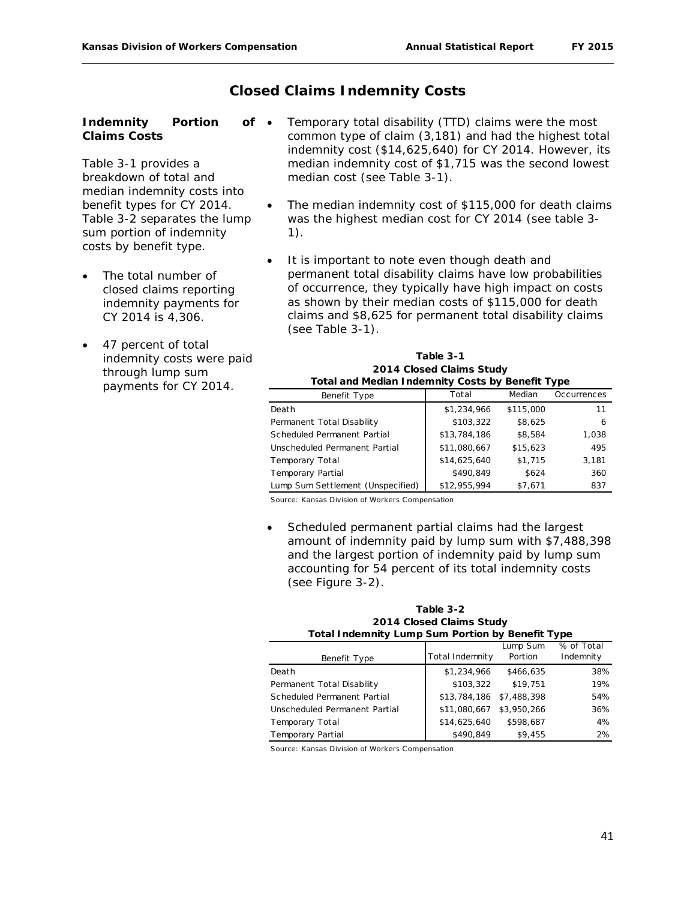# Closed Claims Indemnity Costs

## Indemnity Portion of Claims Costs

Table 3-1 provides a breakdown of total and median indemnity costs into benefit types for CY 2014. Table 3-2 separates the lump sum portion of indemnity costs by benefit type.

- The total number of closed claims reporting indemnity payments for CY 2014 is 4,306.
- 47 percent of total indemnity costs were paid through lump sum payments for CY 2014.
- Temporary total disability (TTD) claims were the most common type of claim (3,181) and had the highest total indemnity cost ($14,625,640) for CY 2014. However, its median indemnity cost of $1,715 was the second lowest median cost (see Table 3-1).
- The median indemnity cost of $115,000 for death claims was the highest median cost for CY 2014 (see table 3-1).
- It is important to note even though death and permanent total disability claims have low probabilities of occurrence, they typically have high impact on costs as shown by their median costs of $115,000 for death claims and $8,625 for permanent total disability claims (see Table 3-1).

**Table 3-1**
**2014 Closed Claims Study**
**Total and Median Indemnity Costs by Benefit Type**

| Benefit Type | Total | Median | Occurrences |
|---|---|---|---|
| Death | $1,234,966 | $115,000 | 11 |
| Permanent Total Disability | $103,322 | $8,625 | 6 |
| Scheduled Permanent Partial | $13,784,186 | $8,584 | 1,038 |
| Unscheduled Permanent Partial | $11,080,667 | $15,623 | 495 |
| Temporary Total | $14,625,640 | $1,715 | 3,181 |
| Temporary Partial | $490,849 | $624 | 360 |
| Lump Sum Settlement (Unspecified) | $12,955,994 | $7,671 | 837 |

Source: Kansas Division of Workers Compensation

- Scheduled permanent partial claims had the largest amount of indemnity paid by lump sum with $7,488,398 and the largest portion of indemnity paid by lump sum accounting for 54 percent of its total indemnity costs (see Figure 3-2).

**Table 3-2**
**2014 Closed Claims Study**
**Total Indemnity Lump Sum Portion by Benefit Type**

| Benefit Type | Total Indemnity | Lump Sum Portion | % of Total Indemnity |
|---|---|---|---|
| Death | $1,234,966 | $466,635 | 38% |
| Permanent Total Disability | $103,322 | $19,751 | 19% |
| Scheduled Permanent Partial | $13,784,186 | $7,488,398 | 54% |
| Unscheduled Permanent Partial | $11,080,667 | $3,950,266 | 36% |
| Temporary Total | $14,625,640 | $598,687 | 4% |
| Temporary Partial | $490,849 | $9,455 | 2% |

Source: Kansas Division of Workers Compensation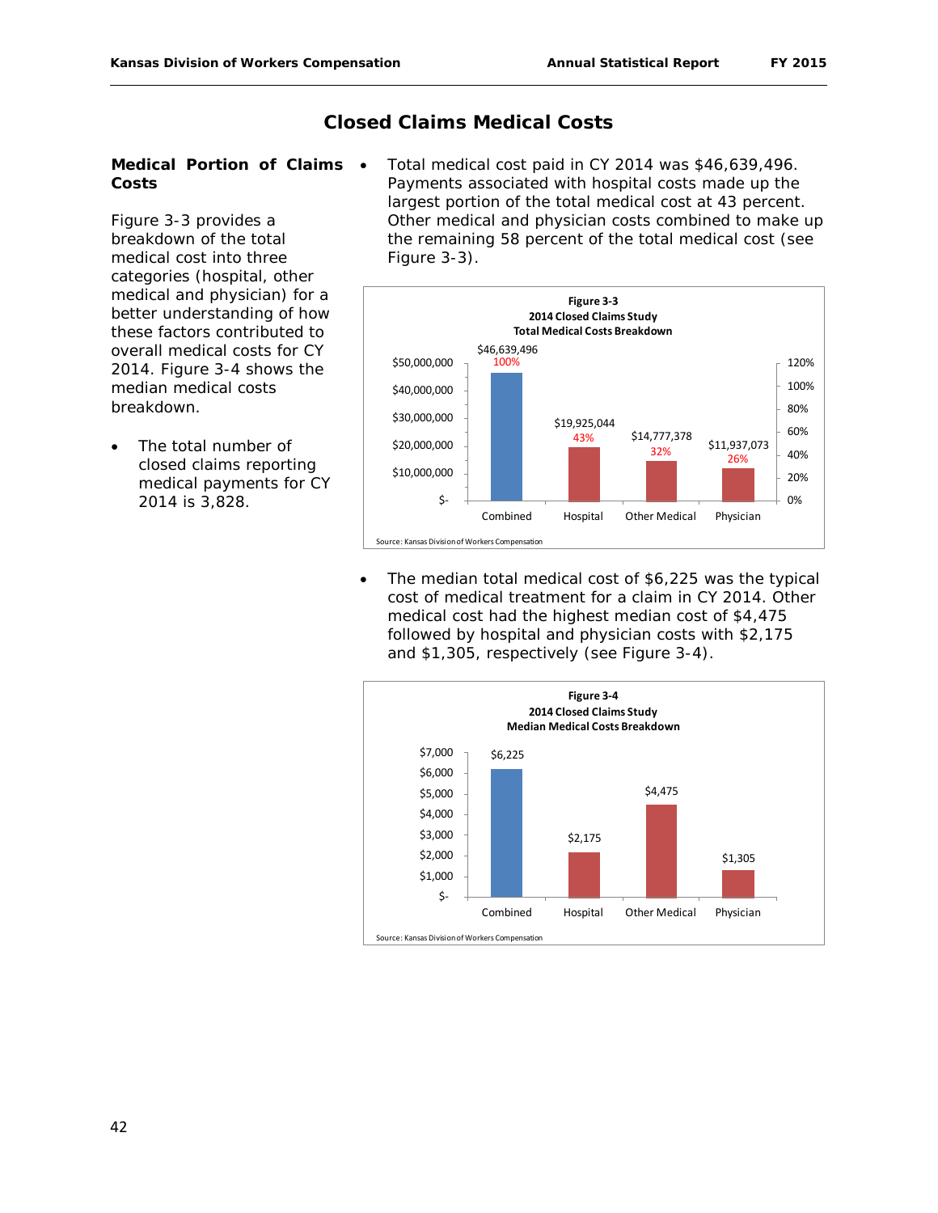# Closed Claims Medical Costs

**Medical Portion of Claims Costs**

Figure 3-3 provides a breakdown of the total medical cost into three categories (hospital, other medical and physician) for a better understanding of how these factors contributed to overall medical costs for CY 2014. Figure 3-4 shows the median medical costs breakdown.

- The total number of closed claims reporting medical payments for CY 2014 is 3,828.

- Total medical cost paid in CY 2014 was $46,639,496. Payments associated with hospital costs made up the largest portion of the total medical cost at 43 percent. Other medical and physician costs combined to make up the remaining 58 percent of the total medical cost (see Figure 3-3).

**Figure 3-3**
**2014 Closed Claims Study**
**Total Medical Costs Breakdown**

| | Combined | Hospital | Other Medical | Physician |
|---|---|---|---|---|
| Cost | $46,639,496 | $19,925,044 | $14,777,378 | $11,937,073 |
| Percent | 100% | 43% | 32% | 26% |

Source: Kansas Division of Workers Compensation

- The median total medical cost of $6,225 was the typical cost of medical treatment for a claim in CY 2014. Other medical cost had the highest median cost of $4,475 followed by hospital and physician costs with $2,175 and $1,305, respectively (see Figure 3-4).

**Figure 3-4**
**2014 Closed Claims Study**
**Median Medical Costs Breakdown**

| | Combined | Hospital | Other Medical | Physician |
|---|---|---|---|---|
| Median Cost | $6,225 | $2,175 | $4,475 | $1,305 |

Source: Kansas Division of Workers Compensation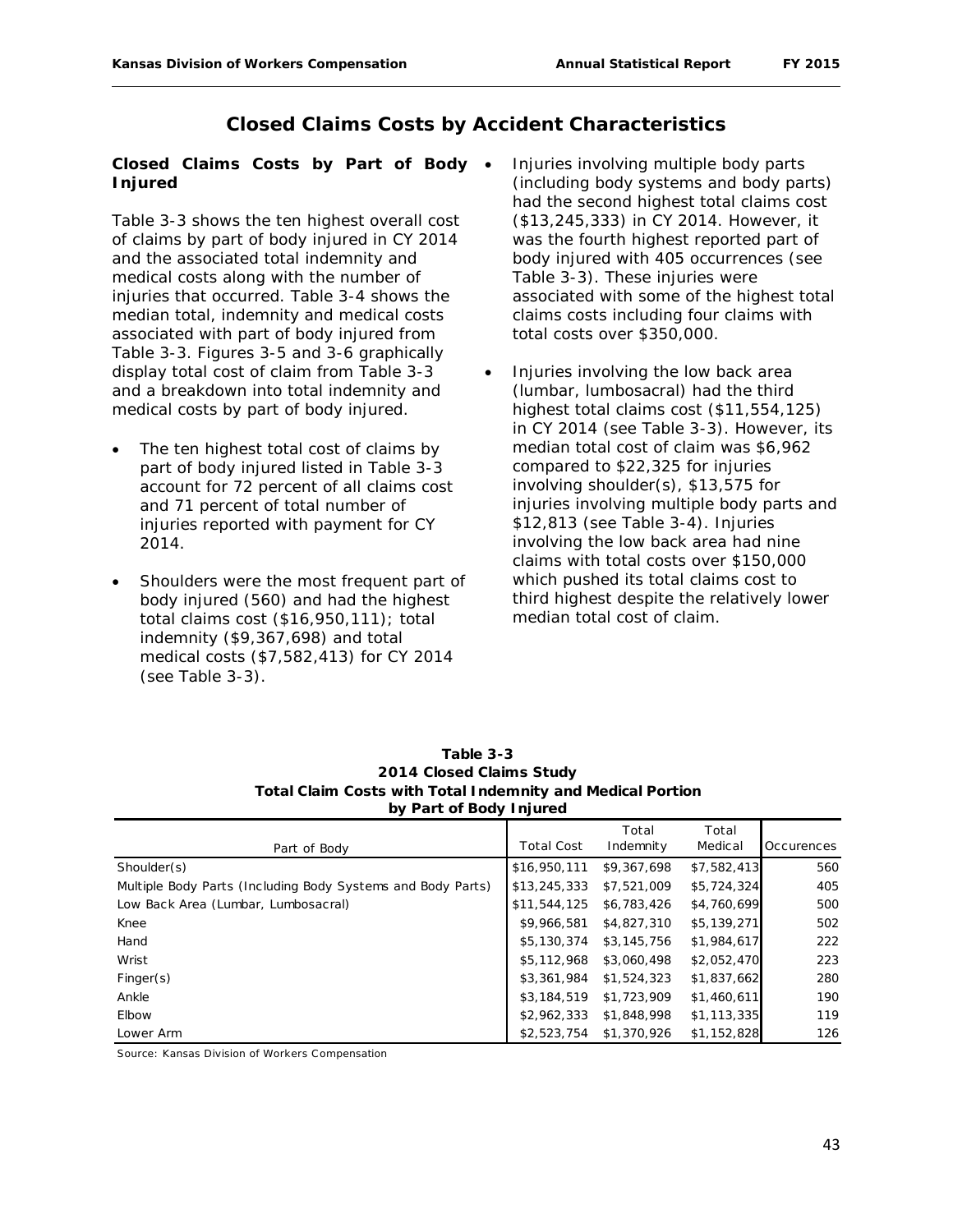## Closed Claims Costs by Accident Characteristics

### Closed Claims Costs by Part of Body Injured

Table 3-3 shows the ten highest overall cost of claims by part of body injured in CY 2014 and the associated total indemnity and medical costs along with the number of injuries that occurred. Table 3-4 shows the median total, indemnity and medical costs associated with part of body injured from Table 3-3. Figures 3-5 and 3-6 graphically display total cost of claim from Table 3-3 and a breakdown into total indemnity and medical costs by part of body injured.

- The ten highest total cost of claims by part of body injured listed in Table 3-3 account for 72 percent of all claims cost and 71 percent of total number of injuries reported with payment for CY 2014.
- Shoulders were the most frequent part of body injured (560) and had the highest total claims cost ($16,950,111); total indemnity ($9,367,698) and total medical costs ($7,582,413) for CY 2014 (see Table 3-3).
- Injuries involving multiple body parts (including body systems and body parts) had the second highest total claims cost ($13,245,333) in CY 2014. However, it was the fourth highest reported part of body injured with 405 occurrences (see Table 3-3). These injuries were associated with some of the highest total claims costs including four claims with total costs over $350,000.
- Injuries involving the low back area (lumbar, lumbosacral) had the third highest total claims cost ($11,554,125) in CY 2014 (see Table 3-3). However, its median total cost of claim was $6,962 compared to $22,325 for injuries involving shoulder(s), $13,575 for injuries involving multiple body parts and $12,813 (see Table 3-4). Injuries involving the low back area had nine claims with total costs over $150,000 which pushed its total claims cost to third highest despite the relatively lower median total cost of claim.

**Table 3-3**
**2014 Closed Claims Study**
**Total Claim Costs with Total Indemnity and Medical Portion**
**by Part of Body Injured**

| Part of Body | Total Cost | Total Indemnity | Total Medical | Occurences |
|---|---|---|---|---|
| Shoulder(s) | $16,950,111 | $9,367,698 | $7,582,413 | 560 |
| Multiple Body Parts (Including Body Systems and Body Parts) | $13,245,333 | $7,521,009 | $5,724,324 | 405 |
| Low Back Area (Lumbar, Lumbosacral) | $11,544,125 | $6,783,426 | $4,760,699 | 500 |
| Knee | $9,966,581 | $4,827,310 | $5,139,271 | 502 |
| Hand | $5,130,374 | $3,145,756 | $1,984,617 | 222 |
| Wrist | $5,112,968 | $3,060,498 | $2,052,470 | 223 |
| Finger(s) | $3,361,984 | $1,524,323 | $1,837,662 | 280 |
| Ankle | $3,184,519 | $1,723,909 | $1,460,611 | 190 |
| Elbow | $2,962,333 | $1,848,998 | $1,113,335 | 119 |
| Lower Arm | $2,523,754 | $1,370,926 | $1,152,828 | 126 |

Source: Kansas Division of Workers Compensation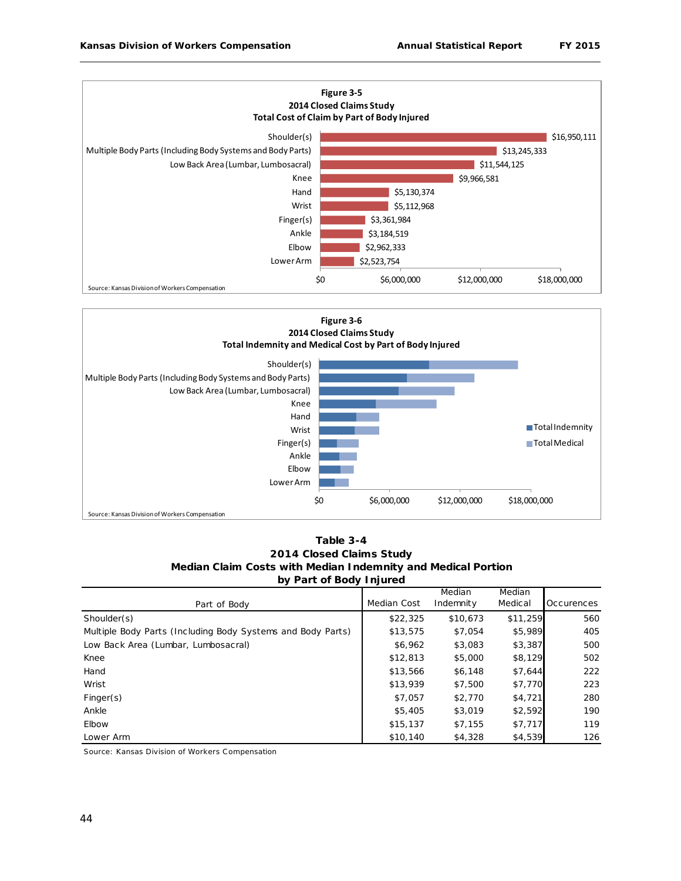**Figure 3-5**
**2014 Closed Claims Study**
**Total Cost of Claim by Part of Body Injured**

| Part of Body | Total Cost |
|---|---|
| Shoulder(s) | $16,950,111 |
| Multiple Body Parts (Including Body Systems and Body Parts) | $13,245,333 |
| Low Back Area (Lumbar, Lumbosacral) | $11,544,125 |
| Knee | $9,966,581 |
| Hand | $5,130,374 |
| Wrist | $5,112,968 |
| Finger(s) | $3,361,984 |
| Ankle | $3,184,519 |
| Elbow | $2,962,333 |
| Lower Arm | $2,523,754 |

Source: Kansas Division of Workers Compensation

**Figure 3-6**
**2014 Closed Claims Study**
**Total Indemnity and Medical Cost by Part of Body Injured**

Source: Kansas Division of Workers Compensation

**Table 3-4**
**2014 Closed Claims Study**
**Median Claim Costs with Median Indemnity and Medical Portion by Part of Body Injured**

| Part of Body | Median Cost | Median Indemnity | Median Medical | Occurences |
|---|---|---|---|---|
| Shoulder(s) | $22,325 | $10,673 | $11,259 | 560 |
| Multiple Body Parts (Including Body Systems and Body Parts) | $13,575 | $7,054 | $5,989 | 405 |
| Low Back Area (Lumbar, Lumbosacral) | $6,962 | $3,083 | $3,387 | 500 |
| Knee | $12,813 | $5,000 | $8,129 | 502 |
| Hand | $13,566 | $6,148 | $7,644 | 222 |
| Wrist | $13,939 | $7,500 | $7,770 | 223 |
| Finger(s) | $7,057 | $2,770 | $4,721 | 280 |
| Ankle | $5,405 | $3,019 | $2,592 | 190 |
| Elbow | $15,137 | $7,155 | $7,717 | 119 |
| Lower Arm | $10,140 | $4,328 | $4,539 | 126 |

Source: Kansas Division of Workers Compensation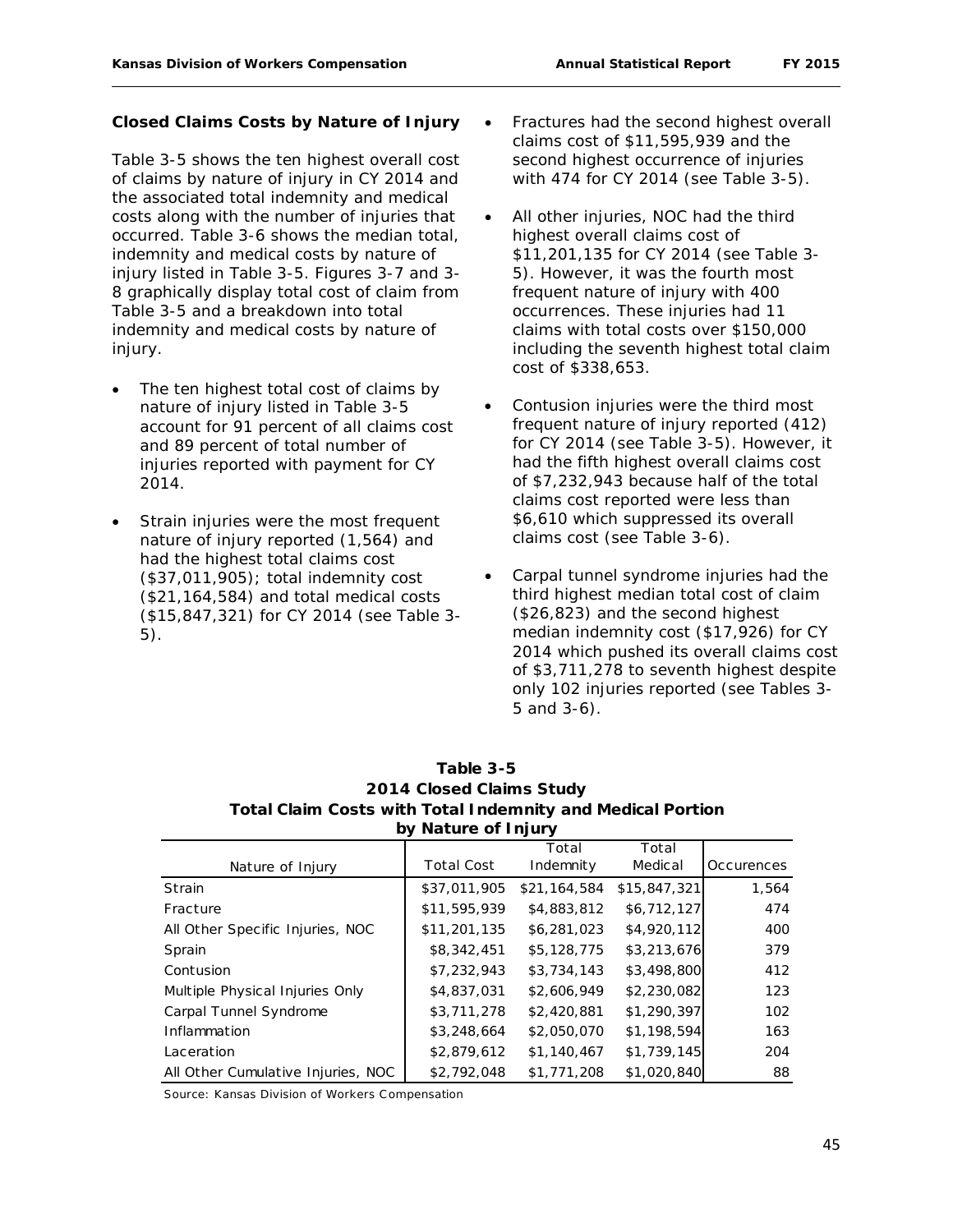### Closed Claims Costs by Nature of Injury

Table 3-5 shows the ten highest overall cost of claims by nature of injury in CY 2014 and the associated total indemnity and medical costs along with the number of injuries that occurred. Table 3-6 shows the median total, indemnity and medical costs by nature of injury listed in Table 3-5. Figures 3-7 and 3-8 graphically display total cost of claim from Table 3-5 and a breakdown into total indemnity and medical costs by nature of injury.

- The ten highest total cost of claims by nature of injury listed in Table 3-5 account for 91 percent of all claims cost and 89 percent of total number of injuries reported with payment for CY 2014.
- Strain injuries were the most frequent nature of injury reported (1,564) and had the highest total claims cost ($37,011,905); total indemnity cost ($21,164,584) and total medical costs ($15,847,321) for CY 2014 (see Table 3-5).
- Fractures had the second highest overall claims cost of $11,595,939 and the second highest occurrence of injuries with 474 for CY 2014 (see Table 3-5).
- All other injuries, NOC had the third highest overall claims cost of $11,201,135 for CY 2014 (see Table 3-5). However, it was the fourth most frequent nature of injury with 400 occurrences. These injuries had 11 claims with total costs over $150,000 including the seventh highest total claim cost of $338,653.
- Contusion injuries were the third most frequent nature of injury reported (412) for CY 2014 (see Table 3-5). However, it had the fifth highest overall claims cost of $7,232,943 because half of the total claims cost reported were less than $6,610 which suppressed its overall claims cost (see Table 3-6).
- Carpal tunnel syndrome injuries had the third highest median total cost of claim ($26,823) and the second highest median indemnity cost ($17,926) for CY 2014 which pushed its overall claims cost of $3,711,278 to seventh highest despite only 102 injuries reported (see Tables 3-5 and 3-6).

**Table 3-5**
**2014 Closed Claims Study**
**Total Claim Costs with Total Indemnity and Medical Portion by Nature of Injury**

| Nature of Injury | Total Cost | Total Indemnity | Total Medical | Occurences |
|---|---|---|---|---|
| Strain | $37,011,905 | $21,164,584 | $15,847,321 | 1,564 |
| Fracture | $11,595,939 | $4,883,812 | $6,712,127 | 474 |
| All Other Specific Injuries, NOC | $11,201,135 | $6,281,023 | $4,920,112 | 400 |
| Sprain | $8,342,451 | $5,128,775 | $3,213,676 | 379 |
| Contusion | $7,232,943 | $3,734,143 | $3,498,800 | 412 |
| Multiple Physical Injuries Only | $4,837,031 | $2,606,949 | $2,230,082 | 123 |
| Carpal Tunnel Syndrome | $3,711,278 | $2,420,881 | $1,290,397 | 102 |
| Inflammation | $3,248,664 | $2,050,070 | $1,198,594 | 163 |
| Laceration | $2,879,612 | $1,140,467 | $1,739,145 | 204 |
| All Other Cumulative Injuries, NOC | $2,792,048 | $1,771,208 | $1,020,840 | 88 |

Source: Kansas Division of Workers Compensation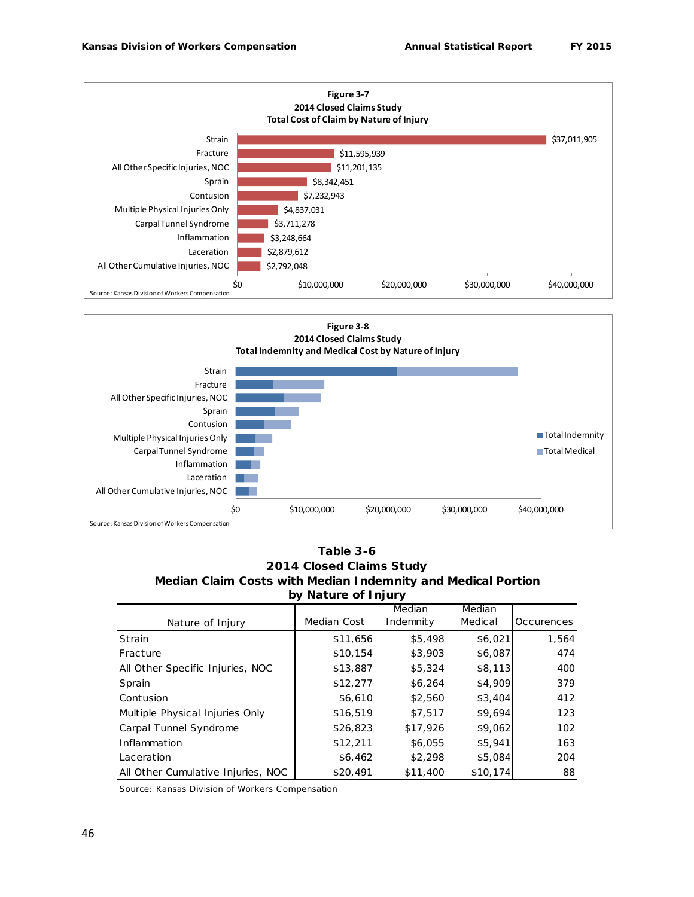**Figure 3-7**
**2014 Closed Claims Study**
**Total Cost of Claim by Nature of Injury**

| Nature of Injury | Total Cost |
|---|---|
| Strain | $37,011,905 |
| Fracture | $11,595,939 |
| All Other Specific Injuries, NOC | $11,201,135 |
| Sprain | $8,342,451 |
| Contusion | $7,232,943 |
| Multiple Physical Injuries Only | $4,837,031 |
| Carpal Tunnel Syndrome | $3,711,278 |
| Inflammation | $3,248,664 |
| Laceration | $2,879,612 |
| All Other Cumulative Injuries, NOC | $2,792,048 |

Source: Kansas Division of Workers Compensation

**Figure 3-8**
**2014 Closed Claims Study**
**Total Indemnity and Medical Cost by Nature of Injury**

Legend: Total Indemnity, Total Medical

Categories: Strain; Fracture; All Other Specific Injuries, NOC; Sprain; Contusion; Multiple Physical Injuries Only; Carpal Tunnel Syndrome; Inflammation; Laceration; All Other Cumulative Injuries, NOC

Axis: $0, $10,000,000, $20,000,000, $30,000,000, $40,000,000

Source: Kansas Division of Workers Compensation

**Table 3-6**
**2014 Closed Claims Study**
**Median Claim Costs with Median Indemnity and Medical Portion**
**by Nature of Injury**

| Nature of Injury | Median Cost | Median Indemnity | Median Medical | Occurences |
|---|---|---|---|---|
| Strain | $11,656 | $5,498 | $6,021 | 1,564 |
| Fracture | $10,154 | $3,903 | $6,087 | 474 |
| All Other Specific Injuries, NOC | $13,887 | $5,324 | $8,113 | 400 |
| Sprain | $12,277 | $6,264 | $4,909 | 379 |
| Contusion | $6,610 | $2,560 | $3,404 | 412 |
| Multiple Physical Injuries Only | $16,519 | $7,517 | $9,694 | 123 |
| Carpal Tunnel Syndrome | $26,823 | $17,926 | $9,062 | 102 |
| Inflammation | $12,211 | $6,055 | $5,941 | 163 |
| Laceration | $6,462 | $2,298 | $5,084 | 204 |
| All Other Cumulative Injuries, NOC | $20,491 | $11,400 | $10,174 | 88 |

Source: Kansas Division of Workers Compensation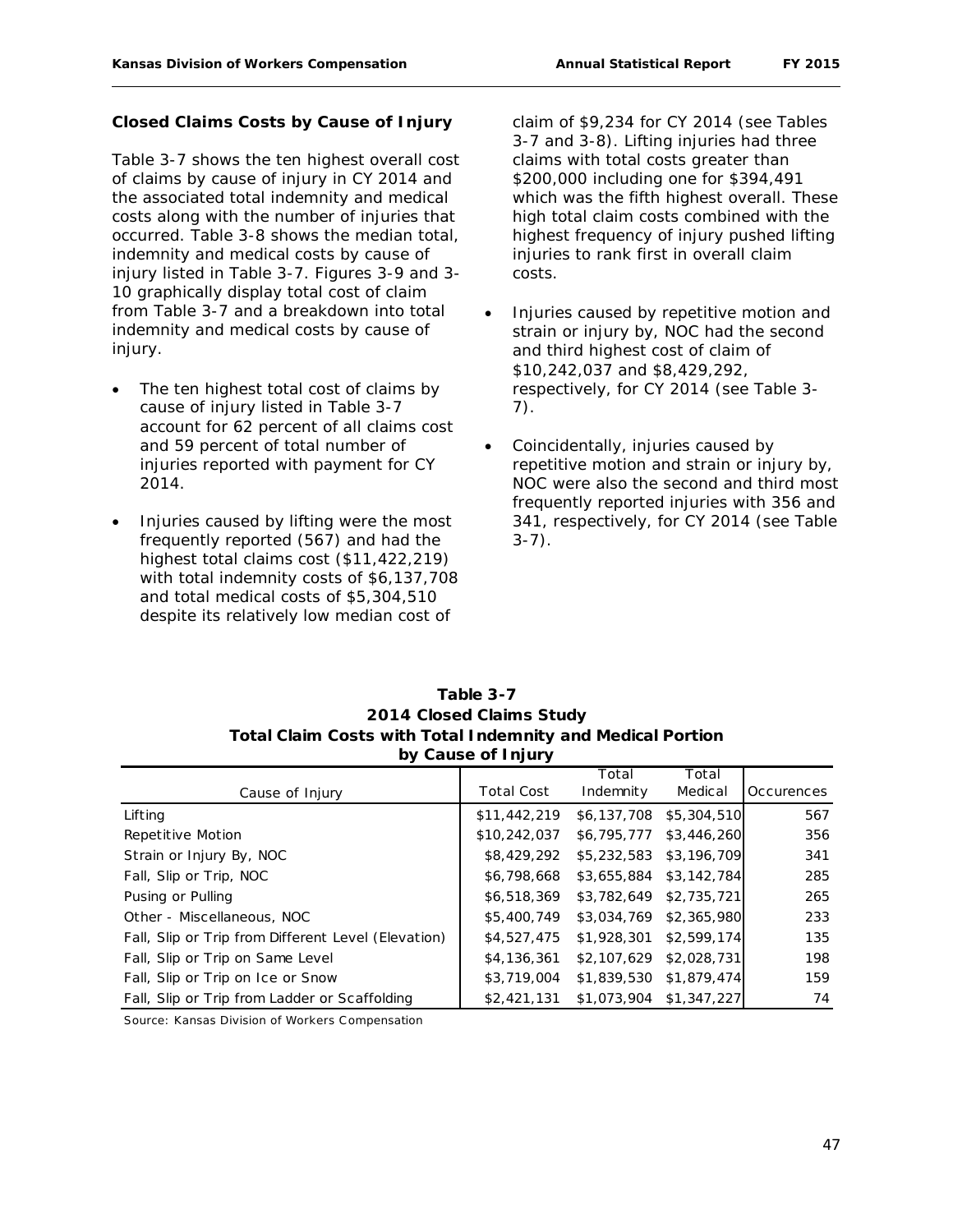## Closed Claims Costs by Cause of Injury

Table 3-7 shows the ten highest overall cost of claims by cause of injury in CY 2014 and the associated total indemnity and medical costs along with the number of injuries that occurred. Table 3-8 shows the median total, indemnity and medical costs by cause of injury listed in Table 3-7. Figures 3-9 and 3-10 graphically display total cost of claim from Table 3-7 and a breakdown into total indemnity and medical costs by cause of injury.

- The ten highest total cost of claims by cause of injury listed in Table 3-7 account for 62 percent of all claims cost and 59 percent of total number of injuries reported with payment for CY 2014.
- Injuries caused by lifting were the most frequently reported (567) and had the highest total claims cost ($11,422,219) with total indemnity costs of $6,137,708 and total medical costs of $5,304,510 despite its relatively low median cost of claim of $9,234 for CY 2014 (see Tables 3-7 and 3-8). Lifting injuries had three claims with total costs greater than $200,000 including one for $394,491 which was the fifth highest overall. These high total claim costs combined with the highest frequency of injury pushed lifting injuries to rank first in overall claim costs.
- Injuries caused by repetitive motion and strain or injury by, NOC had the second and third highest cost of claim of $10,242,037 and $8,429,292, respectively, for CY 2014 (see Table 3-7).
- Coincidentally, injuries caused by repetitive motion and strain or injury by, NOC were also the second and third most frequently reported injuries with 356 and 341, respectively, for CY 2014 (see Table 3-7).

**Table 3-7**
**2014 Closed Claims Study**
**Total Claim Costs with Total Indemnity and Medical Portion by Cause of Injury**

| Cause of Injury | Total Cost | Total Indemnity | Total Medical | Occurences |
|---|---|---|---|---|
| Lifting | $11,442,219 | $6,137,708 | $5,304,510 | 567 |
| Repetitive Motion | $10,242,037 | $6,795,777 | $3,446,260 | 356 |
| Strain or Injury By, NOC | $8,429,292 | $5,232,583 | $3,196,709 | 341 |
| Fall, Slip or Trip, NOC | $6,798,668 | $3,655,884 | $3,142,784 | 285 |
| Pusing or Pulling | $6,518,369 | $3,782,649 | $2,735,721 | 265 |
| Other - Miscellaneous, NOC | $5,400,749 | $3,034,769 | $2,365,980 | 233 |
| Fall, Slip or Trip from Different Level (Elevation) | $4,527,475 | $1,928,301 | $2,599,174 | 135 |
| Fall, Slip or Trip on Same Level | $4,136,361 | $2,107,629 | $2,028,731 | 198 |
| Fall, Slip or Trip on Ice or Snow | $3,719,004 | $1,839,530 | $1,879,474 | 159 |
| Fall, Slip or Trip from Ladder or Scaffolding | $2,421,131 | $1,073,904 | $1,347,227 | 74 |

Source: Kansas Division of Workers Compensation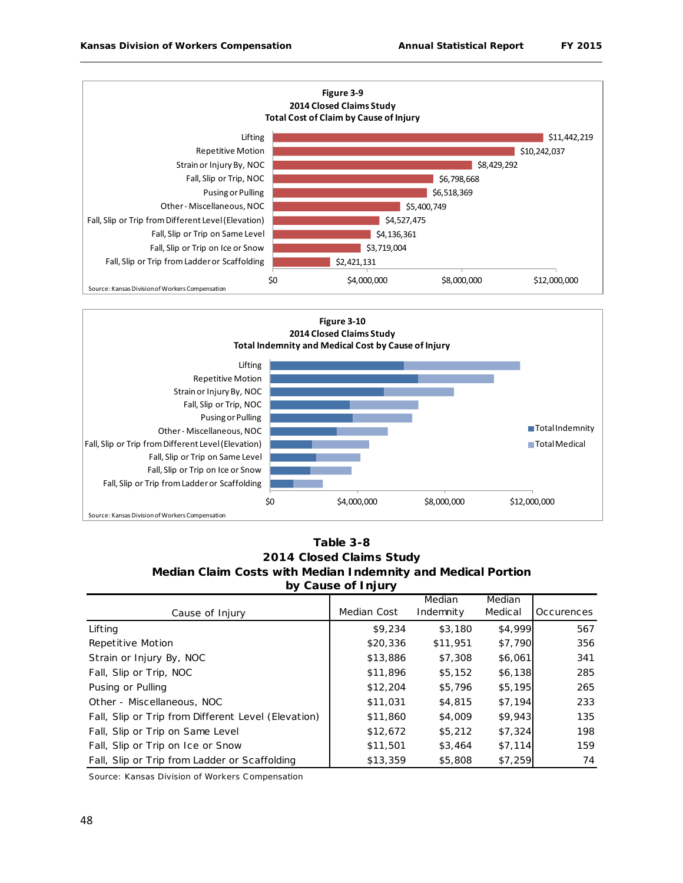**Figure 3-9**
**2014 Closed Claims Study**
**Total Cost of Claim by Cause of Injury**

| Cause of Injury | Total Cost |
|---|---|
| Lifting | $11,442,219 |
| Repetitive Motion | $10,242,037 |
| Strain or Injury By, NOC | $8,429,292 |
| Fall, Slip or Trip, NOC | $6,798,668 |
| Pusing or Pulling | $6,518,369 |
| Other - Miscellaneous, NOC | $5,400,749 |
| Fall, Slip or Trip from Different Level (Elevation) | $4,527,475 |
| Fall, Slip or Trip on Same Level | $4,136,361 |
| Fall, Slip or Trip on Ice or Snow | $3,719,004 |
| Fall, Slip or Trip from Ladder or Scaffolding | $2,421,131 |

Source: Kansas Division of Workers Compensation

**Figure 3-10**
**2014 Closed Claims Study**
**Total Indemnity and Medical Cost by Cause of Injury**

Causes (stacked bars of Total Indemnity and Total Medical): Lifting; Repetitive Motion; Strain or Injury By, NOC; Fall, Slip or Trip, NOC; Pusing or Pulling; Other - Miscellaneous, NOC; Fall, Slip or Trip from Different Level (Elevation); Fall, Slip or Trip on Same Level; Fall, Slip or Trip on Ice or Snow; Fall, Slip or Trip from Ladder or Scaffolding

Axis: $0, $4,000,000, $8,000,000, $12,000,000

Legend: Total Indemnity, Total Medical

Source: Kansas Division of Workers Compensation

**Table 3-8**
**2014 Closed Claims Study**
**Median Claim Costs with Median Indemnity and Medical Portion by Cause of Injury**

| Cause of Injury | Median Cost | Median Indemnity | Median Medical | Occurences |
|---|---|---|---|---|
| Lifting | $9,234 | $3,180 | $4,999 | 567 |
| Repetitive Motion | $20,336 | $11,951 | $7,790 | 356 |
| Strain or Injury By, NOC | $13,886 | $7,308 | $6,061 | 341 |
| Fall, Slip or Trip, NOC | $11,896 | $5,152 | $6,138 | 285 |
| Pusing or Pulling | $12,204 | $5,796 | $5,195 | 265 |
| Other - Miscellaneous, NOC | $11,031 | $4,815 | $7,194 | 233 |
| Fall, Slip or Trip from Different Level (Elevation) | $11,860 | $4,009 | $9,943 | 135 |
| Fall, Slip or Trip on Same Level | $12,672 | $5,212 | $7,324 | 198 |
| Fall, Slip or Trip on Ice or Snow | $11,501 | $3,464 | $7,114 | 159 |
| Fall, Slip or Trip from Ladder or Scaffolding | $13,359 | $5,808 | $7,259 | 74 |

Source: Kansas Division of Workers Compensation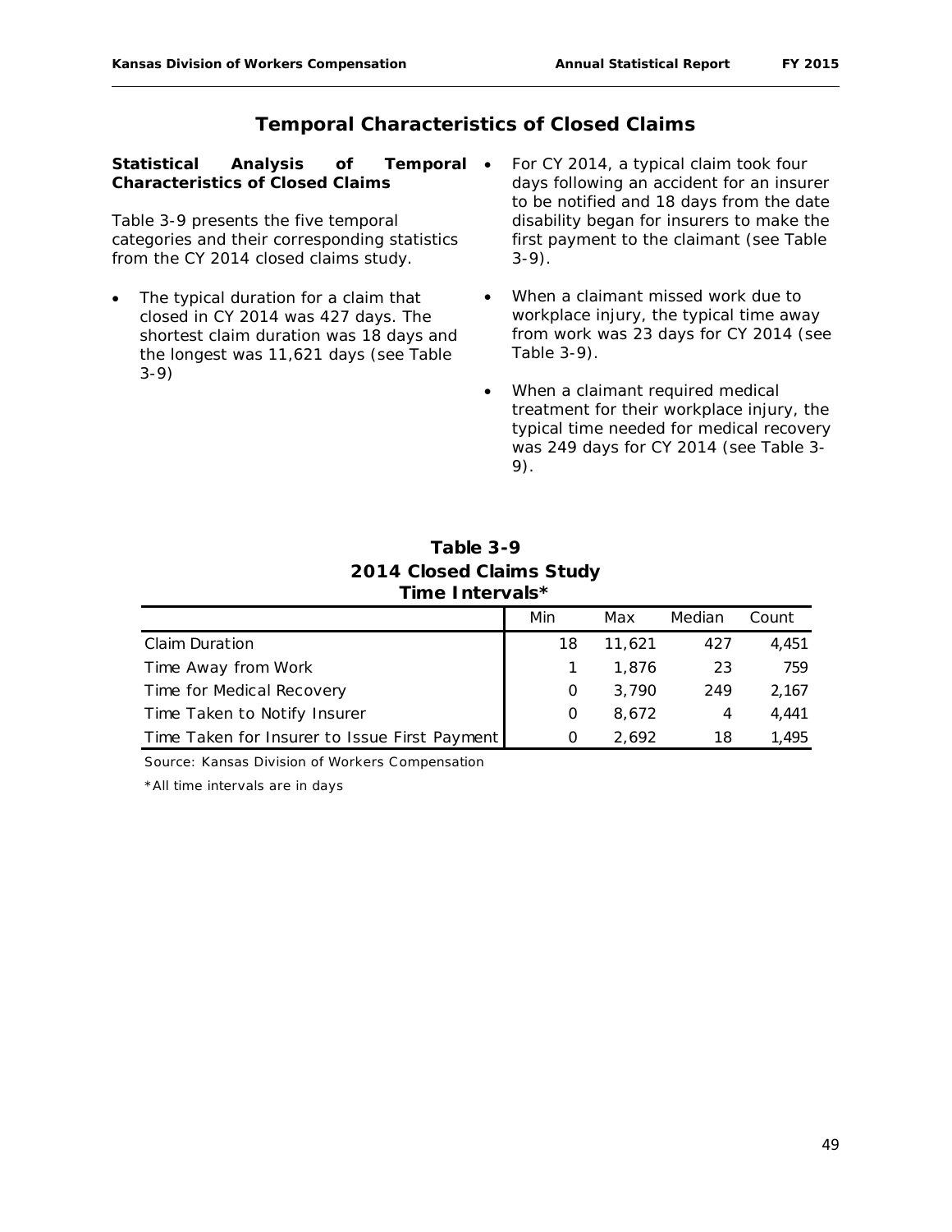## Temporal Characteristics of Closed Claims

**Statistical Analysis of Temporal Characteristics of Closed Claims**

Table 3-9 presents the five temporal categories and their corresponding statistics from the CY 2014 closed claims study.

- The typical duration for a claim that closed in CY 2014 was 427 days. The shortest claim duration was 18 days and the longest was 11,621 days (see Table 3-9)
- For CY 2014, a typical claim took four days following an accident for an insurer to be notified and 18 days from the date disability began for insurers to make the first payment to the claimant (see Table 3-9).
- When a claimant missed work due to workplace injury, the typical time away from work was 23 days for CY 2014 (see Table 3-9).
- When a claimant required medical treatment for their workplace injury, the typical time needed for medical recovery was 249 days for CY 2014 (see Table 3-9).

**Table 3-9**
**2014 Closed Claims Study**
**Time Intervals***

| | Min | Max | Median | Count |
|---|---|---|---|---|
| Claim Duration | 18 | 11,621 | 427 | 4,451 |
| Time Away from Work | 1 | 1,876 | 23 | 759 |
| Time for Medical Recovery | 0 | 3,790 | 249 | 2,167 |
| Time Taken to Notify Insurer | 0 | 8,672 | 4 | 4,441 |
| Time Taken for Insurer to Issue First Payment | 0 | 2,692 | 18 | 1,495 |

Source: Kansas Division of Workers Compensation

*All time intervals are in days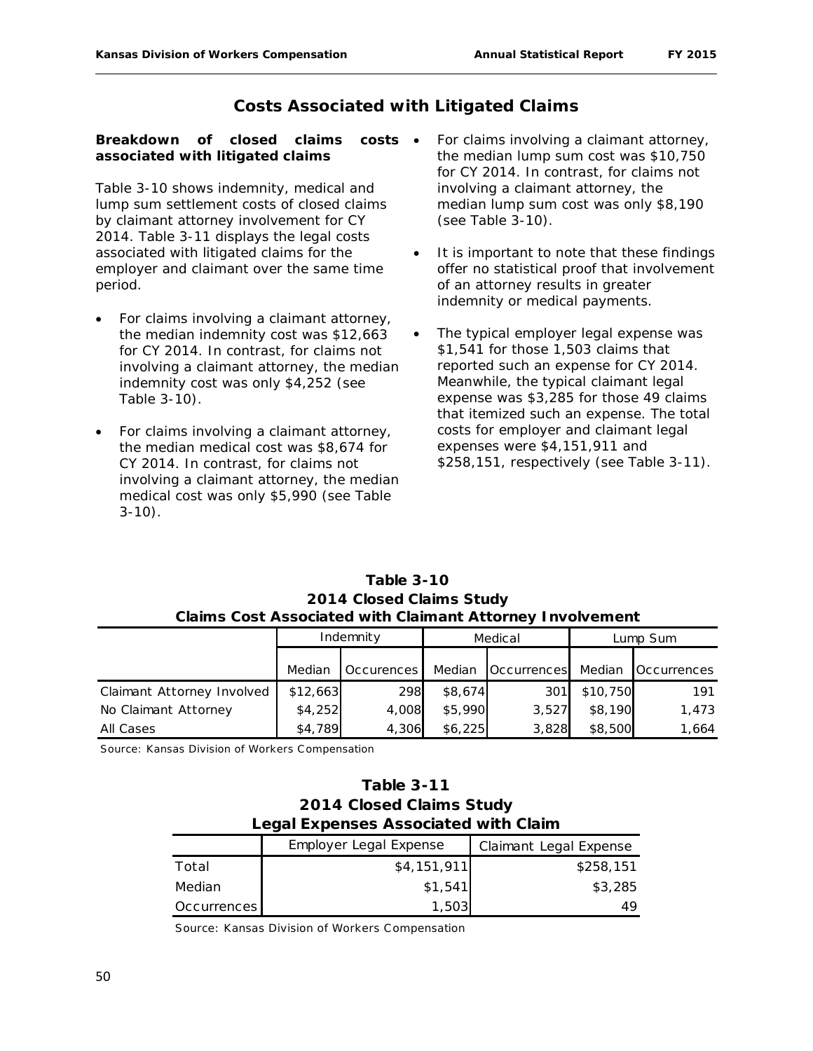## Costs Associated with Litigated Claims

**Breakdown of closed claims costs associated with litigated claims**

Table 3-10 shows indemnity, medical and lump sum settlement costs of closed claims by claimant attorney involvement for CY 2014. Table 3-11 displays the legal costs associated with litigated claims for the employer and claimant over the same time period.

- For claims involving a claimant attorney, the median indemnity cost was $12,663 for CY 2014. In contrast, for claims not involving a claimant attorney, the median indemnity cost was only $4,252 (see Table 3-10).
- For claims involving a claimant attorney, the median medical cost was $8,674 for CY 2014. In contrast, for claims not involving a claimant attorney, the median medical cost was only $5,990 (see Table 3-10).
- For claims involving a claimant attorney, the median lump sum cost was $10,750 for CY 2014. In contrast, for claims not involving a claimant attorney, the median lump sum cost was only $8,190 (see Table 3-10).
- It is important to note that these findings offer no statistical proof that involvement of an attorney results in greater indemnity or medical payments.
- The typical employer legal expense was $1,541 for those 1,503 claims that reported such an expense for CY 2014. Meanwhile, the typical claimant legal expense was $3,285 for those 49 claims that itemized such an expense. The total costs for employer and claimant legal expenses were $4,151,911 and $258,151, respectively (see Table 3-11).

**Table 3-10**
**2014 Closed Claims Study**
**Claims Cost Associated with Claimant Attorney Involvement**

| | Indemnity | | Medical | | Lump Sum | |
|---|---|---|---|---|---|---|
| | Median | Occurences | Median | Occurrences | Median | Occurrences |
| Claimant Attorney Involved | $12,663 | 298 | $8,674 | 301 | $10,750 | 191 |
| No Claimant Attorney | $4,252 | 4,008 | $5,990 | 3,527 | $8,190 | 1,473 |
| All Cases | $4,789 | 4,306 | $6,225 | 3,828 | $8,500 | 1,664 |

Source: Kansas Division of Workers Compensation

**Table 3-11**
**2014 Closed Claims Study**
**Legal Expenses Associated with Claim**

| | Employer Legal Expense | Claimant Legal Expense |
|---|---|---|
| Total | $4,151,911 | $258,151 |
| Median | $1,541 | $3,285 |
| Occurrences | 1,503 | 49 |

Source: Kansas Division of Workers Compensation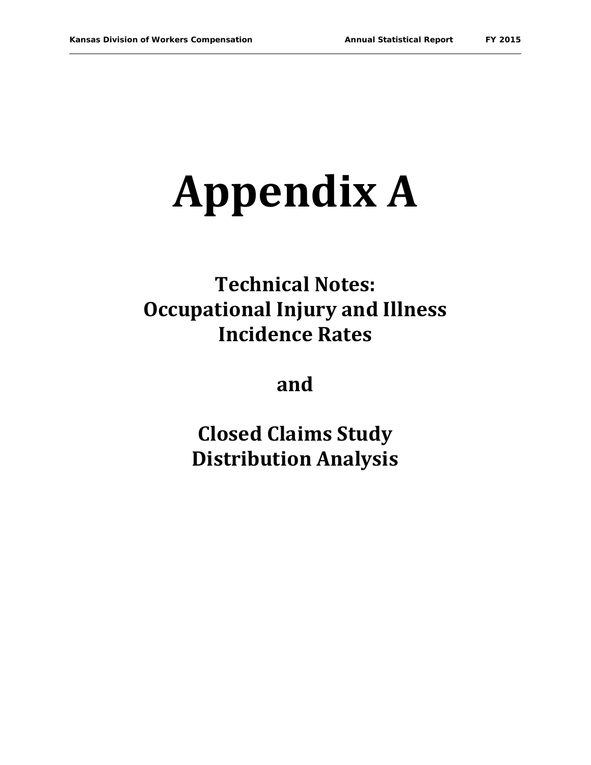# Appendix A

## Technical Notes: Occupational Injury and Illness Incidence Rates

## and

## Closed Claims Study Distribution Analysis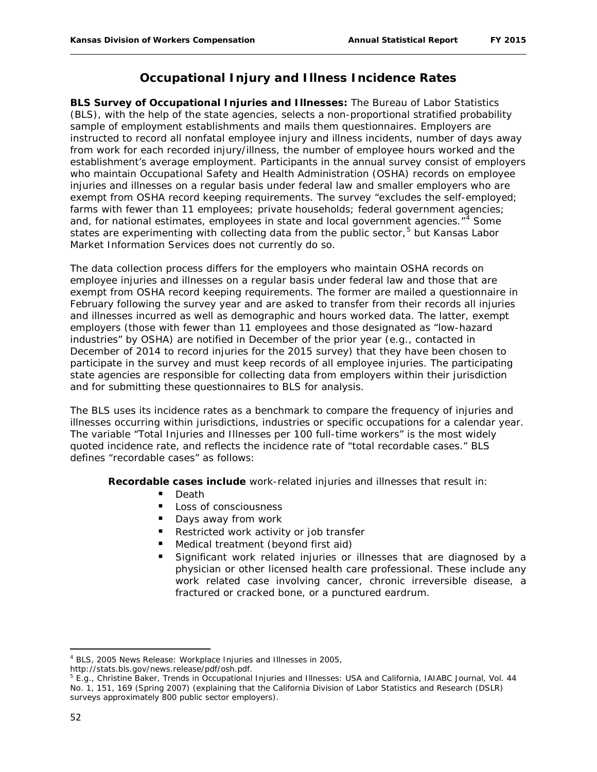## Occupational Injury and Illness Incidence Rates

**BLS Survey of Occupational Injuries and Illnesses:** The Bureau of Labor Statistics (BLS), with the help of the state agencies, selects a non-proportional stratified probability sample of employment establishments and mails them questionnaires. Employers are instructed to record all nonfatal employee injury and illness incidents, number of days away from work for each recorded injury/illness, the number of employee hours worked and the establishment's average employment. Participants in the annual survey consist of employers who maintain Occupational Safety and Health Administration (OSHA) records on employee injuries and illnesses on a regular basis under federal law and smaller employers who are exempt from OSHA record keeping requirements. The survey "excludes the self-employed; farms with fewer than 11 employees; private households; federal government agencies; and, for national estimates, employees in state and local government agencies."[4] Some states are experimenting with collecting data from the public sector,[5] but Kansas Labor Market Information Services does not currently do so.

The data collection process differs for the employers who maintain OSHA records on employee injuries and illnesses on a regular basis under federal law and those that are exempt from OSHA record keeping requirements. The former are mailed a questionnaire in February following the survey year and are asked to transfer from their records all injuries and illnesses incurred as well as demographic and hours worked data. The latter, exempt employers (those with fewer than 11 employees and those designated as "low-hazard industries" by OSHA) are notified in December of the prior year (e.g., contacted in December of 2014 to record injuries for the 2015 survey) that they have been chosen to participate in the survey and must keep records of all employee injuries. The participating state agencies are responsible for collecting data from employers within their jurisdiction and for submitting these questionnaires to BLS for analysis.

The BLS uses its incidence rates as a benchmark to compare the frequency of injuries and illnesses occurring within jurisdictions, industries or specific occupations for a calendar year. The variable "Total Injuries and Illnesses per 100 full-time workers" is the most widely quoted incidence rate, and reflects the incidence rate of "total recordable cases." BLS defines "recordable cases" as follows:

**Recordable cases include** work-related injuries and illnesses that result in:

- Death
- Loss of consciousness
- Days away from work
- Restricted work activity or job transfer
- Medical treatment (beyond first aid)
- Significant work related injuries or illnesses that are diagnosed by a physician or other licensed health care professional. These include any work related case involving cancer, chronic irreversible disease, a fractured or cracked bone, or a punctured eardrum.

---

[4] BLS, 2005 News Release: Workplace Injuries and Illnesses in 2005, http://stats.bls.gov/news.release/pdf/osh.pdf.

[5] E.g., Christine Baker, Trends in Occupational Injuries and Illnesses: USA and California, IAIABC Journal, Vol. 44 No. 1, 151, 169 (Spring 2007) (explaining that the California Division of Labor Statistics and Research (DSLR) surveys approximately 800 public sector employers).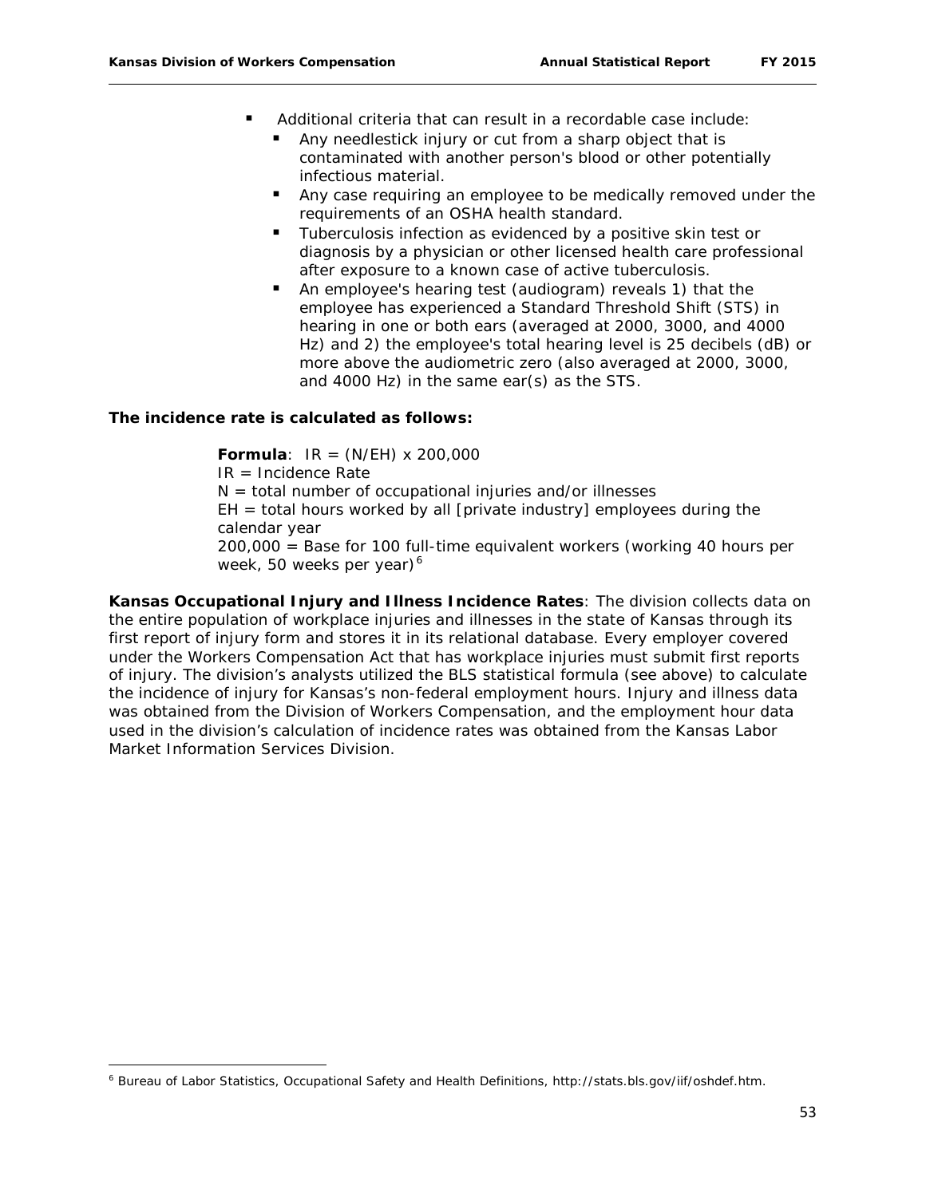- Additional criteria that can result in a recordable case include:
  - Any needlestick injury or cut from a sharp object that is contaminated with another person's blood or other potentially infectious material.
  - Any case requiring an employee to be medically removed under the requirements of an OSHA health standard.
  - Tuberculosis infection as evidenced by a positive skin test or diagnosis by a physician or other licensed health care professional after exposure to a known case of active tuberculosis.
  - An employee's hearing test (audiogram) reveals 1) that the employee has experienced a Standard Threshold Shift (STS) in hearing in one or both ears (averaged at 2000, 3000, and 4000 Hz) and 2) the employee's total hearing level is 25 decibels (dB) or more above the audiometric zero (also averaged at 2000, 3000, and 4000 Hz) in the same ear(s) as the STS.

**The incidence rate is calculated as follows:**

**Formula**: $IR = (N/EH) \times 200,000$
IR = Incidence Rate
N = total number of occupational injuries and/or illnesses
EH = total hours worked by all [private industry] employees during the calendar year
200,000 = Base for 100 full-time equivalent workers (working 40 hours per week, 50 weeks per year)[6]

**Kansas Occupational Injury and Illness Incidence Rates**: The division collects data on the entire population of workplace injuries and illnesses in the state of Kansas through its first report of injury form and stores it in its relational database. Every employer covered under the Workers Compensation Act that has workplace injuries must submit first reports of injury. The division's analysts utilized the BLS statistical formula (see above) to calculate the incidence of injury for Kansas's non-federal employment hours. Injury and illness data was obtained from the Division of Workers Compensation, and the employment hour data used in the division's calculation of incidence rates was obtained from the Kansas Labor Market Information Services Division.

[6] Bureau of Labor Statistics, Occupational Safety and Health Definitions, http://stats.bls.gov/iif/oshdef.htm.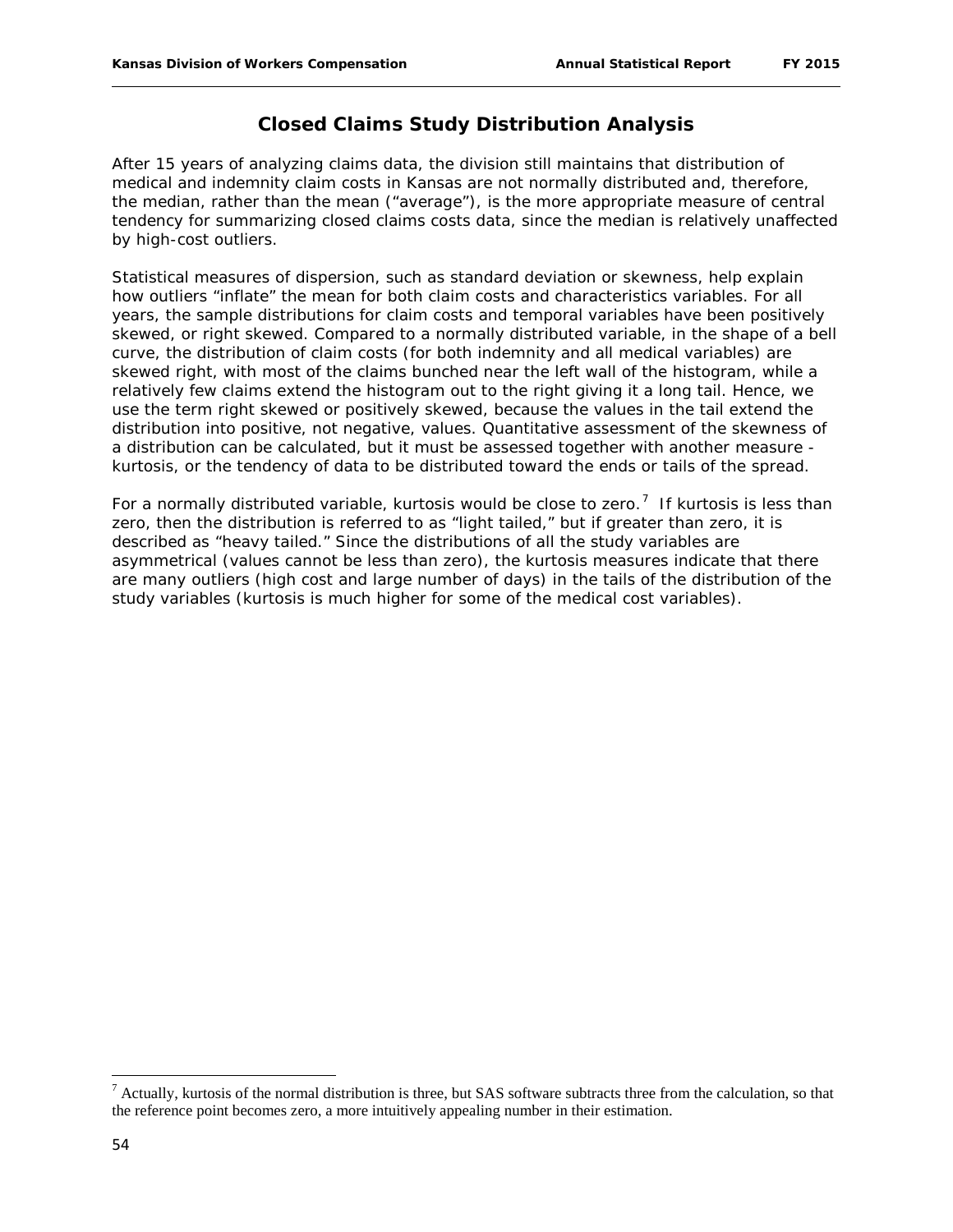## Closed Claims Study Distribution Analysis

After 15 years of analyzing claims data, the division still maintains that distribution of medical and indemnity claim costs in Kansas are not normally distributed and, therefore, the median, rather than the mean ("average"), is the more appropriate measure of central tendency for summarizing closed claims costs data, since the median is relatively unaffected by high-cost outliers.

Statistical measures of dispersion, such as standard deviation or skewness, help explain how outliers "inflate" the mean for both claim costs and characteristics variables. For all years, the sample distributions for claim costs and temporal variables have been positively skewed, or right skewed. Compared to a normally distributed variable, in the shape of a bell curve, the distribution of claim costs (for both indemnity and all medical variables) are skewed right, with most of the claims bunched near the left wall of the histogram, while a relatively few claims extend the histogram out to the right giving it a long tail. Hence, we use the term right skewed or positively skewed, because the values in the tail extend the distribution into positive, not negative, values. Quantitative assessment of the skewness of a distribution can be calculated, but it must be assessed together with another measure - kurtosis, or the tendency of data to be distributed toward the ends or tails of the spread.

For a normally distributed variable, kurtosis would be close to zero.[7] If kurtosis is less than zero, then the distribution is referred to as "light tailed," but if greater than zero, it is described as "heavy tailed." Since the distributions of all the study variables are asymmetrical (values cannot be less than zero), the kurtosis measures indicate that there are many outliers (high cost and large number of days) in the tails of the distribution of the study variables (kurtosis is much higher for some of the medical cost variables).

---

[7] Actually, kurtosis of the normal distribution is three, but SAS software subtracts three from the calculation, so that the reference point becomes zero, a more intuitively appealing number in their estimation.